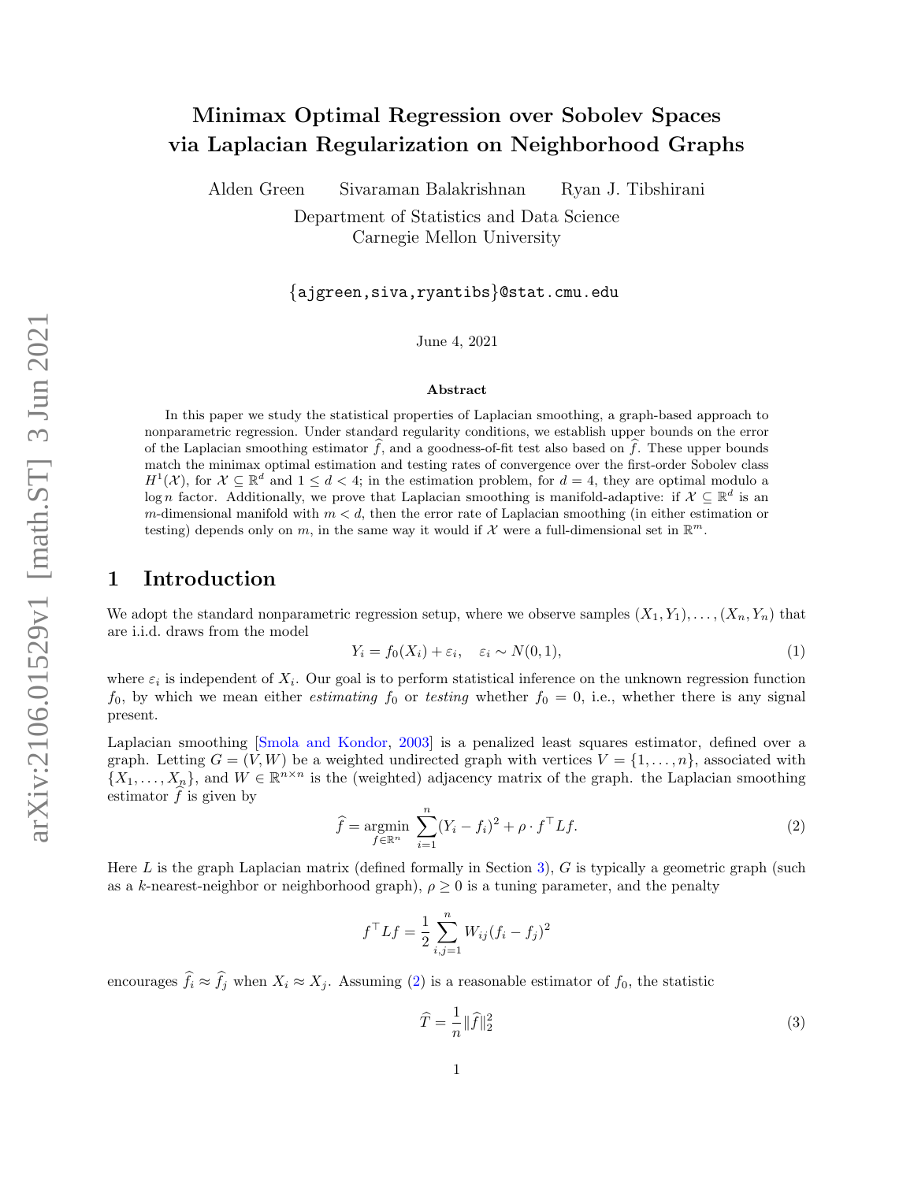# Minimax Optimal Regression over Sobolev Spaces via Laplacian Regularization on Neighborhood Graphs

Alden Green Sivaraman Balakrishnan Ryan J. Tibshirani

Department of Statistics and Data Science
Carnegie Mellon University

{ajgreen,siva,ryantibs}@stat.cmu.edu

June 4, 2021

### Abstract

In this paper we study the statistical properties of Laplacian smoothing, a graph-based approach to nonparametric regression. Under standard regularity conditions, we establish upper bounds on the error of the Laplacian smoothing estimator $\widehat{f}$, and a goodness-of-fit test also based on $\widehat{f}$. These upper bounds match the minimax optimal estimation and testing rates of convergence over the first-order Sobolev class $H^1(\mathcal{X})$, for $\mathcal{X} \subseteq \mathbb{R}^d$ and $1 \leq d < 4$; in the estimation problem, for $d = 4$, they are optimal modulo a $\log n$ factor. Additionally, we prove that Laplacian smoothing is manifold-adaptive: if $\mathcal{X} \subseteq \mathbb{R}^d$ is an $m$-dimensional manifold with $m < d$, then the error rate of Laplacian smoothing (in either estimation or testing) depends only on $m$, in the same way it would if $\mathcal{X}$ were a full-dimensional set in $\mathbb{R}^m$.

## 1 Introduction

We adopt the standard nonparametric regression setup, where we observe samples $(X_1, Y_1), \ldots, (X_n, Y_n)$ that are i.i.d. draws from the model

$$Y_i = f_0(X_i) + \varepsilon_i, \quad \varepsilon_i \sim N(0, 1), \tag{1}$$

where $\varepsilon_i$ is independent of $X_i$. Our goal is to perform statistical inference on the unknown regression function $f_0$, by which we mean either *estimating* $f_0$ or *testing* whether $f_0 = 0$, i.e., whether there is any signal present.

Laplacian smoothing [Smola and Kondor, 2003] is a penalized least squares estimator, defined over a graph. Letting $G = (V, W)$ be a weighted undirected graph with vertices $V = \{1, \ldots, n\}$, associated with $\{X_1, \ldots, X_n\}$, and $W \in \mathbb{R}^{n \times n}$ is the (weighted) adjacency matrix of the graph. the Laplacian smoothing estimator $\widehat{f}$ is given by

$$\widehat{f} = \operatorname*{argmin}_{f \in \mathbb{R}^n} \sum_{i=1}^{n} (Y_i - f_i)^2 + \rho \cdot f^\top L f. \tag{2}$$

Here $L$ is the graph Laplacian matrix (defined formally in Section 3), $G$ is typically a geometric graph (such as a $k$-nearest-neighbor or neighborhood graph), $\rho \geq 0$ is a tuning parameter, and the penalty

$$f^\top L f = \frac{1}{2} \sum_{i,j=1}^{n} W_{ij}(f_i - f_j)^2$$

encourages $\widehat{f}_i \approx \widehat{f}_j$ when $X_i \approx X_j$. Assuming (2) is a reasonable estimator of $f_0$, the statistic

$$\widehat{T} = \frac{1}{n} \|\widehat{f}\|_2^2 \tag{3}$$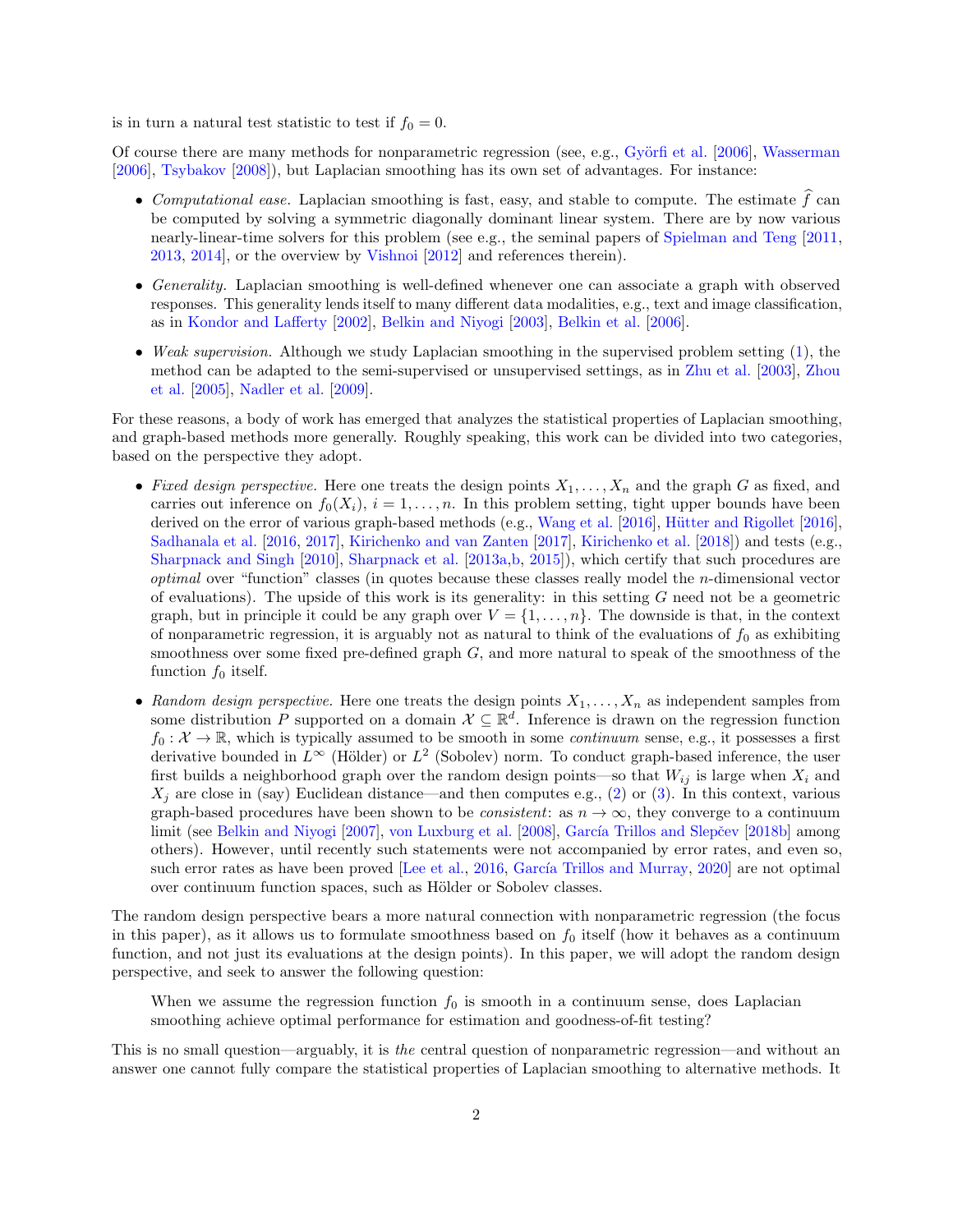is in turn a natural test statistic to test if $f_0 = 0$.

Of course there are many methods for nonparametric regression (see, e.g., Györfi et al. [2006], Wasserman [2006], Tsybakov [2008]), but Laplacian smoothing has its own set of advantages. For instance:

- *Computational ease.* Laplacian smoothing is fast, easy, and stable to compute. The estimate $\widehat{f}$ can be computed by solving a symmetric diagonally dominant linear system. There are by now various nearly-linear-time solvers for this problem (see e.g., the seminal papers of Spielman and Teng [2011, 2013, 2014], or the overview by Vishnoi [2012] and references therein).
- *Generality.* Laplacian smoothing is well-defined whenever one can associate a graph with observed responses. This generality lends itself to many different data modalities, e.g., text and image classification, as in Kondor and Lafferty [2002], Belkin and Niyogi [2003], Belkin et al. [2006].
- *Weak supervision.* Although we study Laplacian smoothing in the supervised problem setting (1), the method can be adapted to the semi-supervised or unsupervised settings, as in Zhu et al. [2003], Zhou et al. [2005], Nadler et al. [2009].

For these reasons, a body of work has emerged that analyzes the statistical properties of Laplacian smoothing, and graph-based methods more generally. Roughly speaking, this work can be divided into two categories, based on the perspective they adopt.

- *Fixed design perspective.* Here one treats the design points $X_1, \ldots, X_n$ and the graph $G$ as fixed, and carries out inference on $f_0(X_i)$, $i = 1, \ldots, n$. In this problem setting, tight upper bounds have been derived on the error of various graph-based methods (e.g., Wang et al. [2016], Hütter and Rigollet [2016], Sadhanala et al. [2016, 2017], Kirichenko and van Zanten [2017], Kirichenko et al. [2018]) and tests (e.g., Sharpnack and Singh [2010], Sharpnack et al. [2013a,b, 2015]), which certify that such procedures are *optimal* over "function" classes (in quotes because these classes really model the $n$-dimensional vector of evaluations). The upside of this work is its generality: in this setting $G$ need not be a geometric graph, but in principle it could be any graph over $V = \{1, \ldots, n\}$. The downside is that, in the context of nonparametric regression, it is arguably not as natural to think of the evaluations of $f_0$ as exhibiting smoothness over some fixed pre-defined graph $G$, and more natural to speak of the smoothness of the function $f_0$ itself.
- *Random design perspective.* Here one treats the design points $X_1, \ldots, X_n$ as independent samples from some distribution $P$ supported on a domain $\mathcal{X} \subseteq \mathbb{R}^d$. Inference is drawn on the regression function $f_0 : \mathcal{X} \to \mathbb{R}$, which is typically assumed to be smooth in some *continuum* sense, e.g., it possesses a first derivative bounded in $L^\infty$ (Hölder) or $L^2$ (Sobolev) norm. To conduct graph-based inference, the user first builds a neighborhood graph over the random design points—so that $W_{ij}$ is large when $X_i$ and $X_j$ are close in (say) Euclidean distance—and then computes e.g., (2) or (3). In this context, various graph-based procedures have been shown to be *consistent*: as $n \to \infty$, they converge to a continuum limit (see Belkin and Niyogi [2007], von Luxburg et al. [2008], García Trillos and Slepčev [2018b] among others). However, until recently such statements were not accompanied by error rates, and even so, such error rates as have been proved [Lee et al., 2016, García Trillos and Murray, 2020] are not optimal over continuum function spaces, such as Hölder or Sobolev classes.

The random design perspective bears a more natural connection with nonparametric regression (the focus in this paper), as it allows us to formulate smoothness based on $f_0$ itself (how it behaves as a continuum function, and not just its evaluations at the design points). In this paper, we will adopt the random design perspective, and seek to answer the following question:

> When we assume the regression function $f_0$ is smooth in a continuum sense, does Laplacian smoothing achieve optimal performance for estimation and goodness-of-fit testing?

This is no small question—arguably, it is *the* central question of nonparametric regression—and without an answer one cannot fully compare the statistical properties of Laplacian smoothing to alternative methods. It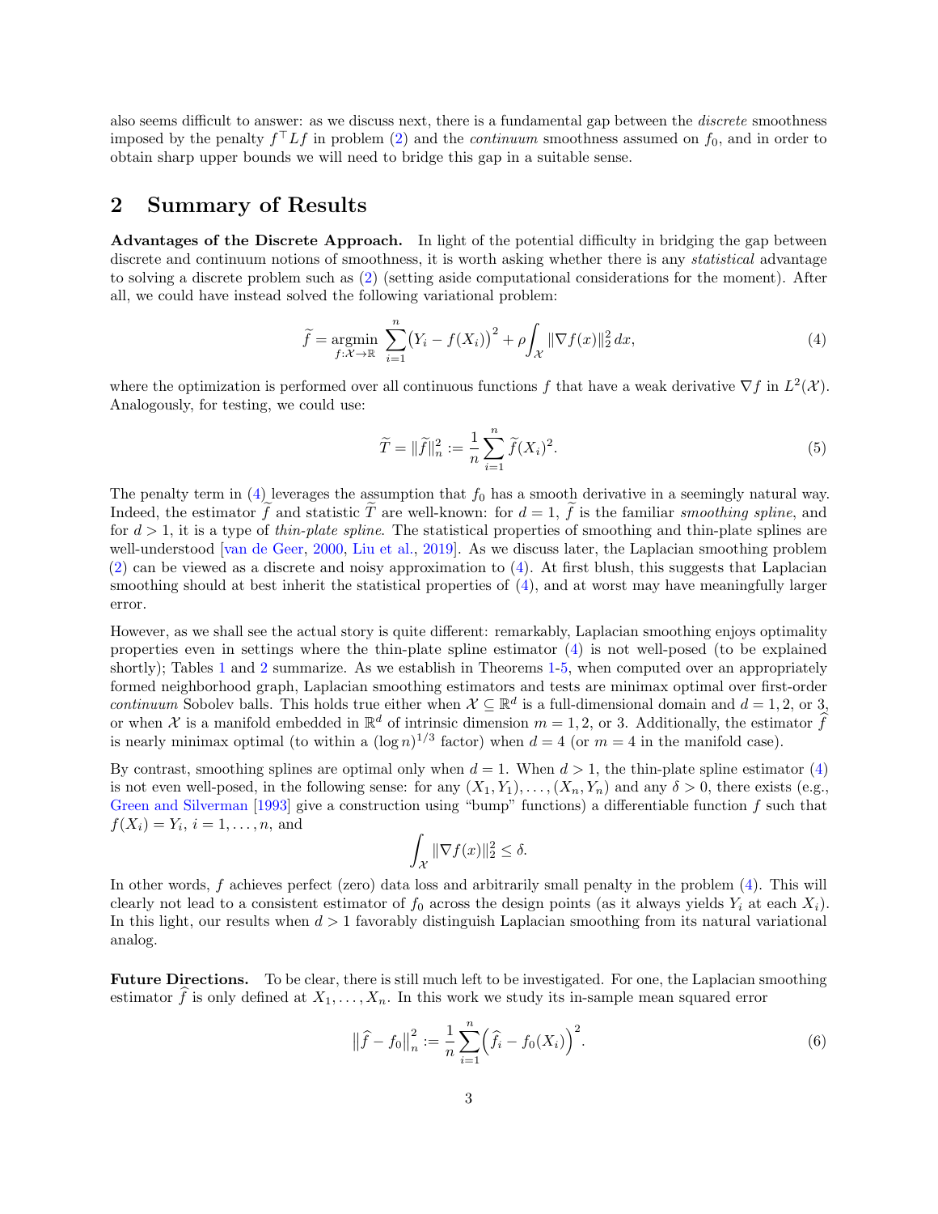also seems difficult to answer: as we discuss next, there is a fundamental gap between the *discrete* smoothness imposed by the penalty $f^\top L f$ in problem (2) and the *continuum* smoothness assumed on $f_0$, and in order to obtain sharp upper bounds we will need to bridge this gap in a suitable sense.

## 2 Summary of Results

**Advantages of the Discrete Approach.** In light of the potential difficulty in bridging the gap between discrete and continuum notions of smoothness, it is worth asking whether there is any *statistical* advantage to solving a discrete problem such as (2) (setting aside computational considerations for the moment). After all, we could have instead solved the following variational problem:

$$\widetilde{f} = \operatorname*{argmin}_{f:\mathcal{X}\to\mathbb{R}} \sum_{i=1}^{n} \big(Y_i - f(X_i)\big)^2 + \rho \int_{\mathcal{X}} \|\nabla f(x)\|_2^2 \, dx, \tag{4}$$

where the optimization is performed over all continuous functions $f$ that have a weak derivative $\nabla f$ in $L^2(\mathcal{X})$. Analogously, for testing, we could use:

$$\widetilde{T} = \|\widetilde{f}\|_n^2 := \frac{1}{n}\sum_{i=1}^{n} \widetilde{f}(X_i)^2. \tag{5}$$

The penalty term in (4) leverages the assumption that $f_0$ has a smooth derivative in a seemingly natural way. Indeed, the estimator $\widetilde{f}$ and statistic $\widetilde{T}$ are well-known: for $d = 1$, $\widetilde{f}$ is the familiar *smoothing spline*, and for $d > 1$, it is a type of *thin-plate spline*. The statistical properties of smoothing and thin-plate splines are well-understood [van de Geer, 2000, Liu et al., 2019]. As we discuss later, the Laplacian smoothing problem (2) can be viewed as a discrete and noisy approximation to (4). At first blush, this suggests that Laplacian smoothing should at best inherit the statistical properties of (4), and at worst may have meaningfully larger error.

However, as we shall see the actual story is quite different: remarkably, Laplacian smoothing enjoys optimality properties even in settings where the thin-plate spline estimator (4) is not well-posed (to be explained shortly); Tables 1 and 2 summarize. As we establish in Theorems 1-5, when computed over an appropriately formed neighborhood graph, Laplacian smoothing estimators and tests are minimax optimal over first-order *continuum* Sobolev balls. This holds true either when $\mathcal{X} \subseteq \mathbb{R}^d$ is a full-dimensional domain and $d = 1, 2,$ or $3$, or when $\mathcal{X}$ is a manifold embedded in $\mathbb{R}^d$ of intrinsic dimension $m = 1, 2,$ or $3$. Additionally, the estimator $\widehat{f}$ is nearly minimax optimal (to within a $(\log n)^{1/3}$ factor) when $d = 4$ (or $m = 4$ in the manifold case).

By contrast, smoothing splines are optimal only when $d = 1$. When $d > 1$, the thin-plate spline estimator (4) is not even well-posed, in the following sense: for any $(X_1, Y_1), \ldots, (X_n, Y_n)$ and any $\delta > 0$, there exists (e.g., Green and Silverman [1993] give a construction using "bump" functions) a differentiable function $f$ such that $f(X_i) = Y_i$, $i = 1, \ldots, n$, and

$$\int_{\mathcal{X}} \|\nabla f(x)\|_2^2 \leq \delta.$$

In other words, $f$ achieves perfect (zero) data loss and arbitrarily small penalty in the problem (4). This will clearly not lead to a consistent estimator of $f_0$ across the design points (as it always yields $Y_i$ at each $X_i$). In this light, our results when $d > 1$ favorably distinguish Laplacian smoothing from its natural variational analog.

**Future Directions.** To be clear, there is still much left to be investigated. For one, the Laplacian smoothing estimator $\widehat{f}$ is only defined at $X_1, \ldots, X_n$. In this work we study its in-sample mean squared error

$$\big\|\widehat{f} - f_0\big\|_n^2 := \frac{1}{n}\sum_{i=1}^{n} \Big(\widehat{f}_i - f_0(X_i)\Big)^2. \tag{6}$$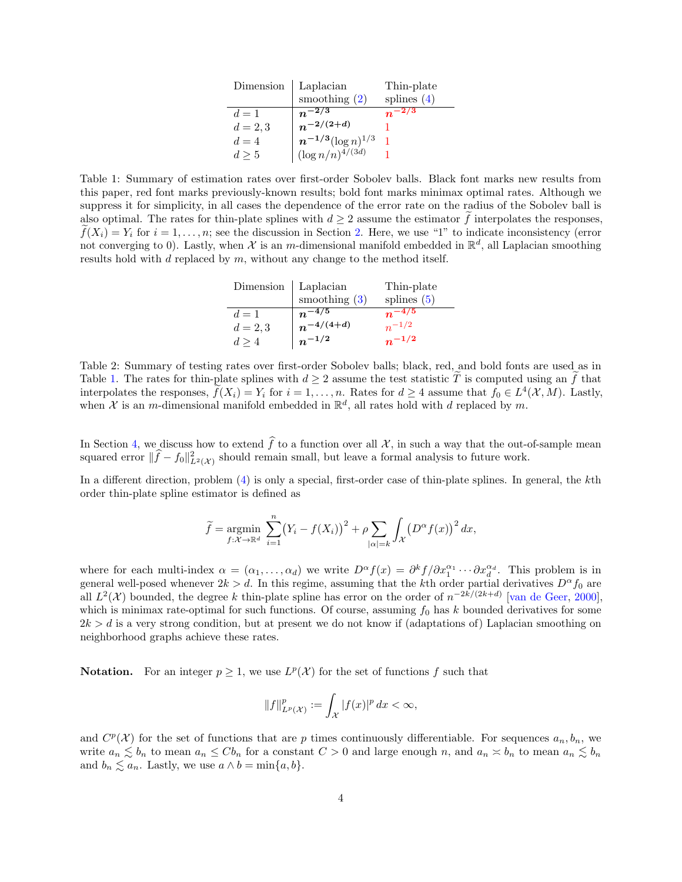| Dimension | Laplacian smoothing (2) | Thin-plate splines (4) |
|---|---|---|
| $d = 1$ | $\boldsymbol{n^{-2/3}}$ | $\boldsymbol{n^{-2/3}}$ |
| $d = 2, 3$ | $\boldsymbol{n^{-2/(2+d)}}$ | 1 |
| $d = 4$ | $\boldsymbol{n^{-1/3}}(\log n)^{1/3}$ | 1 |
| $d \geq 5$ | $(\log n/n)^{4/(3d)}$ | 1 |

Table 1: Summary of estimation rates over first-order Sobolev balls. Black font marks new results from this paper, red font marks previously-known results; bold font marks minimax optimal rates. Although we suppress it for simplicity, in all cases the dependence of the error rate on the radius of the Sobolev ball is also optimal. The rates for thin-plate splines with $d \geq 2$ assume the estimator $\widetilde{f}$ interpolates the responses, $\widetilde{f}(X_i) = Y_i$ for $i = 1, \ldots, n$; see the discussion in Section 2. Here, we use "1" to indicate inconsistency (error not converging to 0). Lastly, when $\mathcal{X}$ is an $m$-dimensional manifold embedded in $\mathbb{R}^d$, all Laplacian smoothing results hold with $d$ replaced by $m$, without any change to the method itself.

| Dimension | Laplacian smoothing (3) | Thin-plate splines (5) |
|---|---|---|
| $d = 1$ | $\boldsymbol{n^{-4/5}}$ | $\boldsymbol{n^{-4/5}}$ |
| $d = 2, 3$ | $\boldsymbol{n^{-4/(4+d)}}$ | $n^{-1/2}$ |
| $d \geq 4$ | $\boldsymbol{n^{-1/2}}$ | $\boldsymbol{n^{-1/2}}$ |

Table 2: Summary of testing rates over first-order Sobolev balls; black, red, and bold fonts are used as in Table 1. The rates for thin-plate splines with $d \geq 2$ assume the test statistic $\widetilde{T}$ is computed using an $\widetilde{f}$ that interpolates the responses, $\widetilde{f}(X_i) = Y_i$ for $i = 1, \ldots, n$. Rates for $d \geq 4$ assume that $f_0 \in L^4(\mathcal{X}, M)$. Lastly, when $\mathcal{X}$ is an $m$-dimensional manifold embedded in $\mathbb{R}^d$, all rates hold with $d$ replaced by $m$.

In Section 4, we discuss how to extend $\widehat{f}$ to a function over all $\mathcal{X}$, in such a way that the out-of-sample mean squared error $\|\widehat{f} - f_0\|^2_{L^2(\mathcal{X})}$ should remain small, but leave a formal analysis to future work.

In a different direction, problem (4) is only a special, first-order case of thin-plate splines. In general, the $k$th order thin-plate spline estimator is defined as

$$\widetilde{f} = \operatorname*{argmin}_{f : \mathcal{X} \to \mathbb{R}^d} \sum_{i=1}^n \big(Y_i - f(X_i)\big)^2 + \rho \sum_{|\alpha| = k} \int_{\mathcal{X}} \big(D^\alpha f(x)\big)^2 \, dx,$$

where for each multi-index $\alpha = (\alpha_1, \ldots, \alpha_d)$ we write $D^\alpha f(x) = \partial^k f / \partial x_1^{\alpha_1} \cdots \partial x_d^{\alpha_d}$. This problem is in general well-posed whenever $2k > d$. In this regime, assuming that the $k$th order partial derivatives $D^\alpha f_0$ are all $L^2(\mathcal{X})$ bounded, the degree $k$ thin-plate spline has error on the order of $n^{-2k/(2k+d)}$ [van de Geer, 2000], which is minimax rate-optimal for such functions. Of course, assuming $f_0$ has $k$ bounded derivatives for some $2k > d$ is a very strong condition, but at present we do not know if (adaptations of) Laplacian smoothing on neighborhood graphs achieve these rates.

**Notation.** For an integer $p \geq 1$, we use $L^p(\mathcal{X})$ for the set of functions $f$ such that

$$\|f\|^p_{L^p(\mathcal{X})} := \int_{\mathcal{X}} |f(x)|^p \, dx < \infty,$$

and $C^p(\mathcal{X})$ for the set of functions that are $p$ times continuously differentiable. For sequences $a_n, b_n$, we write $a_n \lesssim b_n$ to mean $a_n \leq C b_n$ for a constant $C > 0$ and large enough $n$, and $a_n \asymp b_n$ to mean $a_n \lesssim b_n$ and $b_n \lesssim a_n$. Lastly, we use $a \wedge b = \min\{a, b\}$.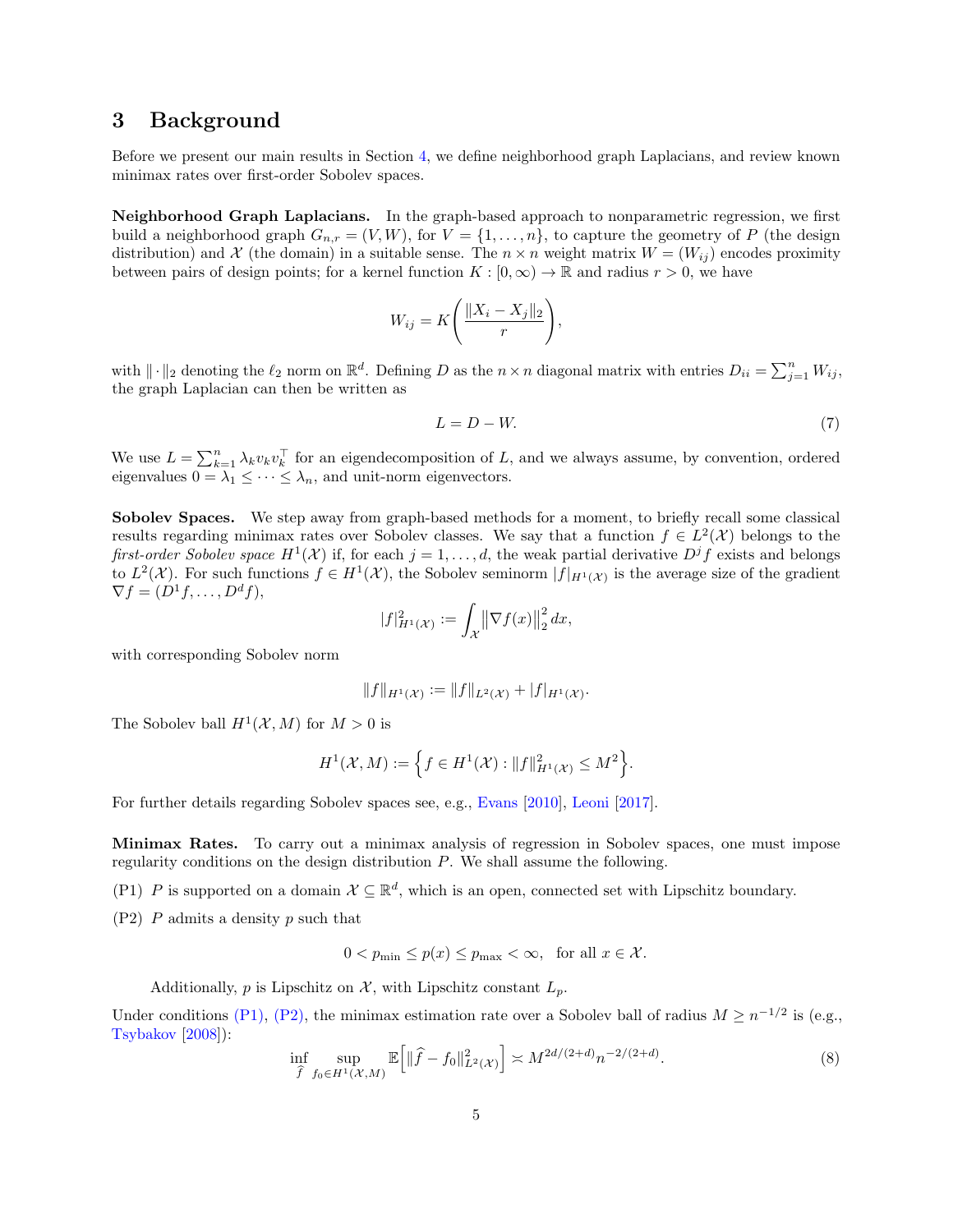# 3 Background

Before we present our main results in Section 4, we define neighborhood graph Laplacians, and review known minimax rates over first-order Sobolev spaces.

**Neighborhood Graph Laplacians.** In the graph-based approach to nonparametric regression, we first build a neighborhood graph $G_{n,r} = (V, W)$, for $V = \{1, \ldots, n\}$, to capture the geometry of $P$ (the design distribution) and $\mathcal{X}$ (the domain) in a suitable sense. The $n \times n$ weight matrix $W = (W_{ij})$ encodes proximity between pairs of design points; for a kernel function $K : [0, \infty) \to \mathbb{R}$ and radius $r > 0$, we have

$$W_{ij} = K\left(\frac{\|X_i - X_j\|_2}{r}\right),$$

with $\|\cdot\|_2$ denoting the $\ell_2$ norm on $\mathbb{R}^d$. Defining $D$ as the $n \times n$ diagonal matrix with entries $D_{ii} = \sum_{j=1}^n W_{ij}$, the graph Laplacian can then be written as

$$L = D - W. \tag{7}$$

We use $L = \sum_{k=1}^n \lambda_k v_k v_k^\top$ for an eigendecomposition of $L$, and we always assume, by convention, ordered eigenvalues $0 = \lambda_1 \leq \cdots \leq \lambda_n$, and unit-norm eigenvectors.

**Sobolev Spaces.** We step away from graph-based methods for a moment, to briefly recall some classical results regarding minimax rates over Sobolev classes. We say that a function $f \in L^2(\mathcal{X})$ belongs to the *first-order Sobolev space* $H^1(\mathcal{X})$ if, for each $j = 1, \ldots, d$, the weak partial derivative $D^j f$ exists and belongs to $L^2(\mathcal{X})$. For such functions $f \in H^1(\mathcal{X})$, the Sobolev seminorm $|f|_{H^1(\mathcal{X})}$ is the average size of the gradient $\nabla f = (D^1 f, \ldots, D^d f)$,

$$|f|_{H^1(\mathcal{X})}^2 := \int_{\mathcal{X}} \big\|\nabla f(x)\big\|_2^2 \, dx,$$

with corresponding Sobolev norm

$$\|f\|_{H^1(\mathcal{X})} := \|f\|_{L^2(\mathcal{X})} + |f|_{H^1(\mathcal{X})}.$$

The Sobolev ball $H^1(\mathcal{X}, M)$ for $M > 0$ is

$$H^1(\mathcal{X}, M) := \Big\{ f \in H^1(\mathcal{X}) : \|f\|_{H^1(\mathcal{X})}^2 \leq M^2 \Big\}.$$

For further details regarding Sobolev spaces see, e.g., Evans [2010], Leoni [2017].

**Minimax Rates.** To carry out a minimax analysis of regression in Sobolev spaces, one must impose regularity conditions on the design distribution $P$. We shall assume the following.

(P1) $P$ is supported on a domain $\mathcal{X} \subseteq \mathbb{R}^d$, which is an open, connected set with Lipschitz boundary.

(P2) $P$ admits a density $p$ such that

$$0 < p_{\min} \leq p(x) \leq p_{\max} < \infty, \quad \text{for all } x \in \mathcal{X}.$$

Additionally, $p$ is Lipschitz on $\mathcal{X}$, with Lipschitz constant $L_p$.

Under conditions (P1), (P2), the minimax estimation rate over a Sobolev ball of radius $M \geq n^{-1/2}$ is (e.g., Tsybakov [2008]):

$$\inf_{\widehat{f}} \sup_{f_0 \in H^1(\mathcal{X}, M)} \mathbb{E}\Big[\|\widehat{f} - f_0\|_{L^2(\mathcal{X})}^2\Big] \asymp M^{2d/(2+d)} n^{-2/(2+d)}. \tag{8}$$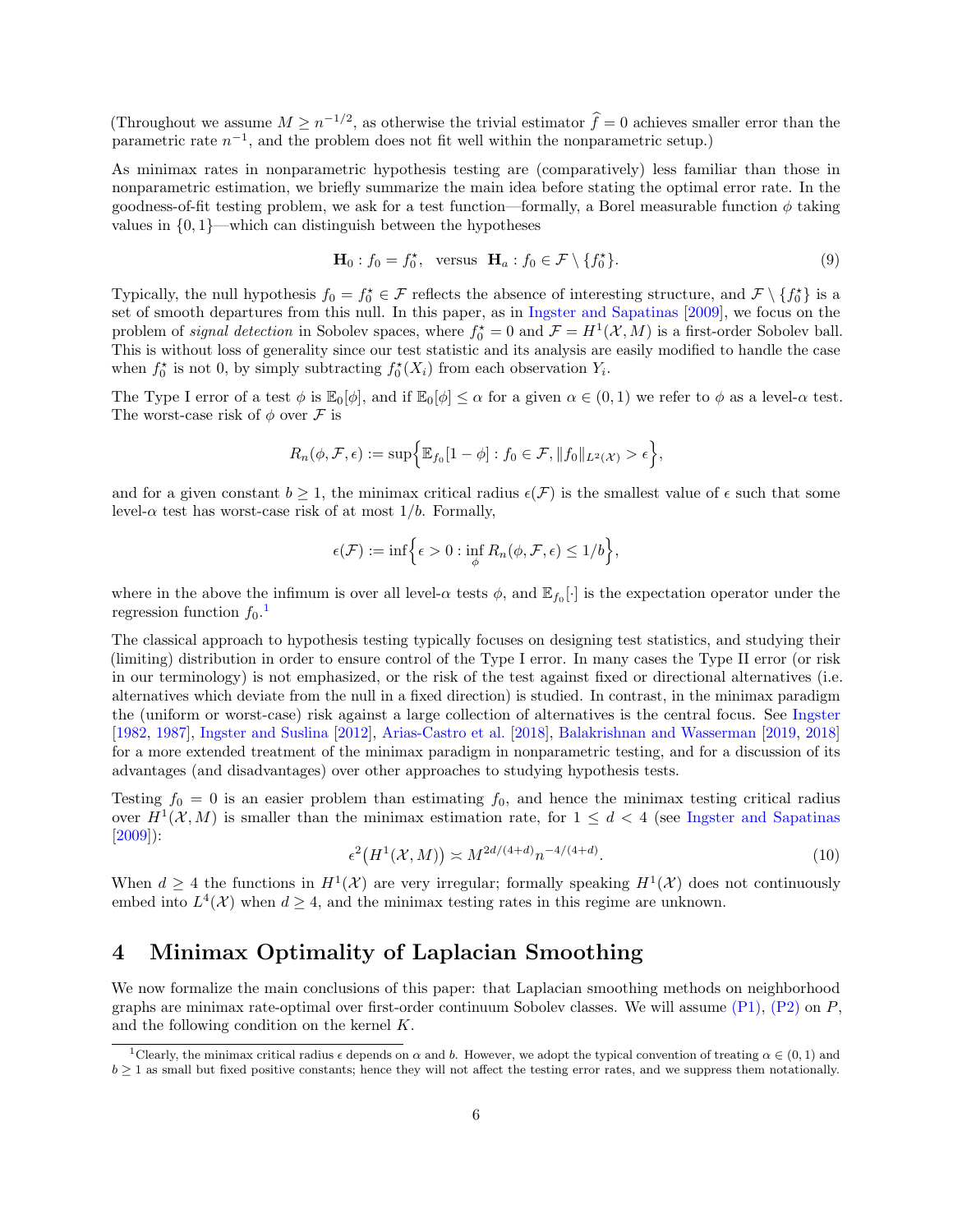(Throughout we assume $M \geq n^{-1/2}$, as otherwise the trivial estimator $\widehat{f} = 0$ achieves smaller error than the parametric rate $n^{-1}$, and the problem does not fit well within the nonparametric setup.)

As minimax rates in nonparametric hypothesis testing are (comparatively) less familiar than those in nonparametric estimation, we briefly summarize the main idea before stating the optimal error rate. In the goodness-of-fit testing problem, we ask for a test function—formally, a Borel measurable function $\phi$ taking values in $\{0, 1\}$—which can distinguish between the hypotheses

$$\mathbf{H}_0 : f_0 = f_0^\star, \quad \text{versus} \quad \mathbf{H}_a : f_0 \in \mathcal{F} \setminus \{f_0^\star\}. \tag{9}$$

Typically, the null hypothesis $f_0 = f_0^\star \in \mathcal{F}$ reflects the absence of interesting structure, and $\mathcal{F} \setminus \{f_0^\star\}$ is a set of smooth departures from this null. In this paper, as in Ingster and Sapatinas [2009], we focus on the problem of *signal detection* in Sobolev spaces, where $f_0^\star = 0$ and $\mathcal{F} = H^1(\mathcal{X}, M)$ is a first-order Sobolev ball. This is without loss of generality since our test statistic and its analysis are easily modified to handle the case when $f_0^\star$ is not 0, by simply subtracting $f_0^\star(X_i)$ from each observation $Y_i$.

The Type I error of a test $\phi$ is $\mathbb{E}_0[\phi]$, and if $\mathbb{E}_0[\phi] \leq \alpha$ for a given $\alpha \in (0, 1)$ we refer to $\phi$ as a level-$\alpha$ test. The worst-case risk of $\phi$ over $\mathcal{F}$ is

$$R_n(\phi, \mathcal{F}, \epsilon) := \sup\Big\{\mathbb{E}_{f_0}[1 - \phi] : f_0 \in \mathcal{F}, \|f_0\|_{L^2(\mathcal{X})} > \epsilon\Big\},$$

and for a given constant $b \geq 1$, the minimax critical radius $\epsilon(\mathcal{F})$ is the smallest value of $\epsilon$ such that some level-$\alpha$ test has worst-case risk of at most $1/b$. Formally,

$$\epsilon(\mathcal{F}) := \inf\Big\{\epsilon > 0 : \inf_{\phi} R_n(\phi, \mathcal{F}, \epsilon) \leq 1/b\Big\},$$

where in the above the infimum is over all level-$\alpha$ tests $\phi$, and $\mathbb{E}_{f_0}[\cdot]$ is the expectation operator under the regression function $f_0$.[1]

The classical approach to hypothesis testing typically focuses on designing test statistics, and studying their (limiting) distribution in order to ensure control of the Type I error. In many cases the Type II error (or risk in our terminology) is not emphasized, or the risk of the test against fixed or directional alternatives (i.e. alternatives which deviate from the null in a fixed direction) is studied. In contrast, in the minimax paradigm the (uniform or worst-case) risk against a large collection of alternatives is the central focus. See Ingster [1982, 1987], Ingster and Suslina [2012], Arias-Castro et al. [2018], Balakrishnan and Wasserman [2019, 2018] for a more extended treatment of the minimax paradigm in nonparametric testing, and for a discussion of its advantages (and disadvantages) over other approaches to studying hypothesis tests.

Testing $f_0 = 0$ is an easier problem than estimating $f_0$, and hence the minimax testing critical radius over $H^1(\mathcal{X}, M)$ is smaller than the minimax estimation rate, for $1 \leq d < 4$ (see Ingster and Sapatinas [2009]):

$$\epsilon^2\big(H^1(\mathcal{X}, M)\big) \asymp M^{2d/(4+d)} n^{-4/(4+d)}. \tag{10}$$

When $d \geq 4$ the functions in $H^1(\mathcal{X})$ are very irregular; formally speaking $H^1(\mathcal{X})$ does not continuously embed into $L^4(\mathcal{X})$ when $d \geq 4$, and the minimax testing rates in this regime are unknown.

# 4 Minimax Optimality of Laplacian Smoothing

We now formalize the main conclusions of this paper: that Laplacian smoothing methods on neighborhood graphs are minimax rate-optimal over first-order continuum Sobolev classes. We will assume (P1), (P2) on $P$, and the following condition on the kernel $K$.

[1] Clearly, the minimax critical radius $\epsilon$ depends on $\alpha$ and $b$. However, we adopt the typical convention of treating $\alpha \in (0, 1)$ and $b \geq 1$ as small but fixed positive constants; hence they will not affect the testing error rates, and we suppress them notationally.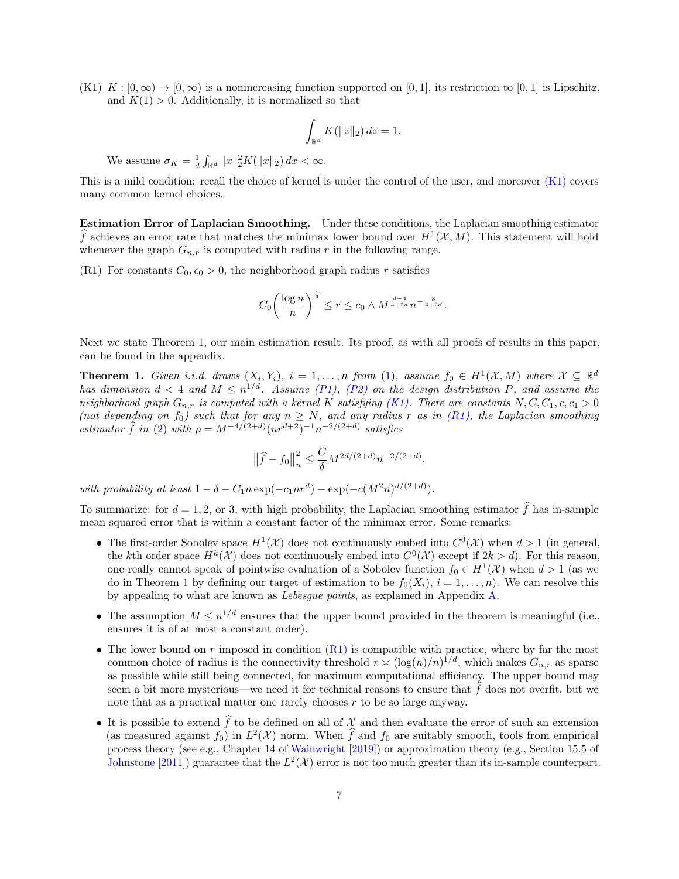(K1) $K : [0, \infty) \to [0, \infty)$ is a nonincreasing function supported on $[0, 1]$, its restriction to $[0, 1]$ is Lipschitz, and $K(1) > 0$. Additionally, it is normalized so that

$$\int_{\mathbb{R}^d} K(\|z\|_2)\, dz = 1.$$

We assume $\sigma_K = \frac{1}{d} \int_{\mathbb{R}^d} \|x\|_2^2 K(\|x\|_2)\, dx < \infty$.

This is a mild condition: recall the choice of kernel is under the control of the user, and moreover (K1) covers many common kernel choices.

**Estimation Error of Laplacian Smoothing.** Under these conditions, the Laplacian smoothing estimator $\widehat{f}$ achieves an error rate that matches the minimax lower bound over $H^1(\mathcal{X}, M)$. This statement will hold whenever the graph $G_{n,r}$ is computed with radius $r$ in the following range.

(R1) For constants $C_0, c_0 > 0$, the neighborhood graph radius $r$ satisfies

$$C_0 \left( \frac{\log n}{n} \right)^{\frac{1}{d}} \le r \le c_0 \wedge M^{\frac{d-4}{4+2d}} n^{-\frac{3}{4+2d}}.$$

Next we state Theorem 1, our main estimation result. Its proof, as with all proofs of results in this paper, can be found in the appendix.

**Theorem 1.** *Given i.i.d. draws $(X_i, Y_i)$, $i = 1, \ldots, n$ from (1), assume $f_0 \in H^1(\mathcal{X}, M)$ where $\mathcal{X} \subseteq \mathbb{R}^d$ has dimension $d < 4$ and $M \le n^{1/d}$. Assume (P1), (P2) on the design distribution $P$, and assume the neighborhood graph $G_{n,r}$ is computed with a kernel $K$ satisfying (K1). There are constants $N, C, C_1, c, c_1 > 0$ (not depending on $f_0$) such that for any $n \ge N$, and any radius $r$ as in (R1), the Laplacian smoothing estimator $\widehat{f}$ in (2) with $\rho = M^{-4/(2+d)}(nr^{d+2})^{-1} n^{-2/(2+d)}$ satisfies*

$$\big\| \widehat{f} - f_0 \big\|_n^2 \le \frac{C}{\delta} M^{2d/(2+d)} n^{-2/(2+d)},$$

*with probability at least $1 - \delta - C_1 n \exp(-c_1 n r^d) - \exp(-c(M^2 n)^{d/(2+d)})$.*

To summarize: for $d = 1, 2$, or $3$, with high probability, the Laplacian smoothing estimator $\widehat{f}$ has in-sample mean squared error that is within a constant factor of the minimax error. Some remarks:

- The first-order Sobolev space $H^1(\mathcal{X})$ does not continuously embed into $C^0(\mathcal{X})$ when $d > 1$ (in general, the $k$th order space $H^k(\mathcal{X})$ does not continuously embed into $C^0(\mathcal{X})$ except if $2k > d$). For this reason, one really cannot speak of pointwise evaluation of a Sobolev function $f_0 \in H^1(\mathcal{X})$ when $d > 1$ (as we do in Theorem 1 by defining our target of estimation to be $f_0(X_i)$, $i = 1, \ldots, n$). We can resolve this by appealing to what are known as *Lebesgue points*, as explained in Appendix A.
- The assumption $M \le n^{1/d}$ ensures that the upper bound provided in the theorem is meaningful (i.e., ensures it is of at most a constant order).
- The lower bound on $r$ imposed in condition (R1) is compatible with practice, where by far the most common choice of radius is the connectivity threshold $r \asymp (\log(n)/n)^{1/d}$, which makes $G_{n,r}$ as sparse as possible while still being connected, for maximum computational efficiency. The upper bound may seem a bit more mysterious—we need it for technical reasons to ensure that $\widehat{f}$ does not overfit, but we note that as a practical matter one rarely chooses $r$ to be so large anyway.
- It is possible to extend $\widehat{f}$ to be defined on all of $\mathcal{X}$ and then evaluate the error of such an extension (as measured against $f_0$) in $L^2(\mathcal{X})$ norm. When $\widehat{f}$ and $f_0$ are suitably smooth, tools from empirical process theory (see e.g., Chapter 14 of Wainwright [2019]) or approximation theory (e.g., Section 15.5 of Johnstone [2011]) guarantee that the $L^2(\mathcal{X})$ error is not too much greater than its in-sample counterpart.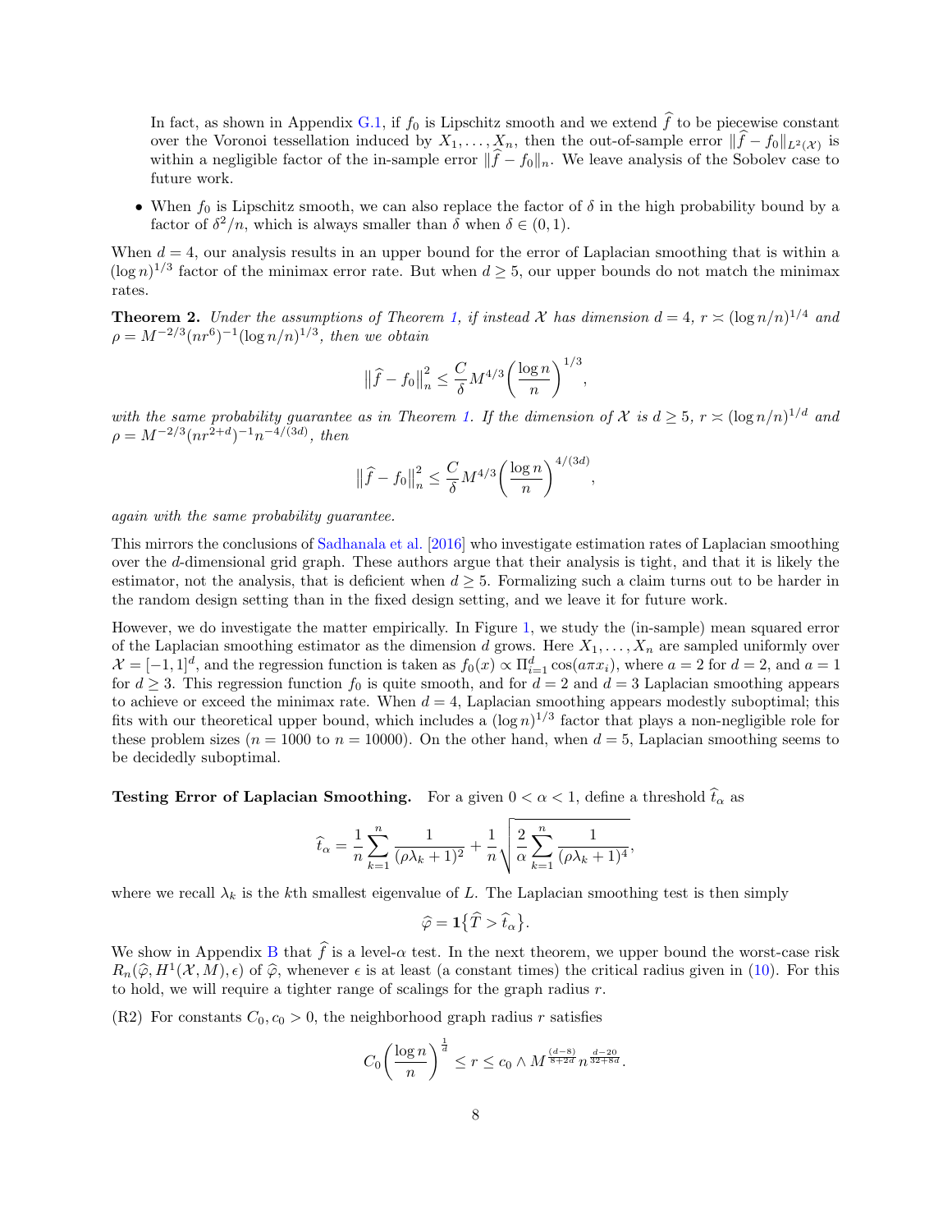In fact, as shown in Appendix G.1, if $f_0$ is Lipschitz smooth and we extend $\widehat{f}$ to be piecewise constant over the Voronoi tessellation induced by $X_1, \ldots, X_n$, then the out-of-sample error $\|\widehat{f} - f_0\|_{L^2(\mathcal{X})}$ is within a negligible factor of the in-sample error $\|\widehat{f} - f_0\|_n$. We leave analysis of the Sobolev case to future work.

- When $f_0$ is Lipschitz smooth, we can also replace the factor of $\delta$ in the high probability bound by a factor of $\delta^2/n$, which is always smaller than $\delta$ when $\delta \in (0, 1)$.

When $d = 4$, our analysis results in an upper bound for the error of Laplacian smoothing that is within a $(\log n)^{1/3}$ factor of the minimax error rate. But when $d \geq 5$, our upper bounds do not match the minimax rates.

**Theorem 2.** *Under the assumptions of Theorem 1, if instead $\mathcal{X}$ has dimension $d = 4$, $r \asymp (\log n/n)^{1/4}$ and $\rho = M^{-2/3}(nr^6)^{-1}(\log n/n)^{1/3}$, then we obtain*

$$\big\|\widehat{f} - f_0\big\|_n^2 \leq \frac{C}{\delta} M^{4/3}\bigg(\frac{\log n}{n}\bigg)^{1/3},$$

*with the same probability guarantee as in Theorem 1. If the dimension of $\mathcal{X}$ is $d \geq 5$, $r \asymp (\log n/n)^{1/d}$ and $\rho = M^{-2/3}(nr^{2+d})^{-1}n^{-4/(3d)}$, then*

$$\big\|\widehat{f} - f_0\big\|_n^2 \leq \frac{C}{\delta} M^{4/3}\bigg(\frac{\log n}{n}\bigg)^{4/(3d)},$$

*again with the same probability guarantee.*

This mirrors the conclusions of Sadhanala et al. [2016] who investigate estimation rates of Laplacian smoothing over the $d$-dimensional grid graph. These authors argue that their analysis is tight, and that it is likely the estimator, not the analysis, that is deficient when $d \geq 5$. Formalizing such a claim turns out to be harder in the random design setting than in the fixed design setting, and we leave it for future work.

However, we do investigate the matter empirically. In Figure 1, we study the (in-sample) mean squared error of the Laplacian smoothing estimator as the dimension $d$ grows. Here $X_1, \ldots, X_n$ are sampled uniformly over $\mathcal{X} = [-1, 1]^d$, and the regression function is taken as $f_0(x) \propto \Pi_{i=1}^d \cos(a\pi x_i)$, where $a = 2$ for $d = 2$, and $a = 1$ for $d \geq 3$. This regression function $f_0$ is quite smooth, and for $d = 2$ and $d = 3$ Laplacian smoothing appears to achieve or exceed the minimax rate. When $d = 4$, Laplacian smoothing appears modestly suboptimal; this fits with our theoretical upper bound, which includes a $(\log n)^{1/3}$ factor that plays a non-negligible role for these problem sizes ($n = 1000$ to $n = 10000$). On the other hand, when $d = 5$, Laplacian smoothing seems to be decidedly suboptimal.

**Testing Error of Laplacian Smoothing.** For a given $0 < \alpha < 1$, define a threshold $\widehat{t}_\alpha$ as

$$\widehat{t}_\alpha = \frac{1}{n}\sum_{k=1}^{n} \frac{1}{(\rho\lambda_k + 1)^2} + \frac{1}{n}\sqrt{\frac{2}{\alpha}\sum_{k=1}^{n}\frac{1}{(\rho\lambda_k + 1)^4}},$$

where we recall $\lambda_k$ is the $k$th smallest eigenvalue of $L$. The Laplacian smoothing test is then simply

$$\widehat{\varphi} = \mathbf{1}\big\{\widehat{T} > \widehat{t}_\alpha\big\}.$$

We show in Appendix B that $\widehat{f}$ is a level-$\alpha$ test. In the next theorem, we upper bound the worst-case risk $R_n(\widehat{\varphi}, H^1(\mathcal{X}, M), \epsilon)$ of $\widehat{\varphi}$, whenever $\epsilon$ is at least (a constant times) the critical radius given in (10). For this to hold, we will require a tighter range of scalings for the graph radius $r$.

(R2) For constants $C_0, c_0 > 0$, the neighborhood graph radius $r$ satisfies

$$C_0\bigg(\frac{\log n}{n}\bigg)^{\frac{1}{d}} \leq r \leq c_0 \wedge M^{\frac{(d-8)}{8+2d}} n^{\frac{d-20}{32+8d}}.$$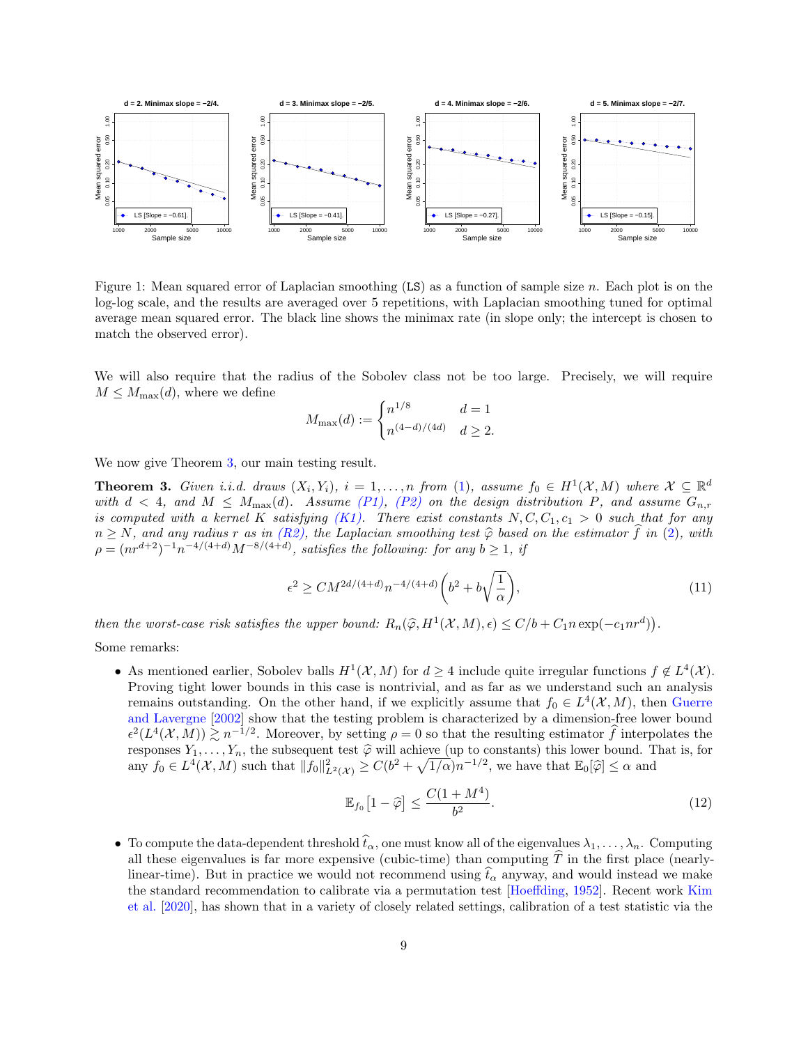Figure 1: Mean squared error of Laplacian smoothing (LS) as a function of sample size $n$. Each plot is on the log-log scale, and the results are averaged over 5 repetitions, with Laplacian smoothing tuned for optimal average mean squared error. The black line shows the minimax rate (in slope only; the intercept is chosen to match the observed error).

We will also require that the radius of the Sobolev class not be too large. Precisely, we will require $M \leq M_{\max}(d)$, where we define

$$
M_{\max}(d) := \begin{cases} n^{1/8} & d = 1 \\ n^{(4-d)/(4d)} & d \geq 2. \end{cases}
$$

We now give Theorem 3, our main testing result.

**Theorem 3.** *Given i.i.d. draws $(X_i, Y_i)$, $i = 1, \ldots, n$ from (1), assume $f_0 \in H^1(\mathcal{X}, M)$ where $\mathcal{X} \subseteq \mathbb{R}^d$ with $d < 4$, and $M \leq M_{\max}(d)$. Assume (P1), (P2) on the design distribution $P$, and assume $G_{n,r}$ is computed with a kernel $K$ satisfying (K1). There exist constants $N, C, C_1, c_1 > 0$ such that for any $n \geq N$, and any radius $r$ as in (R2), the Laplacian smoothing test $\widehat{\varphi}$ based on the estimator $\widehat{f}$ in (2), with $\rho = (nr^{d+2})^{-1} n^{-4/(4+d)} M^{-8/(4+d)}$, satisfies the following: for any $b \geq 1$, if*

$$
\epsilon^2 \geq C M^{2d/(4+d)} n^{-4/(4+d)} \left( b^2 + b\sqrt{\frac{1}{\alpha}} \right), \tag{11}
$$

*then the worst-case risk satisfies the upper bound: $R_n(\widehat{\varphi}, H^1(\mathcal{X}, M), \epsilon) \leq C/b + C_1 n \exp(-c_1 n r^d)$.*

Some remarks:

- As mentioned earlier, Sobolev balls $H^1(\mathcal{X}, M)$ for $d \geq 4$ include quite irregular functions $f \notin L^4(\mathcal{X})$. Proving tight lower bounds in this case is nontrivial, and as far as we understand such an analysis remains outstanding. On the other hand, if we explicitly assume that $f_0 \in L^4(\mathcal{X}, M)$, then Guerre and Lavergne [2002] show that the testing problem is characterized by a dimension-free lower bound $\epsilon^2(L^4(\mathcal{X}, M)) \gtrsim n^{-1/2}$. Moreover, by setting $\rho = 0$ so that the resulting estimator $\widehat{f}$ interpolates the responses $Y_1, \ldots, Y_n$, the subsequent test $\widehat{\varphi}$ will achieve (up to constants) this lower bound. That is, for any $f_0 \in L^4(\mathcal{X}, M)$ such that $\|f_0\|_{L^2(\mathcal{X})}^2 \geq C(b^2 + \sqrt{1/\alpha}) n^{-1/2}$, we have that $\mathbb{E}_0[\widehat{\varphi}] \leq \alpha$ and

$$
\mathbb{E}_{f_0}\big[1 - \widehat{\varphi}\big] \leq \frac{C(1 + M^4)}{b^2}. \tag{12}
$$

- To compute the data-dependent threshold $\widehat{t}_\alpha$, one must know all of the eigenvalues $\lambda_1, \ldots, \lambda_n$. Computing all these eigenvalues is far more expensive (cubic-time) than computing $\widehat{T}$ in the first place (nearly-linear-time). But in practice we would not recommend using $\widehat{t}_\alpha$ anyway, and would instead we make the standard recommendation to calibrate via a permutation test [Hoeffding, 1952]. Recent work Kim et al. [2020], has shown that in a variety of closely related settings, calibration of a test statistic via the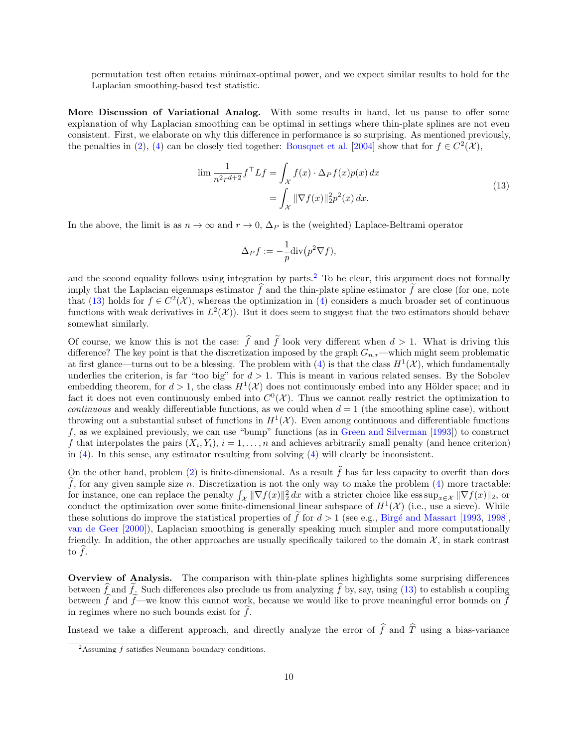permutation test often retains minimax-optimal power, and we expect similar results to hold for the Laplacian smoothing-based test statistic.

**More Discussion of Variational Analog.** With some results in hand, let us pause to offer some explanation of why Laplacian smoothing can be optimal in settings where thin-plate splines are not even consistent. First, we elaborate on why this difference in performance is so surprising. As mentioned previously, the penalties in (2), (4) can be closely tied together: Bousquet et al. [2004] show that for $f \in C^2(\mathcal{X})$,

$$
\begin{aligned}
\lim \frac{1}{n^2 r^{d+2}} f^\top L f &= \int_{\mathcal{X}} f(x) \cdot \Delta_P f(x) p(x) \, dx \\
&= \int_{\mathcal{X}} \|\nabla f(x)\|_2^2 p^2(x) \, dx.
\end{aligned}
\tag{13}
$$

In the above, the limit is as $n \to \infty$ and $r \to 0$, $\Delta_P$ is the (weighted) Laplace-Beltrami operator

$$
\Delta_P f := -\frac{1}{p} \mathrm{div}\big(p^2 \nabla f\big),
$$

and the second equality follows using integration by parts.[2] To be clear, this argument does not formally imply that the Laplacian eigenmaps estimator $\widehat{f}$ and the thin-plate spline estimator $\widetilde{f}$ are close (for one, note that (13) holds for $f \in C^2(\mathcal{X})$, whereas the optimization in (4) considers a much broader set of continuous functions with weak derivatives in $L^2(\mathcal{X})$). But it does seem to suggest that the two estimators should behave somewhat similarly.

Of course, we know this is not the case: $\widehat{f}$ and $\widetilde{f}$ look very different when $d > 1$. What is driving this difference? The key point is that the discretization imposed by the graph $G_{n,r}$—which might seem problematic at first glance—turns out to be a blessing. The problem with (4) is that the class $H^1(\mathcal{X})$, which fundamentally underlies the criterion, is far "too big" for $d > 1$. This is meant in various related senses. By the Sobolev embedding theorem, for $d > 1$, the class $H^1(\mathcal{X})$ does not continuously embed into any Hölder space; and in fact it does not even continuously embed into $C^0(\mathcal{X})$. Thus we cannot really restrict the optimization to *continuous* and weakly differentiable functions, as we could when $d = 1$ (the smoothing spline case), without throwing out a substantial subset of functions in $H^1(\mathcal{X})$. Even among continuous and differentiable functions $f$, as we explained previously, we can use "bump" functions (as in Green and Silverman [1993]) to construct $f$ that interpolates the pairs $(X_i, Y_i)$, $i = 1, \ldots, n$ and achieves arbitrarily small penalty (and hence criterion) in (4). In this sense, any estimator resulting from solving (4) will clearly be inconsistent.

On the other hand, problem (2) is finite-dimensional. As a result $\widehat{f}$ has far less capacity to overfit than does $\widetilde{f}$, for any given sample size $n$. Discretization is not the only way to make the problem (4) more tractable: for instance, one can replace the penalty $\int_{\mathcal{X}} \|\nabla f(x)\|_2^2 \, dx$ with a stricter choice like $\mathrm{ess\,sup}_{x \in \mathcal{X}} \|\nabla f(x)\|_2$, or conduct the optimization over some finite-dimensional linear subspace of $H^1(\mathcal{X})$ (i.e., use a sieve). While these solutions do improve the statistical properties of $\widetilde{f}$ for $d > 1$ (see e.g., Birgé and Massart [1993, 1998], van de Geer [2000]), Laplacian smoothing is generally speaking much simpler and more computationally friendly. In addition, the other approaches are usually specifically tailored to the domain $\mathcal{X}$, in stark contrast to $\widehat{f}$.

**Overview of Analysis.** The comparison with thin-plate splines highlights some surprising differences between $\widehat{f}$ and $\widetilde{f}$. Such differences also preclude us from analyzing $\widehat{f}$ by, say, using (13) to establish a coupling between $\widehat{f}$ and $\widetilde{f}$—we know this cannot work, because we would like to prove meaningful error bounds on $\widehat{f}$ in regimes where no such bounds exist for $\widetilde{f}$.

Instead we take a different approach, and directly analyze the error of $\widehat{f}$ and $\widehat{T}$ using a bias-variance

[2] Assuming $f$ satisfies Neumann boundary conditions.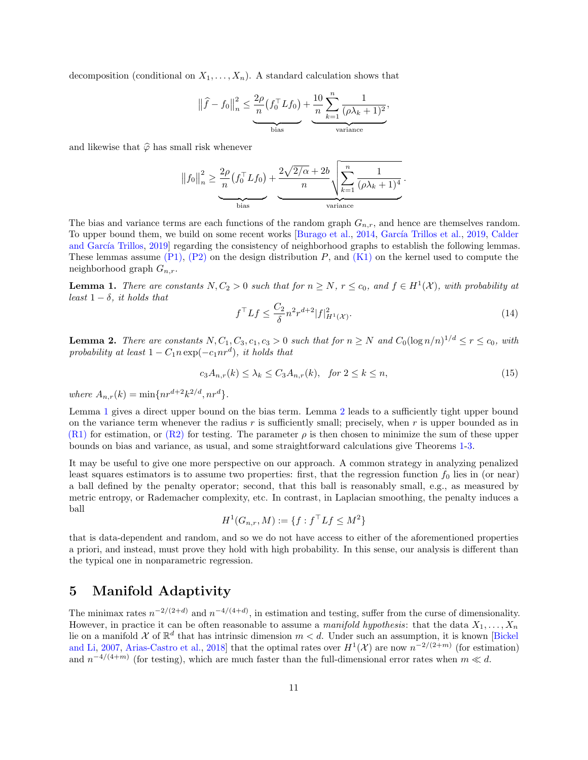decomposition (conditional on $X_1, \dots, X_n$). A standard calculation shows that

$$\big\|\widehat{f} - f_0\big\|_n^2 \le \underbrace{\frac{2\rho}{n}\big(f_0^\top L f_0\big)}_{\text{bias}} + \underbrace{\frac{10}{n}\sum_{k=1}^{n}\frac{1}{(\rho\lambda_k + 1)^2}}_{\text{variance}},$$

and likewise that $\widehat{\varphi}$ has small risk whenever

$$\big\|f_0\big\|_n^2 \ge \underbrace{\frac{2\rho}{n}\big(f_0^\top L f_0\big)}_{\text{bias}} + \underbrace{\frac{2\sqrt{2/\alpha} + 2b}{n}\sqrt{\sum_{k=1}^{n}\frac{1}{(\rho\lambda_k + 1)^4}}}_{\text{variance}}.$$

The bias and variance terms are each functions of the random graph $G_{n,r}$, and hence are themselves random. To upper bound them, we build on some recent works [Burago et al., 2014, García Trillos et al., 2019, Calder and García Trillos, 2019] regarding the consistency of neighborhood graphs to establish the following lemmas. These lemmas assume (P1), (P2) on the design distribution $P$, and (K1) on the kernel used to compute the neighborhood graph $G_{n,r}$.

**Lemma 1.** *There are constants $N, C_2 > 0$ such that for $n \ge N$, $r \le c_0$, and $f \in H^1(\mathcal{X})$, with probability at least $1 - \delta$, it holds that*

$$f^\top L f \le \frac{C_2}{\delta} n^2 r^{d+2} |f|_{H^1(\mathcal{X})}^2. \tag{14}$$

**Lemma 2.** *There are constants $N, C_1, C_3, c_1, c_3 > 0$ such that for $n \ge N$ and $C_0(\log n/n)^{1/d} \le r \le c_0$, with probability at least $1 - C_1 n \exp(-c_1 n r^d)$, it holds that*

$$c_3 A_{n,r}(k) \le \lambda_k \le C_3 A_{n,r}(k), \quad \text{for } 2 \le k \le n, \tag{15}$$

*where $A_{n,r}(k) = \min\{n r^{d+2} k^{2/d}, n r^d\}$.*

Lemma 1 gives a direct upper bound on the bias term. Lemma 2 leads to a sufficiently tight upper bound on the variance term whenever the radius $r$ is sufficiently small; precisely, when $r$ is upper bounded as in (R1) for estimation, or (R2) for testing. The parameter $\rho$ is then chosen to minimize the sum of these upper bounds on bias and variance, as usual, and some straightforward calculations give Theorems 1-3.

It may be useful to give one more perspective on our approach. A common strategy in analyzing penalized least squares estimators is to assume two properties: first, that the regression function $f_0$ lies in (or near) a ball defined by the penalty operator; second, that this ball is reasonably small, e.g., as measured by metric entropy, or Rademacher complexity, etc. In contrast, in Laplacian smoothing, the penalty induces a ball

$$H^1(G_{n,r}, M) := \{f : f^\top L f \le M^2\}$$

that is data-dependent and random, and so we do not have access to either of the aforementioned properties a priori, and instead, must prove they hold with high probability. In this sense, our analysis is different than the typical one in nonparametric regression.

# 5 Manifold Adaptivity

The minimax rates $n^{-2/(2+d)}$ and $n^{-4/(4+d)}$, in estimation and testing, suffer from the curse of dimensionality. However, in practice it can be often reasonable to assume a *manifold hypothesis*: that the data $X_1, \dots, X_n$ lie on a manifold $\mathcal{X}$ of $\mathbb{R}^d$ that has intrinsic dimension $m < d$. Under such an assumption, it is known [Bickel and Li, 2007, Arias-Castro et al., 2018] that the optimal rates over $H^1(\mathcal{X})$ are now $n^{-2/(2+m)}$ (for estimation) and $n^{-4/(4+m)}$ (for testing), which are much faster than the full-dimensional error rates when $m \ll d$.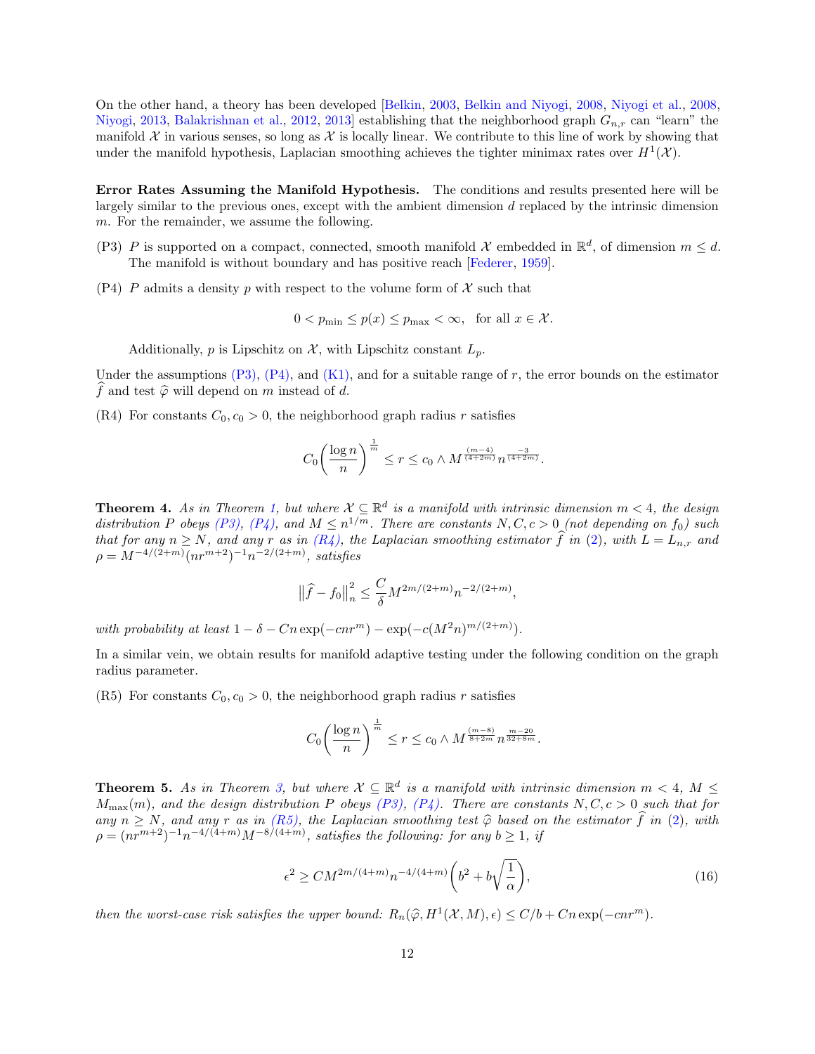On the other hand, a theory has been developed [Belkin, 2003, Belkin and Niyogi, 2008, Niyogi et al., 2008, Niyogi, 2013, Balakrishnan et al., 2012, 2013] establishing that the neighborhood graph $G_{n,r}$ can "learn" the manifold $\mathcal{X}$ in various senses, so long as $\mathcal{X}$ is locally linear. We contribute to this line of work by showing that under the manifold hypothesis, Laplacian smoothing achieves the tighter minimax rates over $H^1(\mathcal{X})$.

**Error Rates Assuming the Manifold Hypothesis.** The conditions and results presented here will be largely similar to the previous ones, except with the ambient dimension $d$ replaced by the intrinsic dimension $m$. For the remainder, we assume the following.

(P3) $P$ is supported on a compact, connected, smooth manifold $\mathcal{X}$ embedded in $\mathbb{R}^d$, of dimension $m \leq d$. The manifold is without boundary and has positive reach [Federer, 1959].

(P4) $P$ admits a density $p$ with respect to the volume form of $\mathcal{X}$ such that

$$0 < p_{\min} \leq p(x) \leq p_{\max} < \infty, \quad \text{for all } x \in \mathcal{X}.$$

Additionally, $p$ is Lipschitz on $\mathcal{X}$, with Lipschitz constant $L_p$.

Under the assumptions (P3), (P4), and (K1), and for a suitable range of $r$, the error bounds on the estimator $\widehat{f}$ and test $\widehat{\varphi}$ will depend on $m$ instead of $d$.

(R4) For constants $C_0, c_0 > 0$, the neighborhood graph radius $r$ satisfies

$$C_0\left(\frac{\log n}{n}\right)^{\frac{1}{m}} \leq r \leq c_0 \wedge M^{\frac{(m-4)}{(4+2m)}} n^{\frac{-3}{(4+2m)}}.$$

**Theorem 4.** *As in Theorem 1, but where $\mathcal{X} \subseteq \mathbb{R}^d$ is a manifold with intrinsic dimension $m < 4$, the design distribution $P$ obeys (P3), (P4), and $M \leq n^{1/m}$. There are constants $N, C, c > 0$ (not depending on $f_0$) such that for any $n \geq N$, and any $r$ as in (R4), the Laplacian smoothing estimator $\widehat{f}$ in (2), with $L = L_{n,r}$ and $\rho = M^{-4/(2+m)}(nr^{m+2})^{-1}n^{-2/(2+m)}$, satisfies*

$$\big\|\widehat{f} - f_0\big\|_n^2 \leq \frac{C}{\delta} M^{2m/(2+m)} n^{-2/(2+m)},$$

*with probability at least $1 - \delta - Cn\exp(-cnr^m) - \exp(-c(M^2 n)^{m/(2+m)})$.*

In a similar vein, we obtain results for manifold adaptive testing under the following condition on the graph radius parameter.

(R5) For constants $C_0, c_0 > 0$, the neighborhood graph radius $r$ satisfies

$$C_0\left(\frac{\log n}{n}\right)^{\frac{1}{m}} \leq r \leq c_0 \wedge M^{\frac{(m-8)}{8+2m}} n^{\frac{m-20}{32+8m}}.$$

**Theorem 5.** *As in Theorem 3, but where $\mathcal{X} \subseteq \mathbb{R}^d$ is a manifold with intrinsic dimension $m < 4$, $M \leq M_{\max}(m)$, and the design distribution $P$ obeys (P3), (P4). There are constants $N, C, c > 0$ such that for any $n \geq N$, and any $r$ as in (R5), the Laplacian smoothing test $\widehat{\varphi}$ based on the estimator $\widehat{f}$ in (2), with $\rho = (nr^{m+2})^{-1}n^{-4/(4+m)}M^{-8/(4+m)}$, satisfies the following: for any $b \geq 1$, if*

$$\epsilon^2 \geq CM^{2m/(4+m)} n^{-4/(4+m)}\left(b^2 + b\sqrt{\frac{1}{\alpha}}\right), \tag{16}$$

*then the worst-case risk satisfies the upper bound: $R_n(\widehat{\varphi}, H^1(\mathcal{X}, M), \epsilon) \leq C/b + Cn\exp(-cnr^m)$.*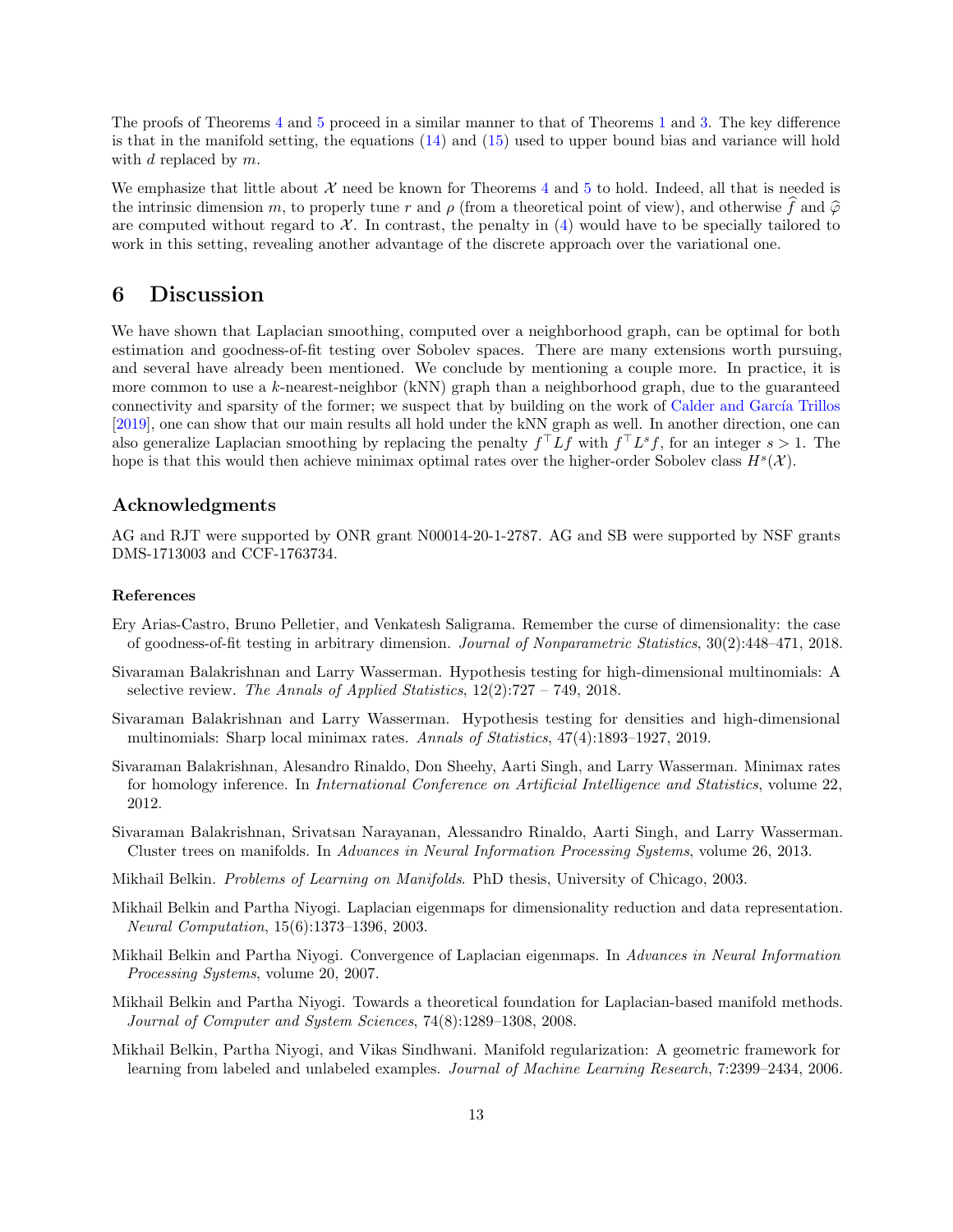The proofs of Theorems 4 and 5 proceed in a similar manner to that of Theorems 1 and 3. The key difference is that in the manifold setting, the equations (14) and (15) used to upper bound bias and variance will hold with $d$ replaced by $m$.

We emphasize that little about $\mathcal{X}$ need be known for Theorems 4 and 5 to hold. Indeed, all that is needed is the intrinsic dimension $m$, to properly tune $r$ and $\rho$ (from a theoretical point of view), and otherwise $\widehat{f}$ and $\widehat{\varphi}$ are computed without regard to $\mathcal{X}$. In contrast, the penalty in (4) would have to be specially tailored to work in this setting, revealing another advantage of the discrete approach over the variational one.

# 6 Discussion

We have shown that Laplacian smoothing, computed over a neighborhood graph, can be optimal for both estimation and goodness-of-fit testing over Sobolev spaces. There are many extensions worth pursuing, and several have already been mentioned. We conclude by mentioning a couple more. In practice, it is more common to use a $k$-nearest-neighbor (kNN) graph than a neighborhood graph, due to the guaranteed connectivity and sparsity of the former; we suspect that by building on the work of Calder and García Trillos [2019], one can show that our main results all hold under the kNN graph as well. In another direction, one can also generalize Laplacian smoothing by replacing the penalty $f^\top L f$ with $f^\top L^s f$, for an integer $s > 1$. The hope is that this would then achieve minimax optimal rates over the higher-order Sobolev class $H^s(\mathcal{X})$.

## Acknowledgments

AG and RJT were supported by ONR grant N00014-20-1-2787. AG and SB were supported by NSF grants DMS-1713003 and CCF-1763734.

### References

Ery Arias-Castro, Bruno Pelletier, and Venkatesh Saligrama. Remember the curse of dimensionality: the case of goodness-of-fit testing in arbitrary dimension. *Journal of Nonparametric Statistics*, 30(2):448–471, 2018.

Sivaraman Balakrishnan and Larry Wasserman. Hypothesis testing for high-dimensional multinomials: A selective review. *The Annals of Applied Statistics*, 12(2):727 – 749, 2018.

Sivaraman Balakrishnan and Larry Wasserman. Hypothesis testing for densities and high-dimensional multinomials: Sharp local minimax rates. *Annals of Statistics*, 47(4):1893–1927, 2019.

Sivaraman Balakrishnan, Alesandro Rinaldo, Don Sheehy, Aarti Singh, and Larry Wasserman. Minimax rates for homology inference. In *International Conference on Artificial Intelligence and Statistics*, volume 22, 2012.

Sivaraman Balakrishnan, Srivatsan Narayanan, Alessandro Rinaldo, Aarti Singh, and Larry Wasserman. Cluster trees on manifolds. In *Advances in Neural Information Processing Systems*, volume 26, 2013.

Mikhail Belkin. *Problems of Learning on Manifolds*. PhD thesis, University of Chicago, 2003.

Mikhail Belkin and Partha Niyogi. Laplacian eigenmaps for dimensionality reduction and data representation. *Neural Computation*, 15(6):1373–1396, 2003.

Mikhail Belkin and Partha Niyogi. Convergence of Laplacian eigenmaps. In *Advances in Neural Information Processing Systems*, volume 20, 2007.

Mikhail Belkin and Partha Niyogi. Towards a theoretical foundation for Laplacian-based manifold methods. *Journal of Computer and System Sciences*, 74(8):1289–1308, 2008.

Mikhail Belkin, Partha Niyogi, and Vikas Sindhwani. Manifold regularization: A geometric framework for learning from labeled and unlabeled examples. *Journal of Machine Learning Research*, 7:2399–2434, 2006.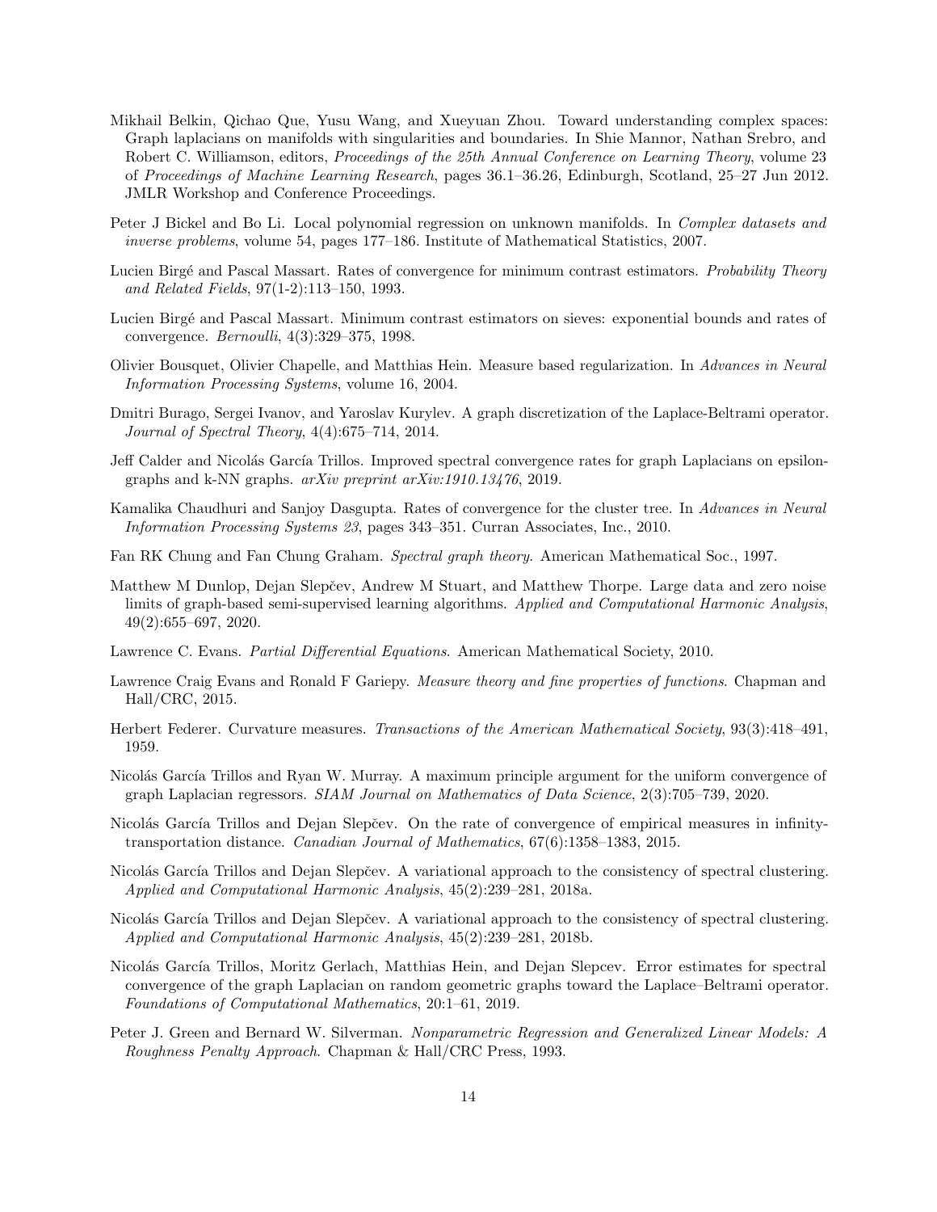Mikhail Belkin, Qichao Que, Yusu Wang, and Xueyuan Zhou. Toward understanding complex spaces: Graph laplacians on manifolds with singularities and boundaries. In Shie Mannor, Nathan Srebro, and Robert C. Williamson, editors, *Proceedings of the 25th Annual Conference on Learning Theory*, volume 23 of *Proceedings of Machine Learning Research*, pages 36.1–36.26, Edinburgh, Scotland, 25–27 Jun 2012. JMLR Workshop and Conference Proceedings.

Peter J Bickel and Bo Li. Local polynomial regression on unknown manifolds. In *Complex datasets and inverse problems*, volume 54, pages 177–186. Institute of Mathematical Statistics, 2007.

Lucien Birgé and Pascal Massart. Rates of convergence for minimum contrast estimators. *Probability Theory and Related Fields*, 97(1-2):113–150, 1993.

Lucien Birgé and Pascal Massart. Minimum contrast estimators on sieves: exponential bounds and rates of convergence. *Bernoulli*, 4(3):329–375, 1998.

Olivier Bousquet, Olivier Chapelle, and Matthias Hein. Measure based regularization. In *Advances in Neural Information Processing Systems*, volume 16, 2004.

Dmitri Burago, Sergei Ivanov, and Yaroslav Kurylev. A graph discretization of the Laplace-Beltrami operator. *Journal of Spectral Theory*, 4(4):675–714, 2014.

Jeff Calder and Nicolás García Trillos. Improved spectral convergence rates for graph Laplacians on epsilon-graphs and k-NN graphs. *arXiv preprint arXiv:1910.13476*, 2019.

Kamalika Chaudhuri and Sanjoy Dasgupta. Rates of convergence for the cluster tree. In *Advances in Neural Information Processing Systems 23*, pages 343–351. Curran Associates, Inc., 2010.

Fan RK Chung and Fan Chung Graham. *Spectral graph theory*. American Mathematical Soc., 1997.

Matthew M Dunlop, Dejan Slepčev, Andrew M Stuart, and Matthew Thorpe. Large data and zero noise limits of graph-based semi-supervised learning algorithms. *Applied and Computational Harmonic Analysis*, 49(2):655–697, 2020.

Lawrence C. Evans. *Partial Differential Equations*. American Mathematical Society, 2010.

Lawrence Craig Evans and Ronald F Gariepy. *Measure theory and fine properties of functions*. Chapman and Hall/CRC, 2015.

Herbert Federer. Curvature measures. *Transactions of the American Mathematical Society*, 93(3):418–491, 1959.

Nicolás García Trillos and Ryan W. Murray. A maximum principle argument for the uniform convergence of graph Laplacian regressors. *SIAM Journal on Mathematics of Data Science*, 2(3):705–739, 2020.

Nicolás García Trillos and Dejan Slepčev. On the rate of convergence of empirical measures in infinity-transportation distance. *Canadian Journal of Mathematics*, 67(6):1358–1383, 2015.

Nicolás García Trillos and Dejan Slepčev. A variational approach to the consistency of spectral clustering. *Applied and Computational Harmonic Analysis*, 45(2):239–281, 2018a.

Nicolás García Trillos and Dejan Slepčev. A variational approach to the consistency of spectral clustering. *Applied and Computational Harmonic Analysis*, 45(2):239–281, 2018b.

Nicolás García Trillos, Moritz Gerlach, Matthias Hein, and Dejan Slepcev. Error estimates for spectral convergence of the graph Laplacian on random geometric graphs toward the Laplace–Beltrami operator. *Foundations of Computational Mathematics*, 20:1–61, 2019.

Peter J. Green and Bernard W. Silverman. *Nonparametric Regression and Generalized Linear Models: A Roughness Penalty Approach*. Chapman & Hall/CRC Press, 1993.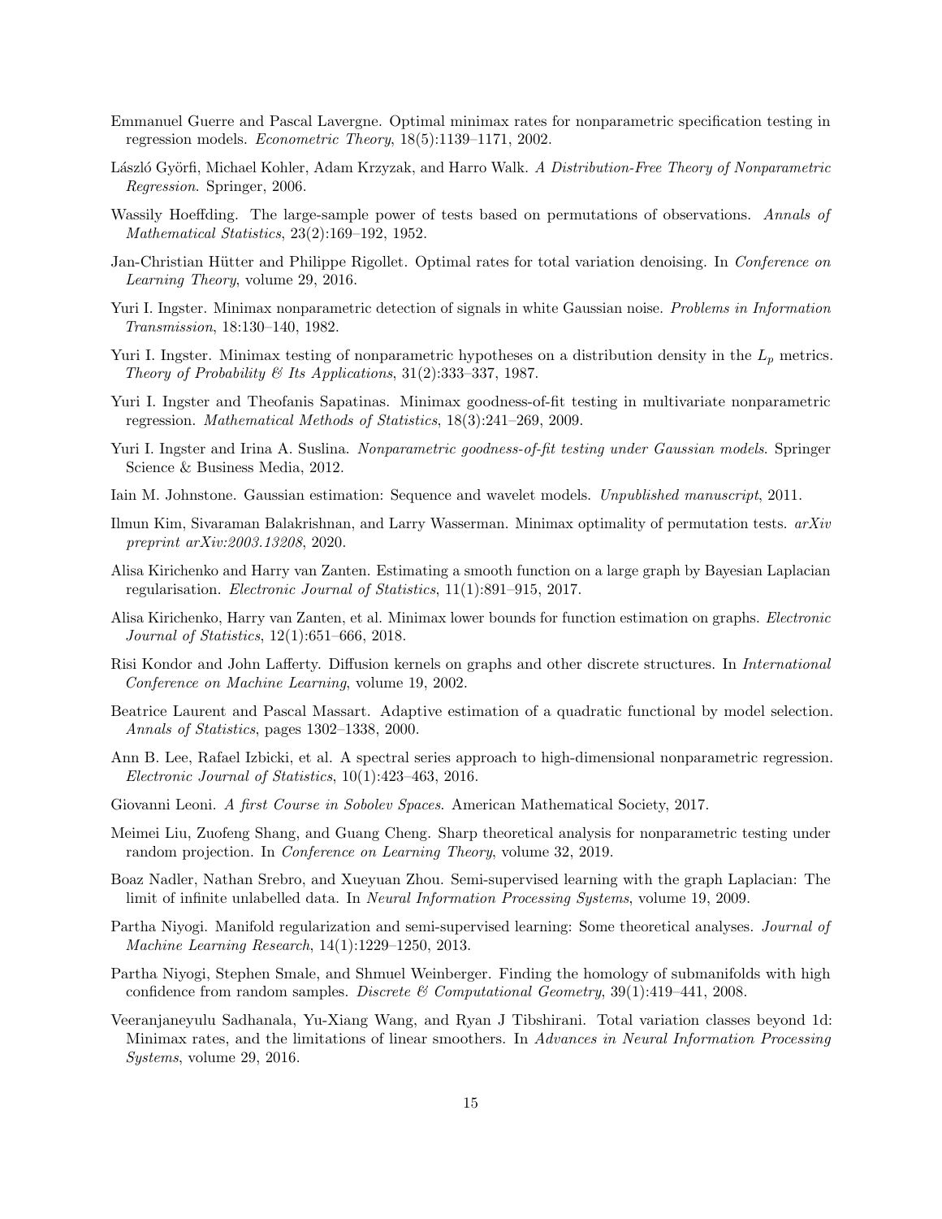Emmanuel Guerre and Pascal Lavergne. Optimal minimax rates for nonparametric specification testing in regression models. *Econometric Theory*, 18(5):1139–1171, 2002.

László Györfi, Michael Kohler, Adam Krzyzak, and Harro Walk. *A Distribution-Free Theory of Nonparametric Regression*. Springer, 2006.

Wassily Hoeffding. The large-sample power of tests based on permutations of observations. *Annals of Mathematical Statistics*, 23(2):169–192, 1952.

Jan-Christian Hütter and Philippe Rigollet. Optimal rates for total variation denoising. In *Conference on Learning Theory*, volume 29, 2016.

Yuri I. Ingster. Minimax nonparametric detection of signals in white Gaussian noise. *Problems in Information Transmission*, 18:130–140, 1982.

Yuri I. Ingster. Minimax testing of nonparametric hypotheses on a distribution density in the $L_p$ metrics. *Theory of Probability & Its Applications*, 31(2):333–337, 1987.

Yuri I. Ingster and Theofanis Sapatinas. Minimax goodness-of-fit testing in multivariate nonparametric regression. *Mathematical Methods of Statistics*, 18(3):241–269, 2009.

Yuri I. Ingster and Irina A. Suslina. *Nonparametric goodness-of-fit testing under Gaussian models*. Springer Science & Business Media, 2012.

Iain M. Johnstone. Gaussian estimation: Sequence and wavelet models. *Unpublished manuscript*, 2011.

Ilmun Kim, Sivaraman Balakrishnan, and Larry Wasserman. Minimax optimality of permutation tests. *arXiv preprint arXiv:2003.13208*, 2020.

Alisa Kirichenko and Harry van Zanten. Estimating a smooth function on a large graph by Bayesian Laplacian regularisation. *Electronic Journal of Statistics*, 11(1):891–915, 2017.

Alisa Kirichenko, Harry van Zanten, et al. Minimax lower bounds for function estimation on graphs. *Electronic Journal of Statistics*, 12(1):651–666, 2018.

Risi Kondor and John Lafferty. Diffusion kernels on graphs and other discrete structures. In *International Conference on Machine Learning*, volume 19, 2002.

Beatrice Laurent and Pascal Massart. Adaptive estimation of a quadratic functional by model selection. *Annals of Statistics*, pages 1302–1338, 2000.

Ann B. Lee, Rafael Izbicki, et al. A spectral series approach to high-dimensional nonparametric regression. *Electronic Journal of Statistics*, 10(1):423–463, 2016.

Giovanni Leoni. *A first Course in Sobolev Spaces*. American Mathematical Society, 2017.

Meimei Liu, Zuofeng Shang, and Guang Cheng. Sharp theoretical analysis for nonparametric testing under random projection. In *Conference on Learning Theory*, volume 32, 2019.

Boaz Nadler, Nathan Srebro, and Xueyuan Zhou. Semi-supervised learning with the graph Laplacian: The limit of infinite unlabelled data. In *Neural Information Processing Systems*, volume 19, 2009.

Partha Niyogi. Manifold regularization and semi-supervised learning: Some theoretical analyses. *Journal of Machine Learning Research*, 14(1):1229–1250, 2013.

Partha Niyogi, Stephen Smale, and Shmuel Weinberger. Finding the homology of submanifolds with high confidence from random samples. *Discrete & Computational Geometry*, 39(1):419–441, 2008.

Veeranjaneyulu Sadhanala, Yu-Xiang Wang, and Ryan J Tibshirani. Total variation classes beyond 1d: Minimax rates, and the limitations of linear smoothers. In *Advances in Neural Information Processing Systems*, volume 29, 2016.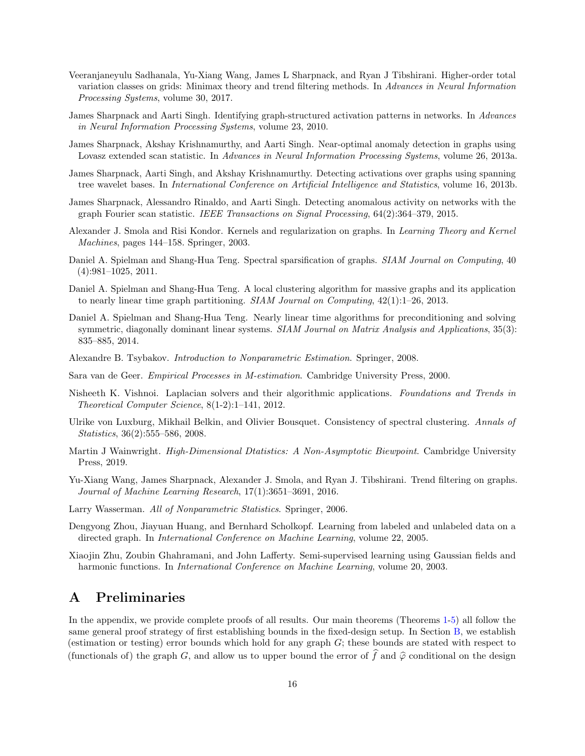Veeranjaneyulu Sadhanala, Yu-Xiang Wang, James L Sharpnack, and Ryan J Tibshirani. Higher-order total variation classes on grids: Minimax theory and trend filtering methods. In *Advances in Neural Information Processing Systems*, volume 30, 2017.

James Sharpnack and Aarti Singh. Identifying graph-structured activation patterns in networks. In *Advances in Neural Information Processing Systems*, volume 23, 2010.

James Sharpnack, Akshay Krishnamurthy, and Aarti Singh. Near-optimal anomaly detection in graphs using Lovasz extended scan statistic. In *Advances in Neural Information Processing Systems*, volume 26, 2013a.

James Sharpnack, Aarti Singh, and Akshay Krishnamurthy. Detecting activations over graphs using spanning tree wavelet bases. In *International Conference on Artificial Intelligence and Statistics*, volume 16, 2013b.

James Sharpnack, Alessandro Rinaldo, and Aarti Singh. Detecting anomalous activity on networks with the graph Fourier scan statistic. *IEEE Transactions on Signal Processing*, 64(2):364–379, 2015.

Alexander J. Smola and Risi Kondor. Kernels and regularization on graphs. In *Learning Theory and Kernel Machines*, pages 144–158. Springer, 2003.

Daniel A. Spielman and Shang-Hua Teng. Spectral sparsification of graphs. *SIAM Journal on Computing*, 40 (4):981–1025, 2011.

Daniel A. Spielman and Shang-Hua Teng. A local clustering algorithm for massive graphs and its application to nearly linear time graph partitioning. *SIAM Journal on Computing*, 42(1):1–26, 2013.

Daniel A. Spielman and Shang-Hua Teng. Nearly linear time algorithms for preconditioning and solving symmetric, diagonally dominant linear systems. *SIAM Journal on Matrix Analysis and Applications*, 35(3): 835–885, 2014.

Alexandre B. Tsybakov. *Introduction to Nonparametric Estimation*. Springer, 2008.

Sara van de Geer. *Empirical Processes in M-estimation*. Cambridge University Press, 2000.

Nisheeth K. Vishnoi. Laplacian solvers and their algorithmic applications. *Foundations and Trends in Theoretical Computer Science*, 8(1-2):1–141, 2012.

Ulrike von Luxburg, Mikhail Belkin, and Olivier Bousquet. Consistency of spectral clustering. *Annals of Statistics*, 36(2):555–586, 2008.

Martin J Wainwright. *High-Dimensional Dtatistics: A Non-Asymptotic Biewpoint*. Cambridge University Press, 2019.

Yu-Xiang Wang, James Sharpnack, Alexander J. Smola, and Ryan J. Tibshirani. Trend filtering on graphs. *Journal of Machine Learning Research*, 17(1):3651–3691, 2016.

Larry Wasserman. *All of Nonparametric Statistics*. Springer, 2006.

Dengyong Zhou, Jiayuan Huang, and Bernhard Scholkopf. Learning from labeled and unlabeled data on a directed graph. In *International Conference on Machine Learning*, volume 22, 2005.

Xiaojin Zhu, Zoubin Ghahramani, and John Lafferty. Semi-supervised learning using Gaussian fields and harmonic functions. In *International Conference on Machine Learning*, volume 20, 2003.

# A Preliminaries

In the appendix, we provide complete proofs of all results. Our main theorems (Theorems 1-5) all follow the same general proof strategy of first establishing bounds in the fixed-design setup. In Section B, we establish (estimation or testing) error bounds which hold for any graph $G$; these bounds are stated with respect to (functionals of) the graph $G$, and allow us to upper bound the error of $\widehat{f}$ and $\widehat{\varphi}$ conditional on the design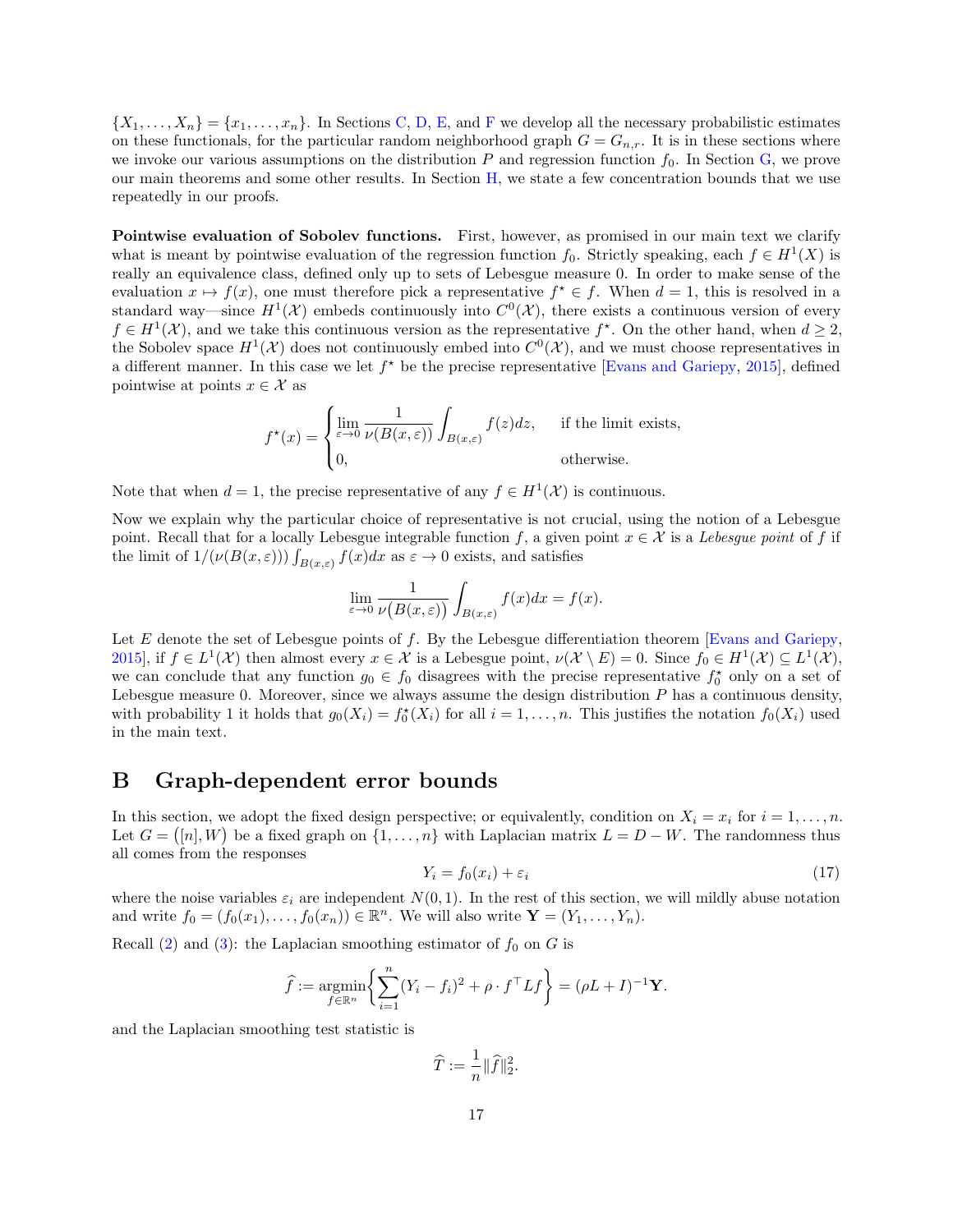$\{X_1, \ldots, X_n\} = \{x_1, \ldots, x_n\}$. In Sections C, D, E, and F we develop all the necessary probabilistic estimates on these functionals, for the particular random neighborhood graph $G = G_{n,r}$. It is in these sections where we invoke our various assumptions on the distribution $P$ and regression function $f_0$. In Section G, we prove our main theorems and some other results. In Section H, we state a few concentration bounds that we use repeatedly in our proofs.

**Pointwise evaluation of Sobolev functions.** First, however, as promised in our main text we clarify what is meant by pointwise evaluation of the regression function $f_0$. Strictly speaking, each $f \in H^1(X)$ is really an equivalence class, defined only up to sets of Lebesgue measure 0. In order to make sense of the evaluation $x \mapsto f(x)$, one must therefore pick a representative $f^\star \in f$. When $d = 1$, this is resolved in a standard way—since $H^1(\mathcal{X})$ embeds continuously into $C^0(\mathcal{X})$, there exists a continuous version of every $f \in H^1(\mathcal{X})$, and we take this continuous version as the representative $f^\star$. On the other hand, when $d \geq 2$, the Sobolev space $H^1(\mathcal{X})$ does not continuously embed into $C^0(\mathcal{X})$, and we must choose representatives in a different manner. In this case we let $f^\star$ be the precise representative [Evans and Gariepy, 2015], defined pointwise at points $x \in \mathcal{X}$ as

$$f^\star(x) = \begin{cases} \lim_{\varepsilon \to 0} \dfrac{1}{\nu(B(x,\varepsilon))} \displaystyle\int_{B(x,\varepsilon)} f(z)dz, & \text{if the limit exists,} \\ 0, & \text{otherwise.} \end{cases}$$

Note that when $d = 1$, the precise representative of any $f \in H^1(\mathcal{X})$ is continuous.

Now we explain why the particular choice of representative is not crucial, using the notion of a Lebesgue point. Recall that for a locally Lebesgue integrable function $f$, a given point $x \in \mathcal{X}$ is a *Lebesgue point* of $f$ if the limit of $1/(\nu(B(x,\varepsilon))) \int_{B(x,\varepsilon)} f(x)dx$ as $\varepsilon \to 0$ exists, and satisfies

$$\lim_{\varepsilon \to 0} \frac{1}{\nu\big(B(x,\varepsilon)\big)} \int_{B(x,\varepsilon)} f(x)dx = f(x).$$

Let $E$ denote the set of Lebesgue points of $f$. By the Lebesgue differentiation theorem [Evans and Gariepy, 2015], if $f \in L^1(\mathcal{X})$ then almost every $x \in \mathcal{X}$ is a Lebesgue point, $\nu(\mathcal{X} \setminus E) = 0$. Since $f_0 \in H^1(\mathcal{X}) \subseteq L^1(\mathcal{X})$, we can conclude that any function $g_0 \in f_0$ disagrees with the precise representative $f_0^\star$ only on a set of Lebesgue measure 0. Moreover, since we always assume the design distribution $P$ has a continuous density, with probability 1 it holds that $g_0(X_i) = f_0^\star(X_i)$ for all $i = 1, \ldots, n$. This justifies the notation $f_0(X_i)$ used in the main text.

# B Graph-dependent error bounds

In this section, we adopt the fixed design perspective; or equivalently, condition on $X_i = x_i$ for $i = 1, \ldots, n$. Let $G = \big([n], W\big)$ be a fixed graph on $\{1, \ldots, n\}$ with Laplacian matrix $L = D - W$. The randomness thus all comes from the responses

$$Y_i = f_0(x_i) + \varepsilon_i \tag{17}$$

where the noise variables $\varepsilon_i$ are independent $N(0,1)$. In the rest of this section, we will mildly abuse notation and write $f_0 = (f_0(x_1), \ldots, f_0(x_n)) \in \mathbb{R}^n$. We will also write $\mathbf{Y} = (Y_1, \ldots, Y_n)$.

Recall (2) and (3): the Laplacian smoothing estimator of $f_0$ on $G$ is

$$\widehat{f} := \underset{f \in \mathbb{R}^n}{\operatorname{argmin}} \bigg\{ \sum_{i=1}^n (Y_i - f_i)^2 + \rho \cdot f^\top L f \bigg\} = (\rho L + I)^{-1} \mathbf{Y}.$$

and the Laplacian smoothing test statistic is

$$\widehat{T} := \frac{1}{n} \|\widehat{f}\|_2^2.$$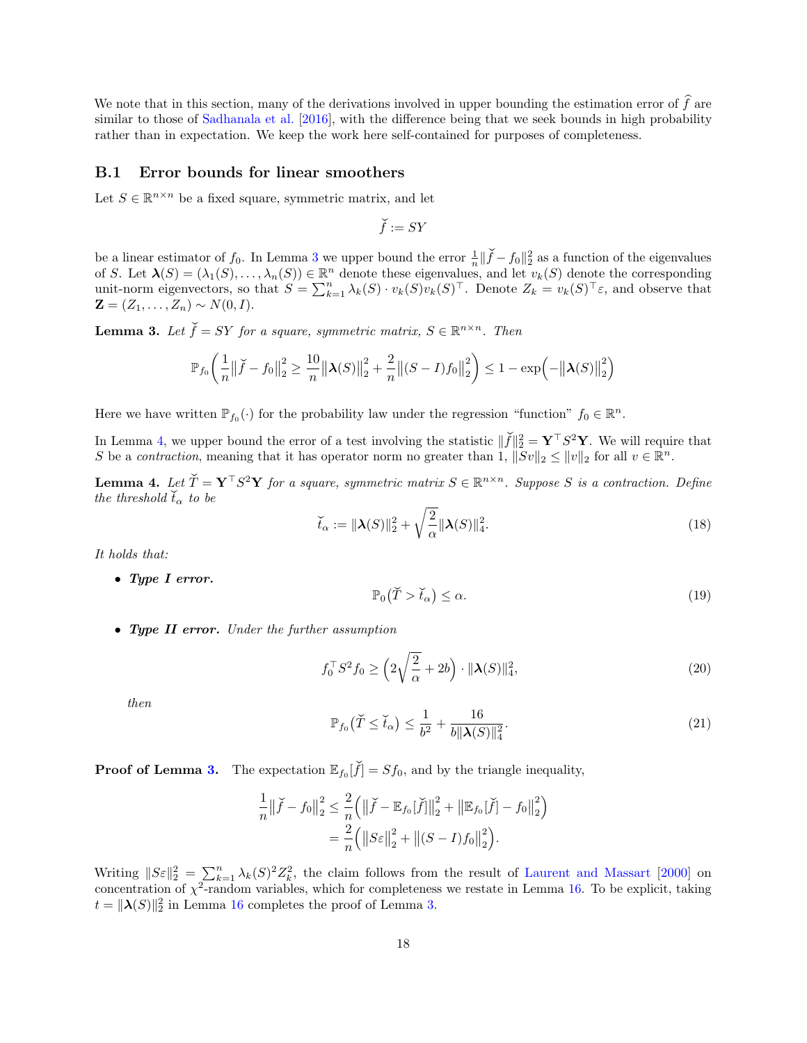We note that in this section, many of the derivations involved in upper bounding the estimation error of $\widehat{f}$ are similar to those of Sadhanala et al. [2016], with the difference being that we seek bounds in high probability rather than in expectation. We keep the work here self-contained for purposes of completeness.

## B.1 Error bounds for linear smoothers

Let $S \in \mathbb{R}^{n \times n}$ be a fixed square, symmetric matrix, and let

$$\breve{f} := SY$$

be a linear estimator of $f_0$. In Lemma 3 we upper bound the error $\frac{1}{n}\|\breve{f} - f_0\|_2^2$ as a function of the eigenvalues of $S$. Let $\boldsymbol{\lambda}(S) = (\lambda_1(S), \ldots, \lambda_n(S)) \in \mathbb{R}^n$ denote these eigenvalues, and let $v_k(S)$ denote the corresponding unit-norm eigenvectors, so that $S = \sum_{k=1}^n \lambda_k(S) \cdot v_k(S) v_k(S)^\top$. Denote $Z_k = v_k(S)^\top \varepsilon$, and observe that $\mathbf{Z} = (Z_1, \ldots, Z_n) \sim N(0, I)$.

**Lemma 3.** *Let $\breve{f} = SY$ for a square, symmetric matrix, $S \in \mathbb{R}^{n \times n}$. Then*

$$\mathbb{P}_{f_0}\left(\frac{1}{n}\big\|\breve{f} - f_0\big\|_2^2 \geq \frac{10}{n}\big\|\boldsymbol{\lambda}(S)\big\|_2^2 + \frac{2}{n}\big\|(S - I)f_0\big\|_2^2\right) \leq 1 - \exp\Big(-\big\|\boldsymbol{\lambda}(S)\big\|_2^2\Big)$$

Here we have written $\mathbb{P}_{f_0}(\cdot)$ for the probability law under the regression "function" $f_0 \in \mathbb{R}^n$.

In Lemma 4, we upper bound the error of a test involving the statistic $\|\breve{f}\|_2^2 = \mathbf{Y}^\top S^2 \mathbf{Y}$. We will require that $S$ be a *contraction*, meaning that it has operator norm no greater than 1, $\|Sv\|_2 \leq \|v\|_2$ for all $v \in \mathbb{R}^n$.

**Lemma 4.** *Let $\breve{T} = \mathbf{Y}^\top S^2 \mathbf{Y}$ for a square, symmetric matrix $S \in \mathbb{R}^{n \times n}$. Suppose $S$ is a contraction. Define the threshold $\breve{t}_\alpha$ to be*

$$\breve{t}_\alpha := \|\boldsymbol{\lambda}(S)\|_2^2 + \sqrt{\frac{2}{\alpha}}\|\boldsymbol{\lambda}(S)\|_4^2. \tag{18}$$

*It holds that:*

- ***Type I error.***

$$\mathbb{P}_0\big(\breve{T} > \breve{t}_\alpha\big) \leq \alpha. \tag{19}$$

- ***Type II error.*** *Under the further assumption*

$$f_0^\top S^2 f_0 \geq \left(2\sqrt{\frac{2}{\alpha}} + 2b\right) \cdot \|\boldsymbol{\lambda}(S)\|_4^2, \tag{20}$$

*then*

$$\mathbb{P}_{f_0}\big(\breve{T} \leq \breve{t}_\alpha\big) \leq \frac{1}{b^2} + \frac{16}{b\|\boldsymbol{\lambda}(S)\|_4^2}. \tag{21}$$

**Proof of Lemma 3.** The expectation $\mathbb{E}_{f_0}[\breve{f}] = Sf_0$, and by the triangle inequality,

$$\begin{aligned}
\frac{1}{n}\big\|\breve{f} - f_0\big\|_2^2 &\leq \frac{2}{n}\Big(\big\|\breve{f} - \mathbb{E}_{f_0}[\breve{f}]\big\|_2^2 + \big\|\mathbb{E}_{f_0}[\breve{f}] - f_0\big\|_2^2\Big) \\
&= \frac{2}{n}\Big(\big\|S\varepsilon\big\|_2^2 + \big\|(S - I)f_0\big\|_2^2\Big).
\end{aligned}$$

Writing $\|S\varepsilon\|_2^2 = \sum_{k=1}^n \lambda_k(S)^2 Z_k^2$, the claim follows from the result of Laurent and Massart [2000] on concentration of $\chi^2$-random variables, which for completeness we restate in Lemma 16. To be explicit, taking $t = \|\boldsymbol{\lambda}(S)\|_2^2$ in Lemma 16 completes the proof of Lemma 3.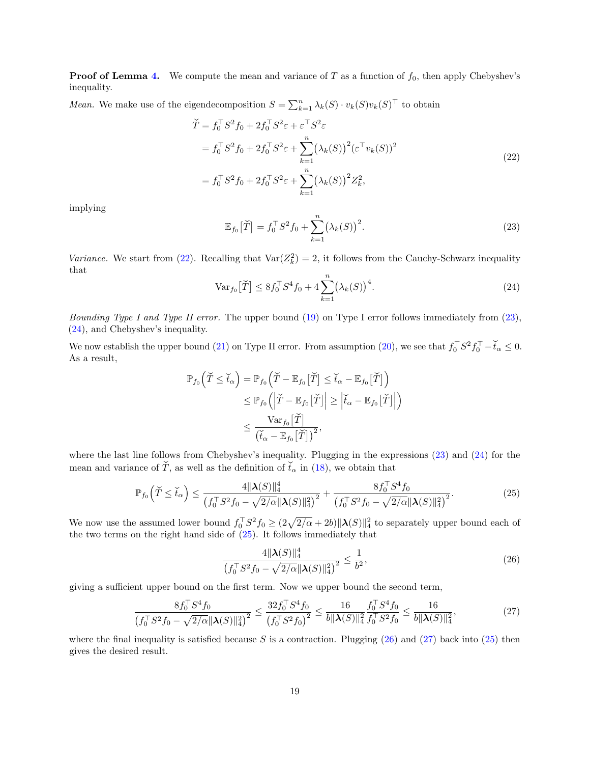**Proof of Lemma 4.** We compute the mean and variance of $T$ as a function of $f_0$, then apply Chebyshev's inequality.

*Mean.* We make use of the eigendecomposition $S = \sum_{k=1}^n \lambda_k(S) \cdot v_k(S) v_k(S)^\top$ to obtain

$$
\begin{aligned}
\breve{T} &= f_0^\top S^2 f_0 + 2 f_0^\top S^2 \varepsilon + \varepsilon^\top S^2 \varepsilon \\
&= f_0^\top S^2 f_0 + 2 f_0^\top S^2 \varepsilon + \sum_{k=1}^n \big(\lambda_k(S)\big)^2 (\varepsilon^\top v_k(S))^2 \\
&= f_0^\top S^2 f_0 + 2 f_0^\top S^2 \varepsilon + \sum_{k=1}^n \big(\lambda_k(S)\big)^2 Z_k^2,
\end{aligned}
\tag{22}
$$

implying

$$
\mathbb{E}_{f_0}\big[\breve{T}\big] = f_0^\top S^2 f_0 + \sum_{k=1}^n \big(\lambda_k(S)\big)^2. \tag{23}
$$

*Variance.* We start from (22). Recalling that $\mathrm{Var}(Z_k^2) = 2$, it follows from the Cauchy-Schwarz inequality that

$$
\mathrm{Var}_{f_0}\big[\breve{T}\big] \le 8 f_0^\top S^4 f_0 + 4 \sum_{k=1}^n \big(\lambda_k(S)\big)^4. \tag{24}
$$

*Bounding Type I and Type II error.* The upper bound (19) on Type I error follows immediately from (23), (24), and Chebyshev's inequality.

We now establish the upper bound (21) on Type II error. From assumption (20), we see that $f_0^\top S^2 f_0^\top - \breve{t}_\alpha \le 0$. As a result,

$$
\begin{aligned}
\mathbb{P}_{f_0}\Big(\breve{T} \le \breve{t}_\alpha\Big) &= \mathbb{P}_{f_0}\Big(\breve{T} - \mathbb{E}_{f_0}\big[\breve{T}\big] \le \breve{t}_\alpha - \mathbb{E}_{f_0}\big[\breve{T}\big]\Big) \\
&\le \mathbb{P}_{f_0}\Big(\Big|\breve{T} - \mathbb{E}_{f_0}\big[\breve{T}\big]\Big| \ge \Big|\breve{t}_\alpha - \mathbb{E}_{f_0}\big[\breve{T}\big]\Big|\Big) \\
&\le \frac{\mathrm{Var}_{f_0}\big[\breve{T}\big]}{\big(\breve{t}_\alpha - \mathbb{E}_{f_0}\big[\breve{T}\big]\big)^2},
\end{aligned}
$$

where the last line follows from Chebyshev's inequality. Plugging in the expressions (23) and (24) for the mean and variance of $\breve{T}$, as well as the definition of $\breve{t}_\alpha$ in (18), we obtain that

$$
\mathbb{P}_{f_0}\Big(\breve{T} \le \breve{t}_\alpha\Big) \le \frac{4\|\boldsymbol{\lambda}(S)\|_4^4}{\big(f_0^\top S^2 f_0 - \sqrt{2/\alpha}\|\boldsymbol{\lambda}(S)\|_4^2\big)^2} + \frac{8 f_0^\top S^4 f_0}{\big(f_0^\top S^2 f_0 - \sqrt{2/\alpha}\|\boldsymbol{\lambda}(S)\|_4^2\big)^2}. \tag{25}
$$

We now use the assumed lower bound $f_0^\top S^2 f_0 \ge (2\sqrt{2/\alpha} + 2b)\|\boldsymbol{\lambda}(S)\|_4^2$ to separately upper bound each of the two terms on the right hand side of (25). It follows immediately that

$$
\frac{4\|\boldsymbol{\lambda}(S)\|_4^4}{\big(f_0^\top S^2 f_0 - \sqrt{2/\alpha}\|\boldsymbol{\lambda}(S)\|_4^2\big)^2} \le \frac{1}{b^2}, \tag{26}
$$

giving a sufficient upper bound on the first term. Now we upper bound the second term,

$$
\frac{8 f_0^\top S^4 f_0}{\big(f_0^\top S^2 f_0 - \sqrt{2/\alpha}\|\boldsymbol{\lambda}(S)\|_4^2\big)^2} \le \frac{32 f_0^\top S^4 f_0}{\big(f_0^\top S^2 f_0\big)^2} \le \frac{16}{b\|\boldsymbol{\lambda}(S)\|_4^2} \frac{f_0^\top S^4 f_0}{f_0^\top S^2 f_0} \le \frac{16}{b\|\boldsymbol{\lambda}(S)\|_4^2}, \tag{27}
$$

where the final inequality is satisfied because $S$ is a contraction. Plugging (26) and (27) back into (25) then gives the desired result.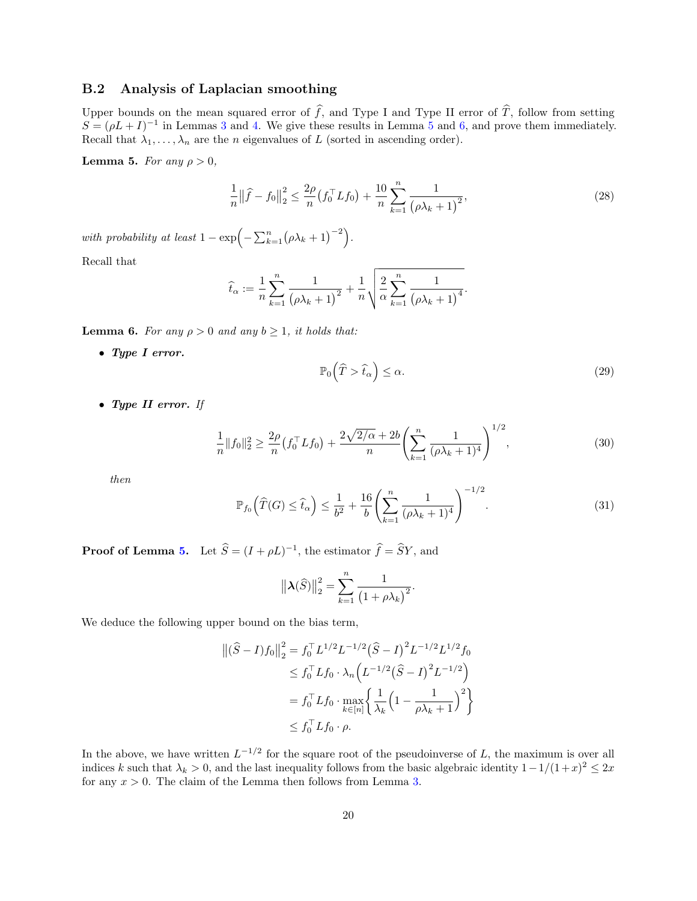### B.2 Analysis of Laplacian smoothing

Upper bounds on the mean squared error of $\widehat{f}$, and Type I and Type II error of $\widehat{T}$, follow from setting $S = (\rho L + I)^{-1}$ in Lemmas 3 and 4. We give these results in Lemma 5 and 6, and prove them immediately. Recall that $\lambda_1, \ldots, \lambda_n$ are the $n$ eigenvalues of $L$ (sorted in ascending order).

**Lemma 5.** *For any $\rho > 0$,*

$$\frac{1}{n}\big\|\widehat{f} - f_0\big\|_2^2 \leq \frac{2\rho}{n}\big(f_0^\top L f_0\big) + \frac{10}{n}\sum_{k=1}^{n}\frac{1}{\big(\rho\lambda_k + 1\big)^2}, \tag{28}$$

*with probability at least $1 - \exp\Big(-\sum_{k=1}^{n}\big(\rho\lambda_k + 1\big)^{-2}\Big)$.*

Recall that

$$\widehat{t}_\alpha := \frac{1}{n}\sum_{k=1}^{n}\frac{1}{\big(\rho\lambda_k + 1\big)^2} + \frac{1}{n}\sqrt{\frac{2}{\alpha}\sum_{k=1}^{n}\frac{1}{\big(\rho\lambda_k + 1\big)^4}}.$$

**Lemma 6.** *For any $\rho > 0$ and any $b \geq 1$, it holds that:*

- ***Type I error.***

$$\mathbb{P}_0\Big(\widehat{T} > \widehat{t}_\alpha\Big) \leq \alpha. \tag{29}$$

- ***Type II error.*** *If*

$$\frac{1}{n}\|f_0\|_2^2 \geq \frac{2\rho}{n}\big(f_0^\top L f_0\big) + \frac{2\sqrt{2/\alpha} + 2b}{n}\left(\sum_{k=1}^{n}\frac{1}{(\rho\lambda_k + 1)^4}\right)^{1/2}, \tag{30}$$

*then*

$$\mathbb{P}_{f_0}\Big(\widehat{T}(G) \leq \widehat{t}_\alpha\Big) \leq \frac{1}{b^2} + \frac{16}{b}\left(\sum_{k=1}^{n}\frac{1}{(\rho\lambda_k + 1)^4}\right)^{-1/2}. \tag{31}$$

**Proof of Lemma 5.** Let $\widehat{S} = (I + \rho L)^{-1}$, the estimator $\widehat{f} = \widehat{S}Y$, and

$$\big\|\boldsymbol{\lambda}(\widehat{S})\big\|_2^2 = \sum_{k=1}^{n}\frac{1}{\big(1 + \rho\lambda_k\big)^2}.$$

We deduce the following upper bound on the bias term,

$$\begin{aligned}
\big\|(\widehat{S} - I)f_0\big\|_2^2 &= f_0^\top L^{1/2} L^{-1/2}\big(\widehat{S} - I\big)^2 L^{-1/2} L^{1/2} f_0 \\
&\leq f_0^\top L f_0 \cdot \lambda_n\Big(L^{-1/2}\big(\widehat{S} - I\big)^2 L^{-1/2}\Big) \\
&= f_0^\top L f_0 \cdot \max_{k \in [n]}\left\{\frac{1}{\lambda_k}\Big(1 - \frac{1}{\rho\lambda_k + 1}\Big)^2\right\} \\
&\leq f_0^\top L f_0 \cdot \rho.
\end{aligned}$$

In the above, we have written $L^{-1/2}$ for the square root of the pseudoinverse of $L$, the maximum is over all indices $k$ such that $\lambda_k > 0$, and the last inequality follows from the basic algebraic identity $1 - 1/(1+x)^2 \leq 2x$ for any $x > 0$. The claim of the Lemma then follows from Lemma 3.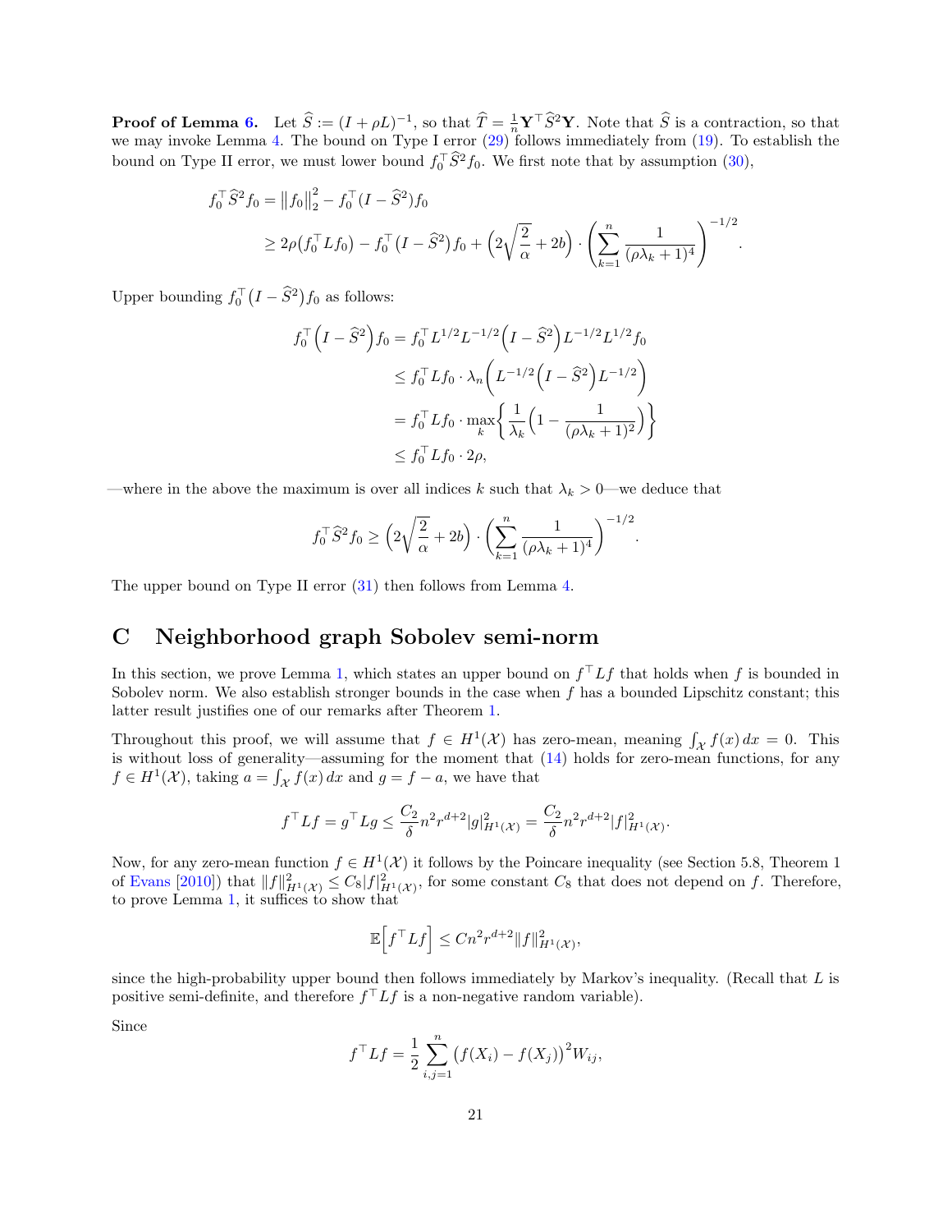**Proof of Lemma 6.** Let $\widehat{S} := (I + \rho L)^{-1}$, so that $\widehat{T} = \frac{1}{n}\mathbf{Y}^\top \widehat{S}^2 \mathbf{Y}$. Note that $\widehat{S}$ is a contraction, so that we may invoke Lemma 4. The bound on Type I error (29) follows immediately from (19). To establish the bound on Type II error, we must lower bound $f_0^\top \widehat{S}^2 f_0$. We first note that by assumption (30),

$$
\begin{aligned}
f_0^\top \widehat{S}^2 f_0 &= \|f_0\|_2^2 - f_0^\top (I - \widehat{S}^2) f_0 \\
&\geq 2\rho\big(f_0^\top L f_0\big) - f_0^\top \big(I - \widehat{S}^2\big) f_0 + \Big(2\sqrt{\frac{2}{\alpha}} + 2b\Big) \cdot \Bigg(\sum_{k=1}^{n} \frac{1}{(\rho\lambda_k + 1)^4}\Bigg)^{-1/2}.
\end{aligned}
$$

Upper bounding $f_0^\top \big(I - \widehat{S}^2\big) f_0$ as follows:

$$
\begin{aligned}
f_0^\top \Big(I - \widehat{S}^2\Big) f_0 &= f_0^\top L^{1/2} L^{-1/2} \Big(I - \widehat{S}^2\Big) L^{-1/2} L^{1/2} f_0 \\
&\leq f_0^\top L f_0 \cdot \lambda_n \Big(L^{-1/2} \Big(I - \widehat{S}^2\Big) L^{-1/2}\Big) \\
&= f_0^\top L f_0 \cdot \max_k \bigg\{ \frac{1}{\lambda_k} \Big(1 - \frac{1}{(\rho\lambda_k + 1)^2}\Big) \bigg\} \\
&\leq f_0^\top L f_0 \cdot 2\rho,
\end{aligned}
$$

—where in the above the maximum is over all indices $k$ such that $\lambda_k > 0$—we deduce that

$$
f_0^\top \widehat{S}^2 f_0 \geq \Big(2\sqrt{\frac{2}{\alpha}} + 2b\Big) \cdot \Bigg(\sum_{k=1}^{n} \frac{1}{(\rho\lambda_k + 1)^4}\Bigg)^{-1/2}.
$$

The upper bound on Type II error (31) then follows from Lemma 4.

# C Neighborhood graph Sobolev semi-norm

In this section, we prove Lemma 1, which states an upper bound on $f^\top L f$ that holds when $f$ is bounded in Sobolev norm. We also establish stronger bounds in the case when $f$ has a bounded Lipschitz constant; this latter result justifies one of our remarks after Theorem 1.

Throughout this proof, we will assume that $f \in H^1(\mathcal{X})$ has zero-mean, meaning $\int_{\mathcal{X}} f(x)\,dx = 0$. This is without loss of generality—assuming for the moment that (14) holds for zero-mean functions, for any $f \in H^1(\mathcal{X})$, taking $a = \int_{\mathcal{X}} f(x)\,dx$ and $g = f - a$, we have that

$$
f^\top L f = g^\top L g \leq \frac{C_2}{\delta} n^2 r^{d+2} |g|_{H^1(\mathcal{X})}^2 = \frac{C_2}{\delta} n^2 r^{d+2} |f|_{H^1(\mathcal{X})}^2.
$$

Now, for any zero-mean function $f \in H^1(\mathcal{X})$ it follows by the Poincare inequality (see Section 5.8, Theorem 1 of Evans [2010]) that $\|f\|_{H^1(\mathcal{X})}^2 \leq C_8 |f|_{H^1(\mathcal{X})}^2$, for some constant $C_8$ that does not depend on $f$. Therefore, to prove Lemma 1, it suffices to show that

$$
\mathbb{E}\Big[f^\top L f\Big] \leq C n^2 r^{d+2} \|f\|_{H^1(\mathcal{X})}^2,
$$

since the high-probability upper bound then follows immediately by Markov's inequality. (Recall that $L$ is positive semi-definite, and therefore $f^\top L f$ is a non-negative random variable).

Since

$$
f^\top L f = \frac{1}{2} \sum_{i,j=1}^{n} \big(f(X_i) - f(X_j)\big)^2 W_{ij},
$$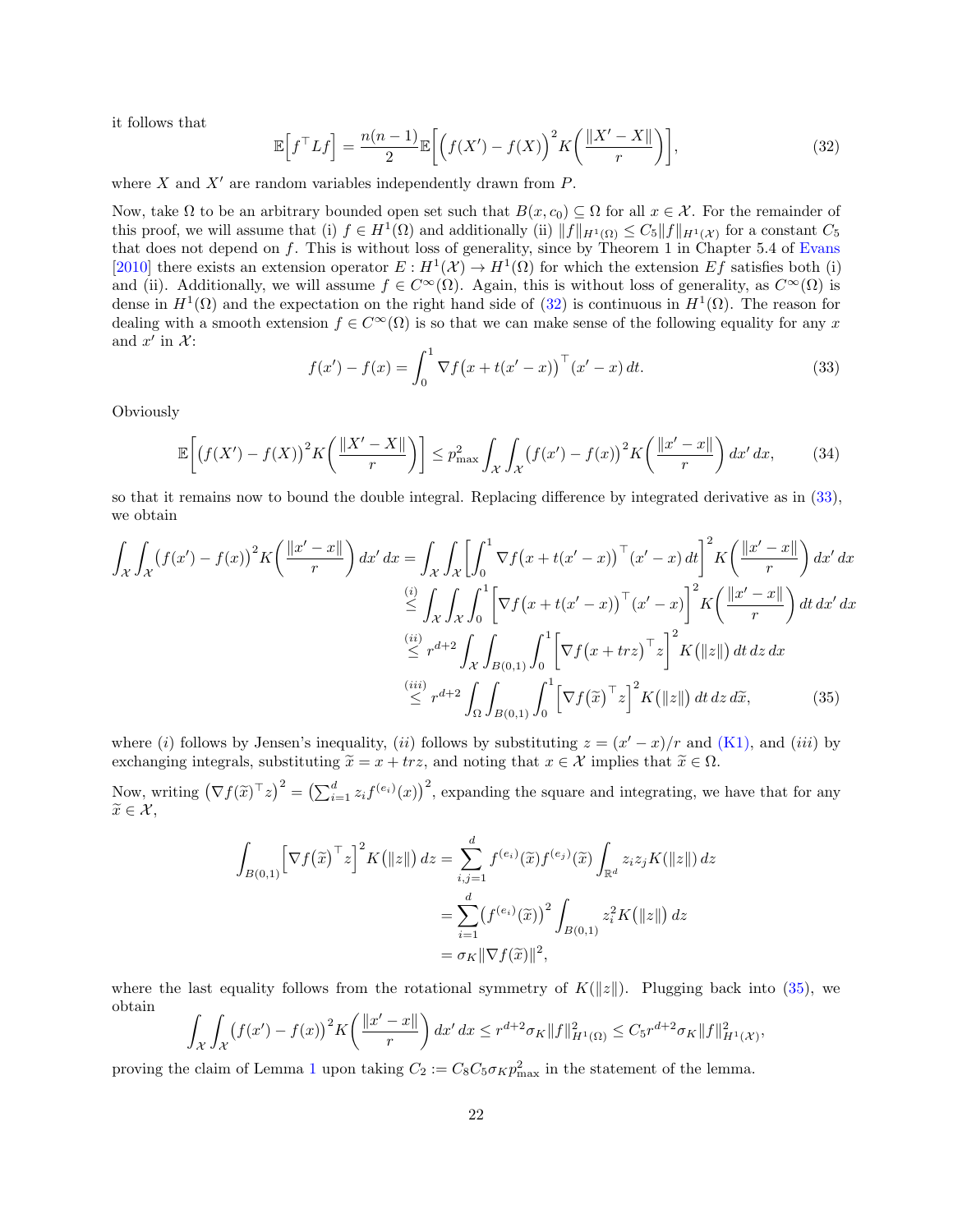it follows that

$$
\mathbb{E}\Big[f^\top L f\Big] = \frac{n(n-1)}{2}\mathbb{E}\bigg[\Big(f(X') - f(X)\Big)^2 K\bigg(\frac{\|X'-X\|}{r}\bigg)\bigg], \tag{32}
$$

where $X$ and $X'$ are random variables independently drawn from $P$.

Now, take $\Omega$ to be an arbitrary bounded open set such that $B(x,c_0) \subseteq \Omega$ for all $x \in \mathcal{X}$. For the remainder of this proof, we will assume that (i) $f \in H^1(\Omega)$ and additionally (ii) $\|f\|_{H^1(\Omega)} \le C_5 \|f\|_{H^1(\mathcal{X})}$ for a constant $C_5$ that does not depend on $f$. This is without loss of generality, since by Theorem 1 in Chapter 5.4 of Evans [2010] there exists an extension operator $E: H^1(\mathcal{X}) \to H^1(\Omega)$ for which the extension $Ef$ satisfies both (i) and (ii). Additionally, we will assume $f \in C^\infty(\Omega)$. Again, this is without loss of generality, as $C^\infty(\Omega)$ is dense in $H^1(\Omega)$ and the expectation on the right hand side of (32) is continuous in $H^1(\Omega)$. The reason for dealing with a smooth extension $f \in C^\infty(\Omega)$ is so that we can make sense of the following equality for any $x$ and $x'$ in $\mathcal{X}$:

$$
f(x') - f(x) = \int_0^1 \nabla f\big(x + t(x'-x)\big)^\top (x'-x)\,dt. \tag{33}
$$

Obviously

$$
\mathbb{E}\bigg[\big(f(X') - f(X)\big)^2 K\bigg(\frac{\|X'-X\|}{r}\bigg)\bigg] \le p_{\max}^2 \int_{\mathcal{X}}\int_{\mathcal{X}} \big(f(x') - f(x)\big)^2 K\bigg(\frac{\|x'-x\|}{r}\bigg)\,dx'\,dx, \tag{34}
$$

so that it remains now to bound the double integral. Replacing difference by integrated derivative as in (33), we obtain

$$
\begin{aligned}
\int_{\mathcal{X}}\int_{\mathcal{X}} \big(f(x') - f(x)\big)^2 K\bigg(\frac{\|x'-x\|}{r}\bigg)\,dx'\,dx &= \int_{\mathcal{X}}\int_{\mathcal{X}} \bigg[\int_0^1 \nabla f\big(x + t(x'-x)\big)^\top (x'-x)\,dt\bigg]^2 K\bigg(\frac{\|x'-x\|}{r}\bigg)\,dx'\,dx \\
&\overset{(i)}{\le} \int_{\mathcal{X}}\int_{\mathcal{X}}\int_0^1 \bigg[\nabla f\big(x + t(x'-x)\big)^\top (x'-x)\bigg]^2 K\bigg(\frac{\|x'-x\|}{r}\bigg)\,dt\,dx'\,dx \\
&\overset{(ii)}{\le} r^{d+2}\int_{\mathcal{X}}\int_{B(0,1)}\int_0^1 \bigg[\nabla f\big(x + trz\big)^\top z\bigg]^2 K\big(\|z\|\big)\,dt\,dz\,dx \\
&\overset{(iii)}{\le} r^{d+2}\int_{\Omega}\int_{B(0,1)}\int_0^1 \Big[\nabla f\big(\widetilde{x}\big)^\top z\Big]^2 K\big(\|z\|\big)\,dt\,dz\,d\widetilde{x},
\end{aligned} \tag{35}
$$

where $(i)$ follows by Jensen's inequality, $(ii)$ follows by substituting $z = (x'-x)/r$ and (K1), and $(iii)$ by exchanging integrals, substituting $\widetilde{x} = x + trz$, and noting that $x \in \mathcal{X}$ implies that $\widetilde{x} \in \Omega$.

Now, writing $\big(\nabla f(\widetilde{x})^\top z\big)^2 = \big(\sum_{i=1}^d z_i f^{(e_i)}(x)\big)^2$, expanding the square and integrating, we have that for any $\widetilde{x} \in \mathcal{X}$,

$$
\begin{aligned}
\int_{B(0,1)} \Big[\nabla f\big(\widetilde{x}\big)^\top z\Big]^2 K\big(\|z\|\big)\,dz &= \sum_{i,j=1}^d f^{(e_i)}(\widetilde{x}) f^{(e_j)}(\widetilde{x}) \int_{\mathbb{R}^d} z_i z_j K\big(\|z\|\big)\,dz \\
&= \sum_{i=1}^d \big(f^{(e_i)}(\widetilde{x})\big)^2 \int_{B(0,1)} z_i^2 K\big(\|z\|\big)\,dz \\
&= \sigma_K \|\nabla f(\widetilde{x})\|^2,
\end{aligned}
$$

where the last equality follows from the rotational symmetry of $K(\|z\|)$. Plugging back into (35), we obtain

$$
\int_{\mathcal{X}}\int_{\mathcal{X}} \big(f(x') - f(x)\big)^2 K\bigg(\frac{\|x'-x\|}{r}\bigg)\,dx'\,dx \le r^{d+2}\sigma_K \|f\|_{H^1(\Omega)}^2 \le C_5 r^{d+2} \sigma_K \|f\|_{H^1(\mathcal{X})}^2,
$$

proving the claim of Lemma 1 upon taking $C_2 := C_8 C_5 \sigma_K p_{\max}^2$ in the statement of the lemma.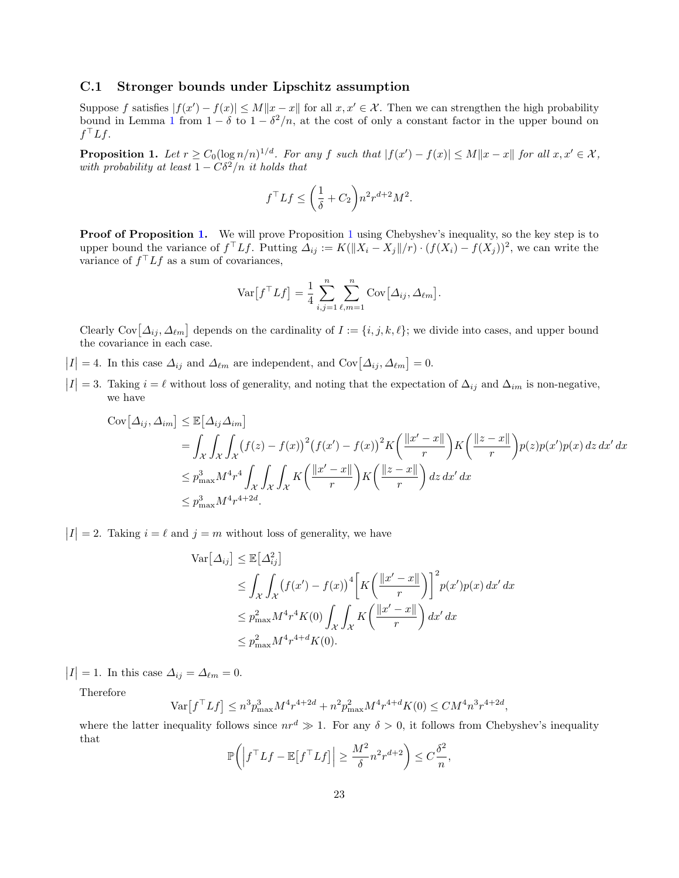## C.1 Stronger bounds under Lipschitz assumption

Suppose $f$ satisfies $|f(x') - f(x)| \leq M\|x - x\|$ for all $x, x' \in \mathcal{X}$. Then we can strengthen the high probability bound in Lemma 1 from $1 - \delta$ to $1 - \delta^2/n$, at the cost of only a constant factor in the upper bound on $f^\top Lf$.

**Proposition 1.** *Let $r \geq C_0(\log n/n)^{1/d}$. For any $f$ such that $|f(x') - f(x)| \leq M\|x - x\|$ for all $x, x' \in \mathcal{X}$, with probability at least $1 - C\delta^2/n$ it holds that*

$$f^\top Lf \leq \left(\frac{1}{\delta} + C_2\right) n^2 r^{d+2} M^2.$$

**Proof of Proposition 1.** We will prove Proposition 1 using Chebyshev's inequality, so the key step is to upper bound the variance of $f^\top Lf$. Putting $\Delta_{ij} := K(\|X_i - X_j\|/r) \cdot (f(X_i) - f(X_j))^2$, we can write the variance of $f^\top Lf$ as a sum of covariances,

$$\operatorname{Var}\big[f^\top Lf\big] = \frac{1}{4}\sum_{i,j=1}^{n}\sum_{\ell,m=1}^{n} \operatorname{Cov}\big[\Delta_{ij}, \Delta_{\ell m}\big].$$

Clearly $\operatorname{Cov}\big[\Delta_{ij}, \Delta_{\ell m}\big]$ depends on the cardinality of $I := \{i, j, k, \ell\}$; we divide into cases, and upper bound the covariance in each case.

$|I| = 4$. In this case $\Delta_{ij}$ and $\Delta_{\ell m}$ are independent, and $\operatorname{Cov}\big[\Delta_{ij}, \Delta_{\ell m}\big] = 0$.

$|I| = 3$. Taking $i = \ell$ without loss of generality, and noting that the expectation of $\Delta_{ij}$ and $\Delta_{im}$ is non-negative, we have

$$\begin{aligned}
\operatorname{Cov}\big[\Delta_{ij}, \Delta_{im}\big] &\leq \mathbb{E}\big[\Delta_{ij}\Delta_{im}\big] \\
&= \int_{\mathcal{X}}\int_{\mathcal{X}}\int_{\mathcal{X}} \big(f(z) - f(x)\big)^2\big(f(x') - f(x)\big)^2 K\left(\frac{\|x' - x\|}{r}\right) K\left(\frac{\|z - x\|}{r}\right) p(z)p(x')p(x)\,dz\,dx'\,dx \\
&\leq p_{\max}^3 M^4 r^4 \int_{\mathcal{X}}\int_{\mathcal{X}}\int_{\mathcal{X}} K\left(\frac{\|x' - x\|}{r}\right) K\left(\frac{\|z - x\|}{r}\right) dz\,dx'\,dx \\
&\leq p_{\max}^3 M^4 r^{4+2d}.
\end{aligned}$$

$|I| = 2$. Taking $i = \ell$ and $j = m$ without loss of generality, we have

$$\begin{aligned}
\operatorname{Var}\big[\Delta_{ij}\big] &\leq \mathbb{E}\big[\Delta_{ij}^2\big] \\
&\leq \int_{\mathcal{X}}\int_{\mathcal{X}} \big(f(x') - f(x)\big)^4 \left[K\left(\frac{\|x' - x\|}{r}\right)\right]^2 p(x')p(x)\,dx'\,dx \\
&\leq p_{\max}^2 M^4 r^4 K(0) \int_{\mathcal{X}}\int_{\mathcal{X}} K\left(\frac{\|x' - x\|}{r}\right) dx'\,dx \\
&\leq p_{\max}^2 M^4 r^{4+d} K(0).
\end{aligned}$$

$|I| = 1$. In this case $\Delta_{ij} = \Delta_{\ell m} = 0$.

Therefore

$$\operatorname{Var}\big[f^\top Lf\big] \leq n^3 p_{\max}^3 M^4 r^{4+2d} + n^2 p_{\max}^2 M^4 r^{4+d} K(0) \leq C M^4 n^3 r^{4+2d},$$

where the latter inequality follows since $nr^d \gg 1$. For any $\delta > 0$, it follows from Chebyshev's inequality that

$$\mathbb{P}\left(\Big|f^\top Lf - \mathbb{E}\big[f^\top Lf\big]\Big| \geq \frac{M^2}{\delta} n^2 r^{d+2}\right) \leq C\frac{\delta^2}{n},$$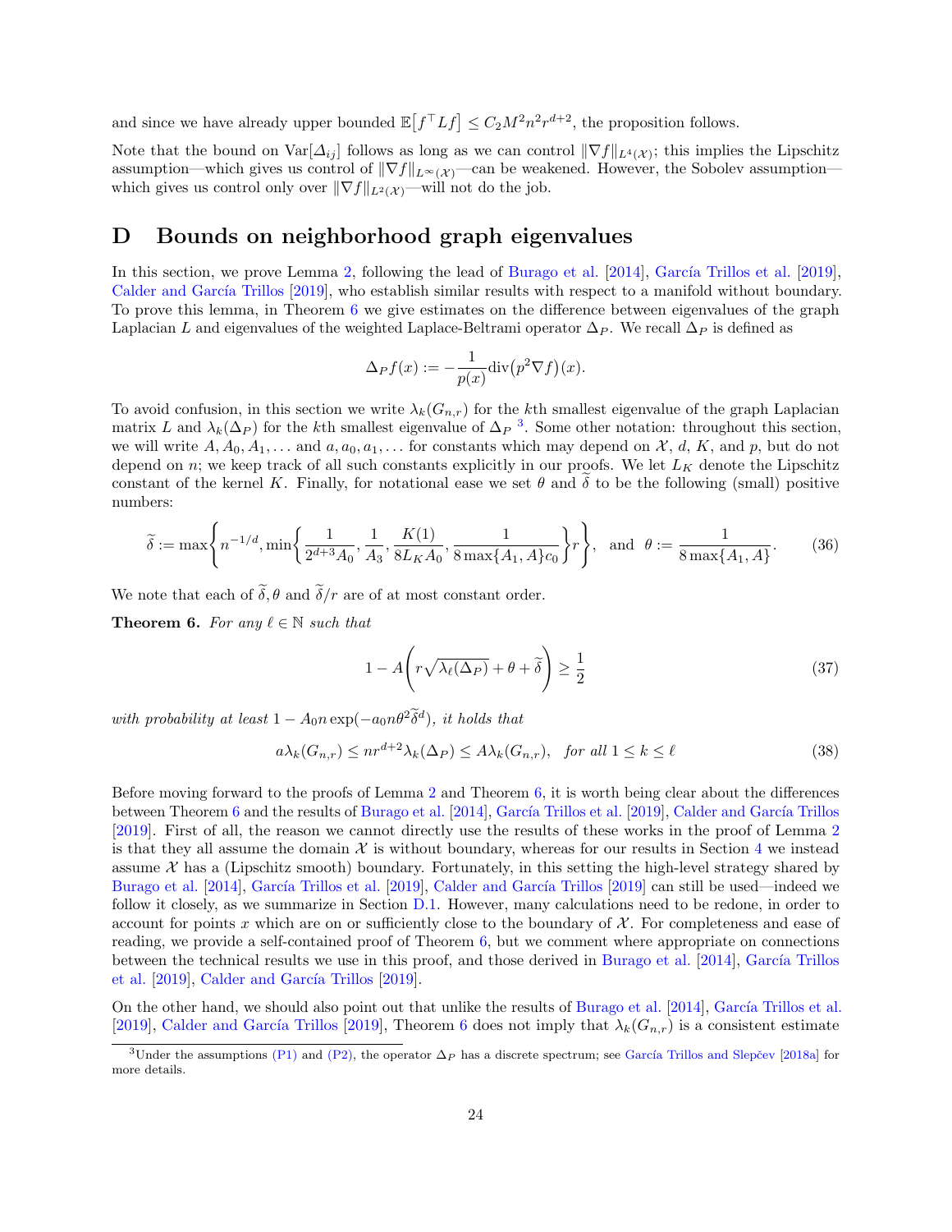and since we have already upper bounded $\mathbb{E}\big[f^\top L f\big] \le C_2 M^2 n^2 r^{d+2}$, the proposition follows.

Note that the bound on $\mathrm{Var}[\Delta_{ij}]$ follows as long as we can control $\|\nabla f\|_{L^4(\mathcal{X})}$; this implies the Lipschitz assumption—which gives us control of $\|\nabla f\|_{L^\infty(\mathcal{X})}$—can be weakened. However, the Sobolev assumption—which gives us control only over $\|\nabla f\|_{L^2(\mathcal{X})}$—will not do the job.

# D Bounds on neighborhood graph eigenvalues

In this section, we prove Lemma 2, following the lead of Burago et al. [2014], García Trillos et al. [2019], Calder and García Trillos [2019], who establish similar results with respect to a manifold without boundary. To prove this lemma, in Theorem 6 we give estimates on the difference between eigenvalues of the graph Laplacian $L$ and eigenvalues of the weighted Laplace-Beltrami operator $\Delta_P$. We recall $\Delta_P$ is defined as

$$\Delta_P f(x) := -\frac{1}{p(x)}\mathrm{div}\big(p^2 \nabla f\big)(x).$$

To avoid confusion, in this section we write $\lambda_k(G_{n,r})$ for the $k$th smallest eigenvalue of the graph Laplacian matrix $L$ and $\lambda_k(\Delta_P)$ for the $k$th smallest eigenvalue of $\Delta_P$ [3]. Some other notation: throughout this section, we will write $A, A_0, A_1, \ldots$ and $a, a_0, a_1, \ldots$ for constants which may depend on $\mathcal{X}$, $d$, $K$, and $p$, but do not depend on $n$; we keep track of all such constants explicitly in our proofs. We let $L_K$ denote the Lipschitz constant of the kernel $K$. Finally, for notational ease we set $\theta$ and $\widetilde{\delta}$ to be the following (small) positive numbers:

$$\widetilde{\delta} := \max\left\{n^{-1/d}, \min\left\{\frac{1}{2^{d+3}A_0}, \frac{1}{A_3}, \frac{K(1)}{8L_K A_0}, \frac{1}{8\max\{A_1, A\}c_0}\right\}r\right\}, \quad \text{and} \quad \theta := \frac{1}{8\max\{A_1, A\}}. \tag{36}$$

We note that each of $\widetilde{\delta}, \theta$ and $\widetilde{\delta}/r$ are of at most constant order.

**Theorem 6.** *For any $\ell \in \mathbb{N}$ such that*

$$1 - A\left(r\sqrt{\lambda_\ell(\Delta_P)} + \theta + \widetilde{\delta}\right) \ge \frac{1}{2} \tag{37}$$

*with probability at least $1 - A_0 n \exp(-a_0 n \theta^2 \widetilde{\delta}^d)$, it holds that*

$$a\lambda_k(G_{n,r}) \le n r^{d+2} \lambda_k(\Delta_P) \le A \lambda_k(G_{n,r}), \quad \text{for all } 1 \le k \le \ell \tag{38}$$

Before moving forward to the proofs of Lemma 2 and Theorem 6, it is worth being clear about the differences between Theorem 6 and the results of Burago et al. [2014], García Trillos et al. [2019], Calder and García Trillos [2019]. First of all, the reason we cannot directly use the results of these works in the proof of Lemma 2 is that they all assume the domain $\mathcal{X}$ is without boundary, whereas for our results in Section 4 we instead assume $\mathcal{X}$ has a (Lipschitz smooth) boundary. Fortunately, in this setting the high-level strategy shared by Burago et al. [2014], García Trillos et al. [2019], Calder and García Trillos [2019] can still be used—indeed we follow it closely, as we summarize in Section D.1. However, many calculations need to be redone, in order to account for points $x$ which are on or sufficiently close to the boundary of $\mathcal{X}$. For completeness and ease of reading, we provide a self-contained proof of Theorem 6, but we comment where appropriate on connections between the technical results we use in this proof, and those derived in Burago et al. [2014], García Trillos et al. [2019], Calder and García Trillos [2019].

On the other hand, we should also point out that unlike the results of Burago et al. [2014], García Trillos et al. [2019], Calder and García Trillos [2019], Theorem 6 does not imply that $\lambda_k(G_{n,r})$ is a consistent estimate

[3] Under the assumptions (P1) and (P2), the operator $\Delta_P$ has a discrete spectrum; see García Trillos and Slepčev [2018a] for more details.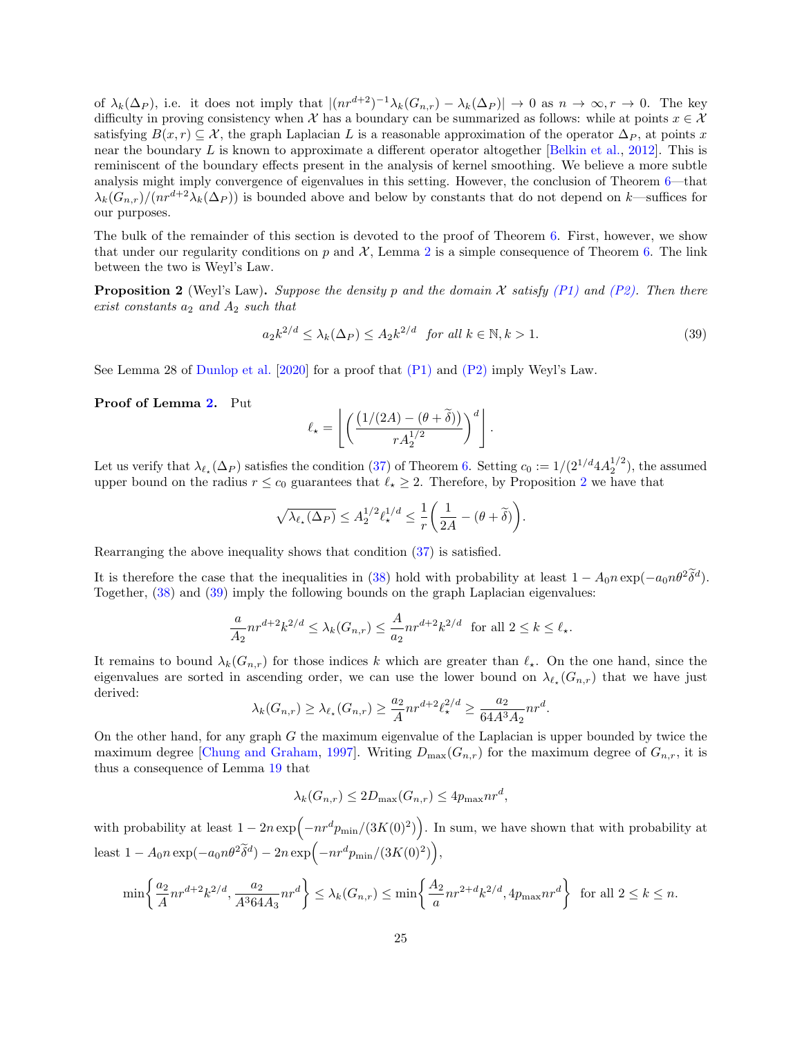of $\lambda_k(\Delta_P)$, i.e. it does not imply that $|(nr^{d+2})^{-1}\lambda_k(G_{n,r}) - \lambda_k(\Delta_P)| \to 0$ as $n \to \infty, r \to 0$. The key difficulty in proving consistency when $\mathcal{X}$ has a boundary can be summarized as follows: while at points $x \in \mathcal{X}$ satisfying $B(x,r) \subseteq \mathcal{X}$, the graph Laplacian $L$ is a reasonable approximation of the operator $\Delta_P$, at points $x$ near the boundary $L$ is known to approximate a different operator altogether [Belkin et al., 2012]. This is reminiscent of the boundary effects present in the analysis of kernel smoothing. We believe a more subtle analysis might imply convergence of eigenvalues in this setting. However, the conclusion of Theorem 6—that $\lambda_k(G_{n,r})/(nr^{d+2}\lambda_k(\Delta_P))$ is bounded above and below by constants that do not depend on $k$—suffices for our purposes.

The bulk of the remainder of this section is devoted to the proof of Theorem 6. First, however, we show that under our regularity conditions on $p$ and $\mathcal{X}$, Lemma 2 is a simple consequence of Theorem 6. The link between the two is Weyl's Law.

**Proposition 2** (Weyl's Law)**.** *Suppose the density $p$ and the domain $\mathcal{X}$ satisfy (P1) and (P2). Then there exist constants $a_2$ and $A_2$ such that*

$$a_2 k^{2/d} \leq \lambda_k(\Delta_P) \leq A_2 k^{2/d} \quad \textit{for all } k \in \mathbb{N}, k > 1. \tag{39}$$

See Lemma 28 of Dunlop et al. [2020] for a proof that (P1) and (P2) imply Weyl's Law.

**Proof of Lemma 2.** Put

$$\ell_\star = \left\lfloor \left( \frac{\big(1/(2A) - (\theta + \widetilde{\delta})\big)}{r A_2^{1/2}} \right)^d \right\rfloor.$$

Let us verify that $\lambda_{\ell_\star}(\Delta_P)$ satisfies the condition (37) of Theorem 6. Setting $c_0 := 1/(2^{1/d} 4 A_2^{1/2})$, the assumed upper bound on the radius $r \leq c_0$ guarantees that $\ell_\star \geq 2$. Therefore, by Proposition 2 we have that

$$\sqrt{\lambda_{\ell_\star}(\Delta_P)} \leq A_2^{1/2} \ell_\star^{1/d} \leq \frac{1}{r}\bigg( \frac{1}{2A} - (\theta + \widetilde{\delta}) \bigg).$$

Rearranging the above inequality shows that condition (37) is satisfied.

It is therefore the case that the inequalities in (38) hold with probability at least $1 - A_0 n \exp(-a_0 n \theta^2 \widetilde{\delta}^d)$. Together, (38) and (39) imply the following bounds on the graph Laplacian eigenvalues:

$$\frac{a}{A_2} nr^{d+2} k^{2/d} \leq \lambda_k(G_{n,r}) \leq \frac{A}{a_2} nr^{d+2} k^{2/d} \ \text{ for all } 2 \leq k \leq \ell_\star.$$

It remains to bound $\lambda_k(G_{n,r})$ for those indices $k$ which are greater than $\ell_\star$. On the one hand, since the eigenvalues are sorted in ascending order, we can use the lower bound on $\lambda_{\ell_\star}(G_{n,r})$ that we have just derived:

$$\lambda_k(G_{n,r}) \geq \lambda_{\ell_\star}(G_{n,r}) \geq \frac{a_2}{A} nr^{d+2} \ell_\star^{2/d} \geq \frac{a_2}{64 A^3 A_2} nr^d.$$

On the other hand, for any graph $G$ the maximum eigenvalue of the Laplacian is upper bounded by twice the maximum degree [Chung and Graham, 1997]. Writing $D_{\max}(G_{n,r})$ for the maximum degree of $G_{n,r}$, it is thus a consequence of Lemma 19 that

$$\lambda_k(G_{n,r}) \leq 2 D_{\max}(G_{n,r}) \leq 4 p_{\max} nr^d,$$

with probability at least $1 - 2n \exp\Big(-nr^d p_{\min}/(3K(0)^2)\Big)$. In sum, we have shown that with probability at least $1 - A_0 n \exp(-a_0 n \theta^2 \widetilde{\delta}^d) - 2n \exp\Big(-nr^d p_{\min}/(3K(0)^2)\Big)$,

$$\min\bigg\{ \frac{a_2}{A} nr^{d+2} k^{2/d}, \frac{a_2}{A^3 64 A_3} nr^d \bigg\} \leq \lambda_k(G_{n,r}) \leq \min\bigg\{ \frac{A_2}{a} nr^{2+d} k^{2/d}, 4 p_{\max} nr^d \bigg\} \ \text{ for all } 2 \leq k \leq n.$$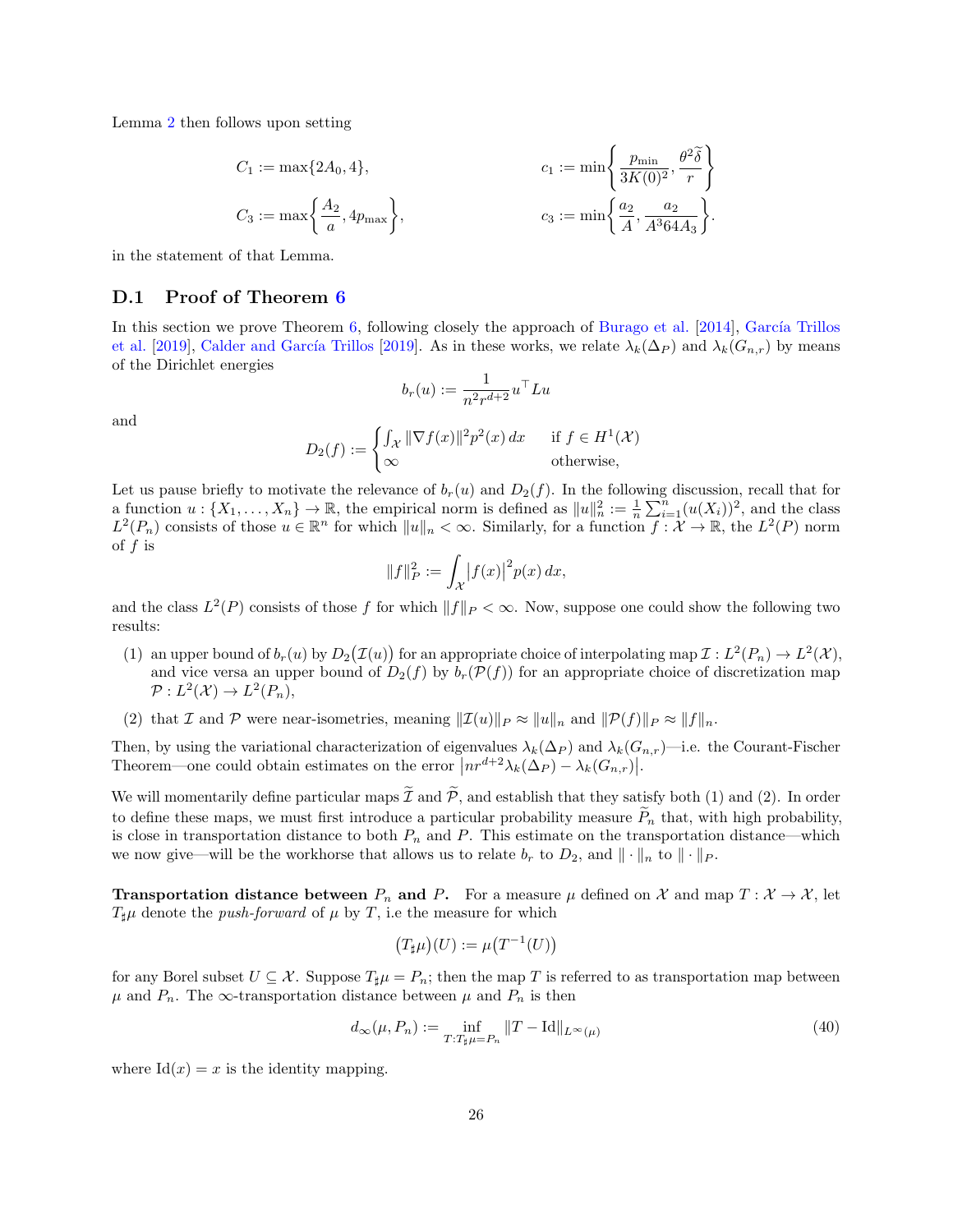Lemma 2 then follows upon setting

$$C_1 := \max\{2A_0, 4\}, \qquad\qquad c_1 := \min\left\{\frac{p_{\min}}{3K(0)^2}, \frac{\theta^2\widetilde{\delta}}{r}\right\}$$

$$C_3 := \max\left\{\frac{A_2}{a}, 4p_{\max}\right\}, \qquad\qquad c_3 := \min\left\{\frac{a_2}{A}, \frac{a_2}{A^3 64 A_3}\right\}.$$

in the statement of that Lemma.

## D.1 Proof of Theorem 6

In this section we prove Theorem 6, following closely the approach of Burago et al. [2014], García Trillos et al. [2019], Calder and García Trillos [2019]. As in these works, we relate $\lambda_k(\Delta_P)$ and $\lambda_k(G_{n,r})$ by means of the Dirichlet energies

$$b_r(u) := \frac{1}{n^2 r^{d+2}} u^\top L u$$

and

$$D_2(f) := \begin{cases} \int_{\mathcal{X}} \|\nabla f(x)\|^2 p^2(x)\, dx & \text{if } f \in H^1(\mathcal{X}) \\ \infty & \text{otherwise,} \end{cases}$$

Let us pause briefly to motivate the relevance of $b_r(u)$ and $D_2(f)$. In the following discussion, recall that for a function $u : \{X_1, \ldots, X_n\} \to \mathbb{R}$, the empirical norm is defined as $\|u\|_n^2 := \frac{1}{n}\sum_{i=1}^n (u(X_i))^2$, and the class $L^2(P_n)$ consists of those $u \in \mathbb{R}^n$ for which $\|u\|_n < \infty$. Similarly, for a function $f : \mathcal{X} \to \mathbb{R}$, the $L^2(P)$ norm of $f$ is

$$\|f\|_P^2 := \int_{\mathcal{X}} \left|f(x)\right|^2 p(x)\, dx,$$

and the class $L^2(P)$ consists of those $f$ for which $\|f\|_P < \infty$. Now, suppose one could show the following two results:

(1) an upper bound of $b_r(u)$ by $D_2\big(\mathcal{I}(u)\big)$ for an appropriate choice of interpolating map $\mathcal{I} : L^2(P_n) \to L^2(\mathcal{X})$, and vice versa an upper bound of $D_2(f)$ by $b_r(\mathcal{P}(f))$ for an appropriate choice of discretization map $\mathcal{P} : L^2(\mathcal{X}) \to L^2(P_n)$,

(2) that $\mathcal{I}$ and $\mathcal{P}$ were near-isometries, meaning $\|\mathcal{I}(u)\|_P \approx \|u\|_n$ and $\|\mathcal{P}(f)\|_P \approx \|f\|_n$.

Then, by using the variational characterization of eigenvalues $\lambda_k(\Delta_P)$ and $\lambda_k(G_{n,r})$—i.e. the Courant-Fischer Theorem—one could obtain estimates on the error $\left|nr^{d+2}\lambda_k(\Delta_P) - \lambda_k(G_{n,r})\right|$.

We will momentarily define particular maps $\widetilde{\mathcal{I}}$ and $\widetilde{\mathcal{P}}$, and establish that they satisfy both (1) and (2). In order to define these maps, we must first introduce a particular probability measure $\widetilde{P}_n$ that, with high probability, is close in transportation distance to both $P_n$ and $P$. This estimate on the transportation distance—which we now give—will be the workhorse that allows us to relate $b_r$ to $D_2$, and $\|\cdot\|_n$ to $\|\cdot\|_P$.

**Transportation distance between $P_n$ and $P$.** For a measure $\mu$ defined on $\mathcal{X}$ and map $T : \mathcal{X} \to \mathcal{X}$, let $T_\sharp \mu$ denote the *push-forward* of $\mu$ by $T$, i.e the measure for which

$$\big(T_\sharp \mu\big)(U) := \mu\big(T^{-1}(U)\big)$$

for any Borel subset $U \subseteq \mathcal{X}$. Suppose $T_\sharp \mu = P_n$; then the map $T$ is referred to as transportation map between $\mu$ and $P_n$. The $\infty$-transportation distance between $\mu$ and $P_n$ is then

$$d_\infty(\mu, P_n) := \inf_{T : T_\sharp \mu = P_n} \|T - \mathrm{Id}\|_{L^\infty(\mu)} \tag{40}$$

where $\mathrm{Id}(x) = x$ is the identity mapping.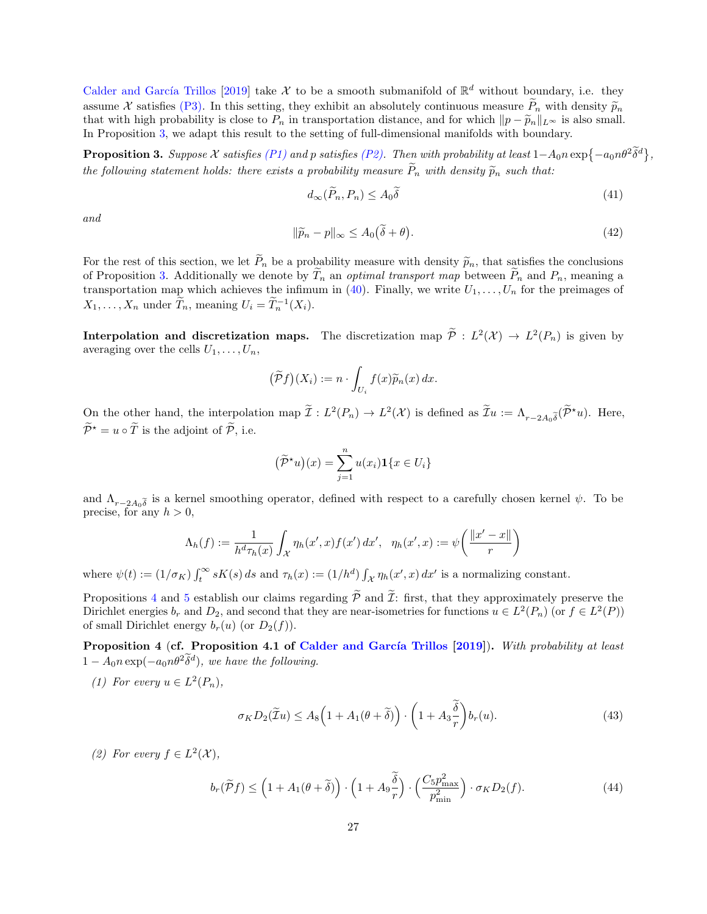Calder and García Trillos [2019] take $\mathcal{X}$ to be a smooth submanifold of $\mathbb{R}^d$ without boundary, i.e. they assume $\mathcal{X}$ satisfies (P3). In this setting, they exhibit an absolutely continuous measure $\widetilde{P}_n$ with density $\widetilde{p}_n$ that with high probability is close to $P_n$ in transportation distance, and for which $\|p - \widetilde{p}_n\|_{L^\infty}$ is also small. In Proposition 3, we adapt this result to the setting of full-dimensional manifolds with boundary.

**Proposition 3.** *Suppose $\mathcal{X}$ satisfies (P1) and $p$ satisfies (P2). Then with probability at least $1 - A_0 n \exp\{-a_0 n\theta^2\widetilde{\delta}^d\}$, the following statement holds: there exists a probability measure $\widetilde{P}_n$ with density $\widetilde{p}_n$ such that:*

$$
d_\infty(\widetilde{P}_n, P_n) \leq A_0\widetilde{\delta} \tag{41}
$$

*and*

$$
\|\widetilde{p}_n - p\|_\infty \leq A_0\big(\widetilde{\delta} + \theta\big). \tag{42}
$$

For the rest of this section, we let $\widetilde{P}_n$ be a probability measure with density $\widetilde{p}_n$, that satisfies the conclusions of Proposition 3. Additionally we denote by $\widetilde{T}_n$ an *optimal transport map* between $\widetilde{P}_n$ and $P_n$, meaning a transportation map which achieves the infimum in (40). Finally, we write $U_1, \ldots, U_n$ for the preimages of $X_1, \ldots, X_n$ under $\widetilde{T}_n$, meaning $U_i = \widetilde{T}_n^{-1}(X_i)$.

**Interpolation and discretization maps.** The discretization map $\widetilde{\mathcal{P}} : L^2(\mathcal{X}) \to L^2(P_n)$ is given by averaging over the cells $U_1, \ldots, U_n$,

$$
\big(\widetilde{\mathcal{P}}f\big)(X_i) := n \cdot \int_{U_i} f(x)\widetilde{p}_n(x)\,dx.
$$

On the other hand, the interpolation map $\widetilde{\mathcal{I}} : L^2(P_n) \to L^2(\mathcal{X})$ is defined as $\widetilde{\mathcal{I}}u := \Lambda_{r-2A_0\widetilde{\delta}}(\widetilde{\mathcal{P}}^\star u)$. Here, $\widetilde{\mathcal{P}}^\star = u \circ \widetilde{T}$ is the adjoint of $\widetilde{\mathcal{P}}$, i.e.

$$
\big(\widetilde{\mathcal{P}}^\star u\big)(x) = \sum_{j=1}^n u(x_i)\mathbf{1}\{x \in U_i\}
$$

and $\Lambda_{r-2A_0\widetilde{\delta}}$ is a kernel smoothing operator, defined with respect to a carefully chosen kernel $\psi$. To be precise, for any $h > 0$,

$$
\Lambda_h(f) := \frac{1}{h^d\tau_h(x)}\int_{\mathcal{X}} \eta_h(x', x)f(x')\,dx', \quad \eta_h(x', x) := \psi\bigg(\frac{\|x' - x\|}{r}\bigg)
$$

where $\psi(t) := (1/\sigma_K)\int_t^\infty sK(s)\,ds$ and $\tau_h(x) := (1/h^d)\int_{\mathcal{X}} \eta_h(x', x)\,dx'$ is a normalizing constant.

Propositions 4 and 5 establish our claims regarding $\widetilde{\mathcal{P}}$ and $\widetilde{\mathcal{I}}$: first, that they approximately preserve the Dirichlet energies $b_r$ and $D_2$, and second that they are near-isometries for functions $u \in L^2(P_n)$ (or $f \in L^2(P)$) of small Dirichlet energy $b_r(u)$ (or $D_2(f)$).

**Proposition 4 (cf. Proposition 4.1 of Calder and García Trillos [2019]).** *With probability at least $1 - A_0 n\exp(-a_0 n\theta^2\widetilde{\delta}^d)$, we have the following.*

*(1) For every $u \in L^2(P_n)$,*

$$
\sigma_K D_2(\widetilde{\mathcal{I}}u) \leq A_8\Big(1 + A_1(\theta + \widetilde{\delta})\Big)\cdot\bigg(1 + A_3\frac{\widetilde{\delta}}{r}\bigg)b_r(u). \tag{43}
$$

*(2) For every $f \in L^2(\mathcal{X})$,*

$$
b_r(\widetilde{\mathcal{P}}f) \leq \Big(1 + A_1(\theta + \widetilde{\delta})\Big)\cdot\bigg(1 + A_9\frac{\widetilde{\delta}}{r}\bigg)\cdot\bigg(\frac{C_5 p_{\max}^2}{p_{\min}^2}\bigg)\cdot\sigma_K D_2(f). \tag{44}
$$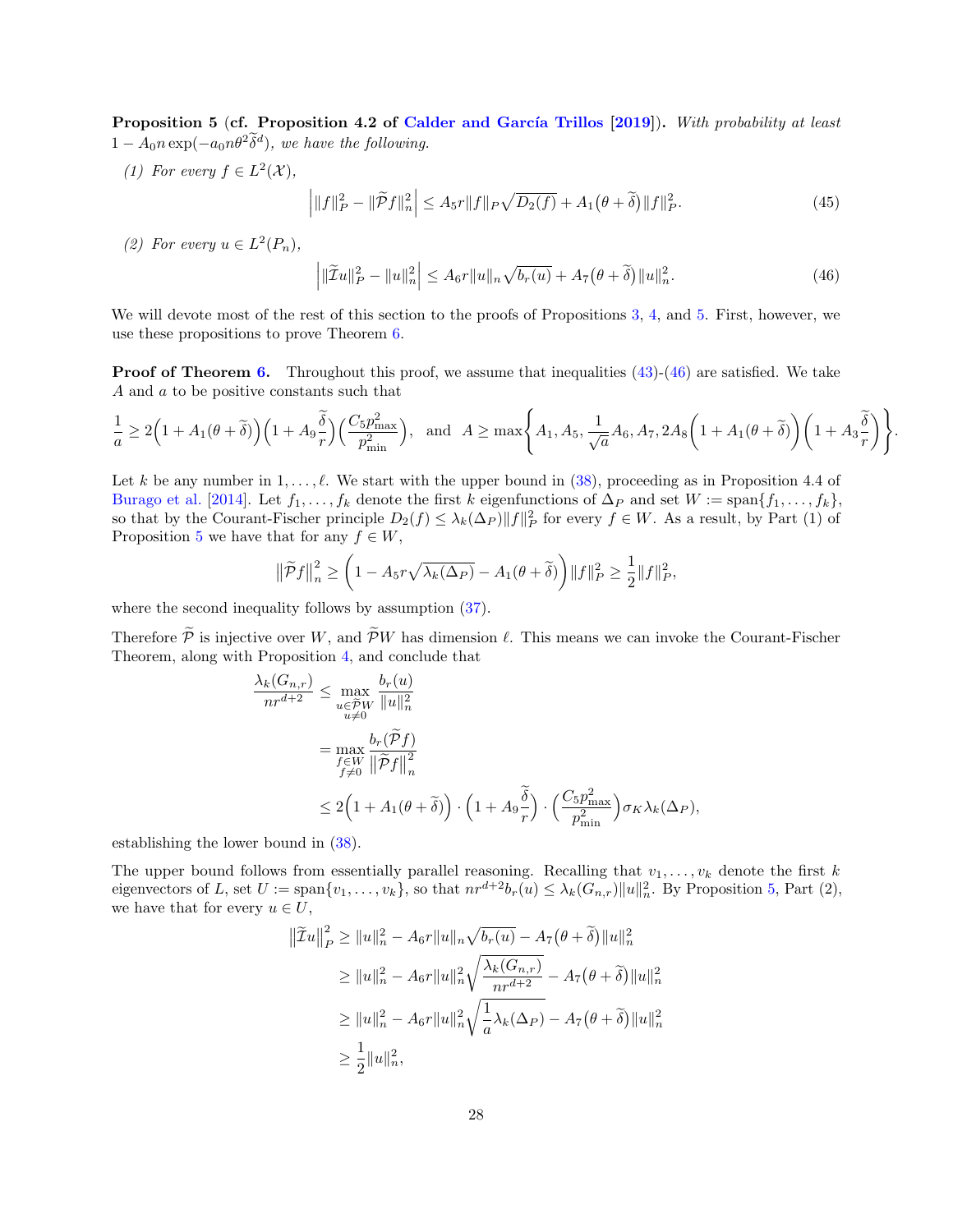**Proposition 5 (cf. Proposition 4.2 of Calder and García Trillos [2019]).** *With probability at least $1 - A_0 n \exp(-a_0 n \theta^2 \widetilde{\delta}^d)$, we have the following.*

*(1) For every $f \in L^2(\mathcal{X})$,*

$$\left| \|f\|_P^2 - \|\widetilde{\mathcal{P}} f\|_n^2 \right| \leq A_5 r \|f\|_P \sqrt{D_2(f)} + A_1\big(\theta + \widetilde{\delta}\big) \|f\|_P^2. \tag{45}$$

*(2) For every $u \in L^2(P_n)$,*

$$\left| \|\widetilde{\mathcal{I}} u\|_P^2 - \|u\|_n^2 \right| \leq A_6 r \|u\|_n \sqrt{b_r(u)} + A_7\big(\theta + \widetilde{\delta}\big) \|u\|_n^2. \tag{46}$$

We will devote most of the rest of this section to the proofs of Propositions 3, 4, and 5. First, however, we use these propositions to prove Theorem 6.

**Proof of Theorem 6.** Throughout this proof, we assume that inequalities (43)-(46) are satisfied. We take $A$ and $a$ to be positive constants such that

$$\frac{1}{a} \geq 2\Big(1 + A_1(\theta + \widetilde{\delta})\Big)\Big(1 + A_9 \frac{\widetilde{\delta}}{r}\Big)\Big(\frac{C_5 p_{\max}^2}{p_{\min}^2}\Big), \quad \text{and} \quad A \geq \max\left\{A_1, A_5, \frac{1}{\sqrt{a}} A_6, A_7, 2A_8\Big(1 + A_1(\theta + \widetilde{\delta})\Big)\left(1 + A_3 \frac{\widetilde{\delta}}{r}\right)\right\}.$$

Let $k$ be any number in $1, \ldots, \ell$. We start with the upper bound in (38), proceeding as in Proposition 4.4 of Burago et al. [2014]. Let $f_1, \ldots, f_k$ denote the first $k$ eigenfunctions of $\Delta_P$ and set $W := \text{span}\{f_1, \ldots, f_k\}$, so that by the Courant-Fischer principle $D_2(f) \leq \lambda_k(\Delta_P)\|f\|_P^2$ for every $f \in W$. As a result, by Part (1) of Proposition 5 we have that for any $f \in W$,

$$\big\|\widetilde{\mathcal{P}} f\big\|_n^2 \geq \left(1 - A_5 r \sqrt{\lambda_k(\Delta_P)} - A_1(\theta + \widetilde{\delta})\right)\|f\|_P^2 \geq \frac{1}{2}\|f\|_P^2,$$

where the second inequality follows by assumption (37).

Therefore $\widetilde{\mathcal{P}}$ is injective over $W$, and $\widetilde{\mathcal{P}} W$ has dimension $\ell$. This means we can invoke the Courant-Fischer Theorem, along with Proposition 4, and conclude that

$$\begin{aligned}
\frac{\lambda_k(G_{n,r})}{n r^{d+2}} &\leq \max_{\substack{u \in \widetilde{\mathcal{P}} W \\ u \neq 0}} \frac{b_r(u)}{\|u\|_n^2} \\
&= \max_{\substack{f \in W \\ f \neq 0}} \frac{b_r(\widetilde{\mathcal{P}} f)}{\big\|\widetilde{\mathcal{P}} f\big\|_n^2} \\
&\leq 2\Big(1 + A_1(\theta + \widetilde{\delta})\Big) \cdot \Big(1 + A_9 \frac{\widetilde{\delta}}{r}\Big) \cdot \Big(\frac{C_5 p_{\max}^2}{p_{\min}^2}\Big) \sigma_K \lambda_k(\Delta_P),
\end{aligned}$$

establishing the lower bound in (38).

The upper bound follows from essentially parallel reasoning. Recalling that $v_1, \ldots, v_k$ denote the first $k$ eigenvectors of $L$, set $U := \text{span}\{v_1, \ldots, v_k\}$, so that $n r^{d+2} b_r(u) \leq \lambda_k(G_{n,r})\|u\|_n^2$. By Proposition 5, Part (2), we have that for every $u \in U$,

$$\begin{aligned}
\big\|\widetilde{\mathcal{I}} u\big\|_P^2 &\geq \|u\|_n^2 - A_6 r \|u\|_n \sqrt{b_r(u)} - A_7\big(\theta + \widetilde{\delta}\big)\|u\|_n^2 \\
&\geq \|u\|_n^2 - A_6 r \|u\|_n^2 \sqrt{\frac{\lambda_k(G_{n,r})}{n r^{d+2}}} - A_7\big(\theta + \widetilde{\delta}\big)\|u\|_n^2 \\
&\geq \|u\|_n^2 - A_6 r \|u\|_n^2 \sqrt{\frac{1}{a}\lambda_k(\Delta_P)} - A_7\big(\theta + \widetilde{\delta}\big)\|u\|_n^2 \\
&\geq \frac{1}{2}\|u\|_n^2,
\end{aligned}$$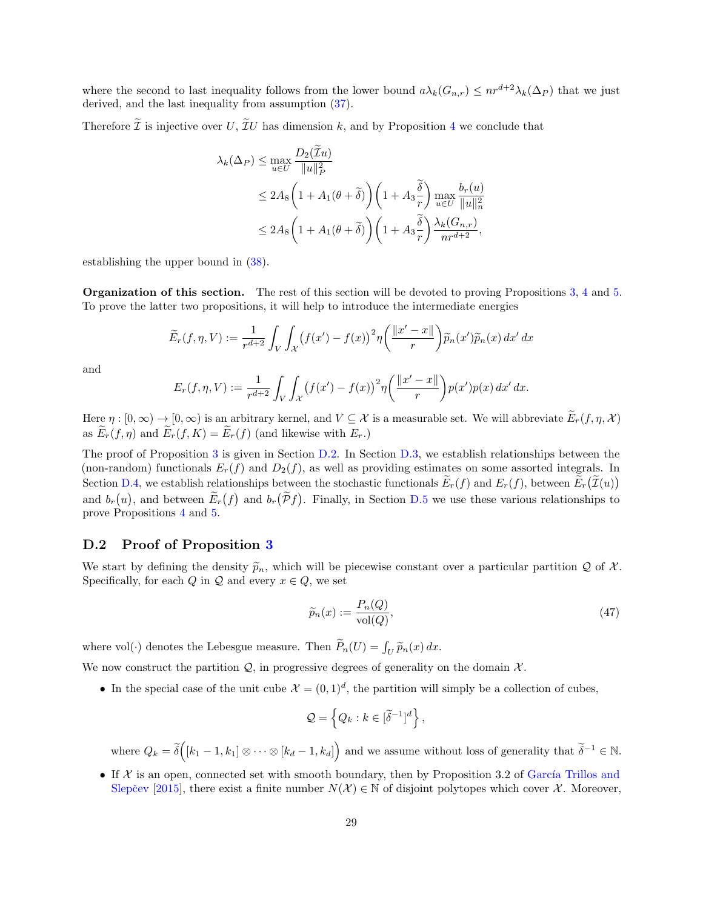where the second to last inequality follows from the lower bound $a\lambda_k(G_{n,r}) \le nr^{d+2}\lambda_k(\Delta_P)$ that we just derived, and the last inequality from assumption (37).

Therefore $\widetilde{\mathcal{I}}$ is injective over $U$, $\widetilde{\mathcal{I}}U$ has dimension $k$, and by Proposition 4 we conclude that

$$
\begin{aligned}
\lambda_k(\Delta_P) &\le \max_{u \in U} \frac{D_2(\widetilde{\mathcal{I}}u)}{\|u\|_P^2} \\
&\le 2A_8\Big(1 + A_1(\theta + \widetilde{\delta})\Big)\Big(1 + A_3\frac{\widetilde{\delta}}{r}\Big) \max_{u \in U} \frac{b_r(u)}{\|u\|_n^2} \\
&\le 2A_8\Big(1 + A_1(\theta + \widetilde{\delta})\Big)\Big(1 + A_3\frac{\widetilde{\delta}}{r}\Big) \frac{\lambda_k(G_{n,r})}{nr^{d+2}},
\end{aligned}
$$

establishing the upper bound in (38).

**Organization of this section.** The rest of this section will be devoted to proving Propositions 3, 4 and 5. To prove the latter two propositions, it will help to introduce the intermediate energies

$$
\widetilde{E}_r(f, \eta, V) := \frac{1}{r^{d+2}} \int_V \int_{\mathcal{X}} \big(f(x') - f(x)\big)^2 \eta\bigg(\frac{\|x' - x\|}{r}\bigg) \widetilde{p}_n(x')\widetilde{p}_n(x)\, dx'\, dx
$$

and

$$
E_r(f, \eta, V) := \frac{1}{r^{d+2}} \int_V \int_{\mathcal{X}} \big(f(x') - f(x)\big)^2 \eta\bigg(\frac{\|x' - x\|}{r}\bigg) p(x')p(x)\, dx'\, dx.
$$

Here $\eta : [0, \infty) \to [0, \infty)$ is an arbitrary kernel, and $V \subseteq \mathcal{X}$ is a measurable set. We will abbreviate $\widetilde{E}_r(f, \eta, \mathcal{X})$ as $\widetilde{E}_r(f, \eta)$ and $\widetilde{E}_r(f, K) = \widetilde{E}_r(f)$ (and likewise with $E_r$.)

The proof of Proposition 3 is given in Section D.2. In Section D.3, we establish relationships between the (non-random) functionals $E_r(f)$ and $D_2(f)$, as well as providing estimates on some assorted integrals. In Section D.4, we establish relationships between the stochastic functionals $\widetilde{E}_r(f)$ and $E_r(f)$, between $\widetilde{E}_r\big(\widetilde{\mathcal{I}}(u)\big)$ and $b_r\big(u\big)$, and between $\widetilde{E}_r\big(f\big)$ and $b_r\big(\widetilde{\mathcal{P}}f\big)$. Finally, in Section D.5 we use these various relationships to prove Propositions 4 and 5.

## D.2 Proof of Proposition 3

We start by defining the density $\widetilde{p}_n$, which will be piecewise constant over a particular partition $\mathcal{Q}$ of $\mathcal{X}$. Specifically, for each $Q$ in $\mathcal{Q}$ and every $x \in Q$, we set

$$
\widetilde{p}_n(x) := \frac{P_n(Q)}{\mathrm{vol}(Q)}, \tag{47}
$$

where $\mathrm{vol}(\cdot)$ denotes the Lebesgue measure. Then $\widetilde{P}_n(U) = \int_U \widetilde{p}_n(x)\, dx$.

We now construct the partition $\mathcal{Q}$, in progressive degrees of generality on the domain $\mathcal{X}$.

- In the special case of the unit cube $\mathcal{X} = (0,1)^d$, the partition will simply be a collection of cubes,

  $$
  \mathcal{Q} = \Big\{ Q_k : k \in [\widetilde{\delta}^{-1}]^d \Big\},
  $$

  where $Q_k = \widetilde{\delta}\Big([k_1 - 1, k_1] \otimes \cdots \otimes [k_d - 1, k_d]\Big)$ and we assume without loss of generality that $\widetilde{\delta}^{-1} \in \mathbb{N}$.

- If $\mathcal{X}$ is an open, connected set with smooth boundary, then by Proposition 3.2 of García Trillos and Slepčev [2015], there exist a finite number $N(\mathcal{X}) \in \mathbb{N}$ of disjoint polytopes which cover $\mathcal{X}$. Moreover,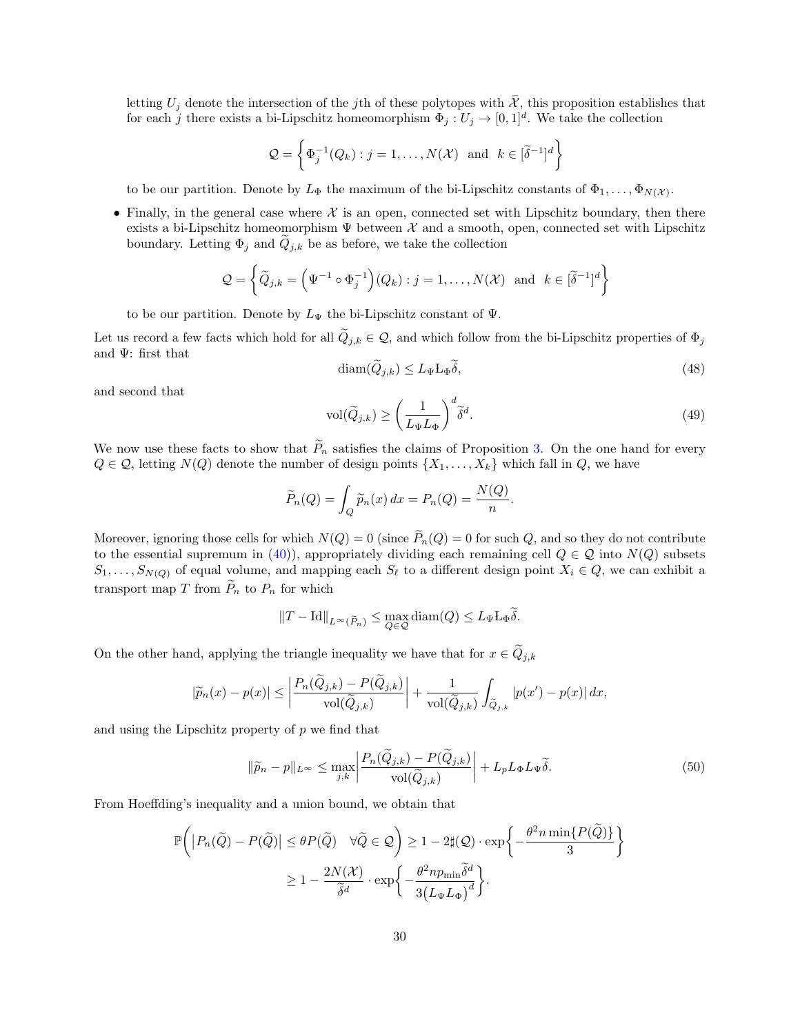letting $U_j$ denote the intersection of the $j$th of these polytopes with $\bar{\mathcal{X}}$, this proposition establishes that for each $j$ there exists a bi-Lipschitz homeomorphism $\Phi_j : U_j \to [0,1]^d$. We take the collection

$$\mathcal{Q} = \left\{ \Phi_j^{-1}(Q_k) : j = 1, \ldots, N(\mathcal{X}) \;\text{ and }\; k \in [\widetilde{\delta}^{-1}]^d \right\}$$

to be our partition. Denote by $L_\Phi$ the maximum of the bi-Lipschitz constants of $\Phi_1, \ldots, \Phi_{N(\mathcal{X})}$.

- Finally, in the general case where $\mathcal{X}$ is an open, connected set with Lipschitz boundary, then there exists a bi-Lipschitz homeomorphism $\Psi$ between $\mathcal{X}$ and a smooth, open, connected set with Lipschitz boundary. Letting $\Phi_j$ and $\widetilde{Q}_{j,k}$ be as before, we take the collection

$$\mathcal{Q} = \left\{ \widetilde{Q}_{j,k} = \left(\Psi^{-1} \circ \Phi_j^{-1}\right)(Q_k) : j = 1, \ldots, N(\mathcal{X}) \;\text{ and }\; k \in [\widetilde{\delta}^{-1}]^d \right\}$$

to be our partition. Denote by $L_\Psi$ the bi-Lipschitz constant of $\Psi$.

Let us record a few facts which hold for all $\widetilde{Q}_{j,k} \in \mathcal{Q}$, and which follow from the bi-Lipschitz properties of $\Phi_j$ and $\Psi$: first that

$$\operatorname{diam}(\widetilde{Q}_{j,k}) \le L_\Psi \mathrm{L}_\Phi \widetilde{\delta}, \tag{48}$$

and second that

$$\operatorname{vol}(\widetilde{Q}_{j,k}) \ge \left(\frac{1}{L_\Psi L_\Phi}\right)^d \widetilde{\delta}^d. \tag{49}$$

We now use these facts to show that $\widetilde{P}_n$ satisfies the claims of Proposition 3. On the one hand for every $Q \in \mathcal{Q}$, letting $N(Q)$ denote the number of design points $\{X_1, \ldots, X_k\}$ which fall in $Q$, we have

$$\widetilde{P}_n(Q) = \int_Q \widetilde{p}_n(x)\,dx = P_n(Q) = \frac{N(Q)}{n}.$$

Moreover, ignoring those cells for which $N(Q) = 0$ (since $\widetilde{P}_n(Q) = 0$ for such $Q$, and so they do not contribute to the essential supremum in (40)), appropriately dividing each remaining cell $Q \in \mathcal{Q}$ into $N(Q)$ subsets $S_1, \ldots, S_{N(Q)}$ of equal volume, and mapping each $S_\ell$ to a different design point $X_i \in Q$, we can exhibit a transport map $T$ from $\widetilde{P}_n$ to $P_n$ for which

$$\|T - \mathrm{Id}\|_{L^\infty(\widetilde{P}_n)} \le \max_{Q \in \mathcal{Q}} \operatorname{diam}(Q) \le L_\Psi \mathrm{L}_\Phi \widetilde{\delta}.$$

On the other hand, applying the triangle inequality we have that for $x \in \widetilde{Q}_{j,k}$

$$|\widetilde{p}_n(x) - p(x)| \le \left|\frac{P_n(\widetilde{Q}_{j,k}) - P(\widetilde{Q}_{j,k})}{\operatorname{vol}(\widetilde{Q}_{j,k})}\right| + \frac{1}{\operatorname{vol}(\widetilde{Q}_{j,k})} \int_{\widetilde{Q}_{j,k}} |p(x') - p(x)|\,dx,$$

and using the Lipschitz property of $p$ we find that

$$\|\widetilde{p}_n - p\|_{L^\infty} \le \max_{j,k} \left|\frac{P_n(\widetilde{Q}_{j,k}) - P(\widetilde{Q}_{j,k})}{\operatorname{vol}(\widetilde{Q}_{j,k})}\right| + L_p L_\Phi L_\Psi \widetilde{\delta}. \tag{50}$$

From Hoeffding's inequality and a union bound, we obtain that

$$\begin{aligned}
\mathbb{P}\left( \left|P_n(\widetilde{Q}) - P(\widetilde{Q})\right| \le \theta P(\widetilde{Q}) \quad \forall \widetilde{Q} \in \mathcal{Q} \right) &\ge 1 - 2\sharp(\mathcal{Q}) \cdot \exp\left\{ -\frac{\theta^2 n \min\{P(\widetilde{Q})\}}{3} \right\} \\
&\ge 1 - \frac{2N(\mathcal{X})}{\widetilde{\delta}^d} \cdot \exp\left\{ -\frac{\theta^2 n p_{\min} \widetilde{\delta}^d}{3\left(L_\Psi L_\Phi\right)^d} \right\}.
\end{aligned}$$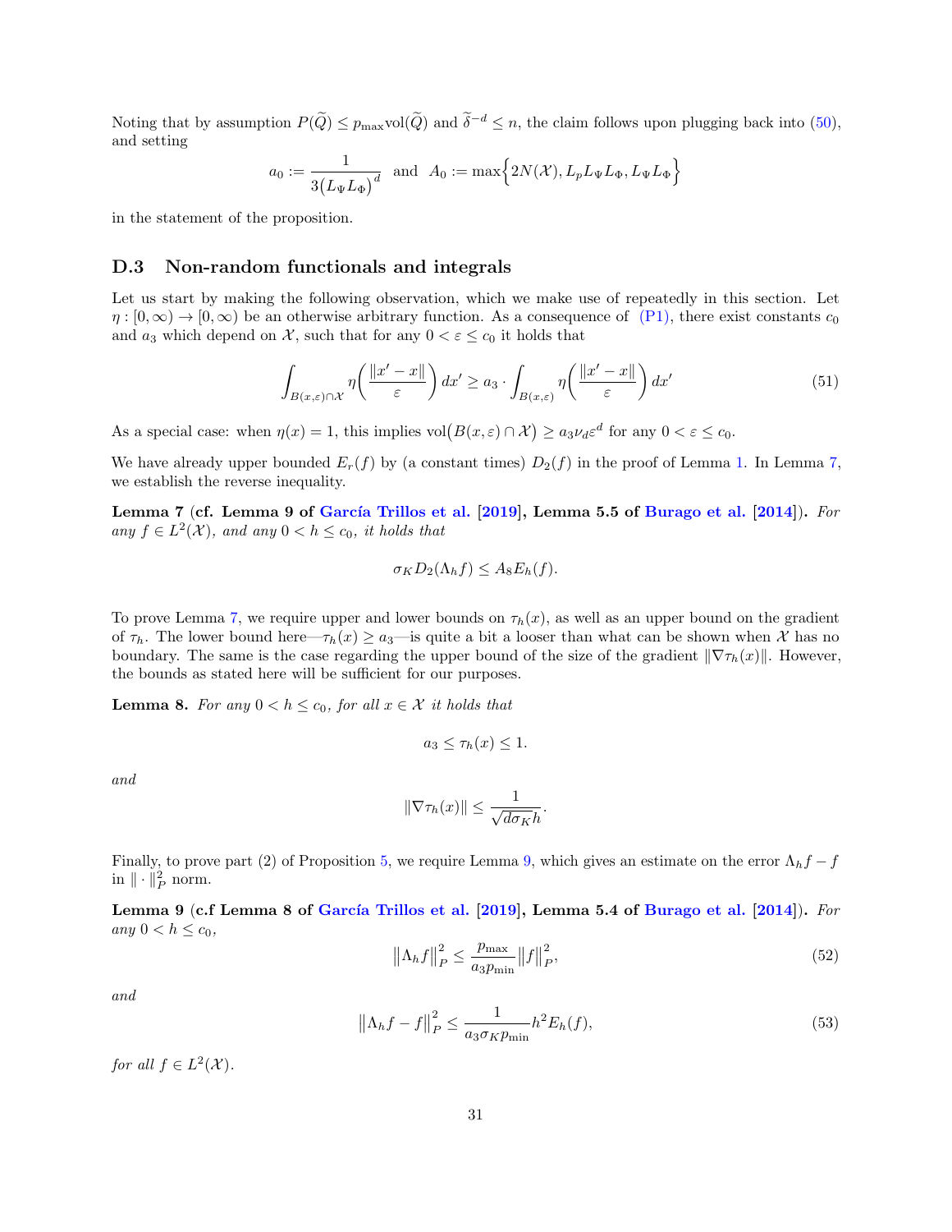Noting that by assumption $P(\widetilde{Q}) \le p_{\max}\mathrm{vol}(\widetilde{Q})$ and $\widetilde{\delta}^{-d} \le n$, the claim follows upon plugging back into (50), and setting

$$
a_0 := \frac{1}{3\big(L_\Psi L_\Phi\big)^d} \quad \text{and} \quad A_0 := \max\Big\{2N(\mathcal{X}), L_p L_\Psi L_\Phi, L_\Psi L_\Phi\Big\}
$$

in the statement of the proposition.

### D.3 Non-random functionals and integrals

Let us start by making the following observation, which we make use of repeatedly in this section. Let $\eta : [0,\infty) \to [0,\infty)$ be an otherwise arbitrary function. As a consequence of (P1), there exist constants $c_0$ and $a_3$ which depend on $\mathcal{X}$, such that for any $0 < \varepsilon \le c_0$ it holds that

$$
\int_{B(x,\varepsilon)\cap\mathcal{X}} \eta\bigg(\frac{\|x'-x\|}{\varepsilon}\bigg)\,dx' \ge a_3 \cdot \int_{B(x,\varepsilon)} \eta\bigg(\frac{\|x'-x\|}{\varepsilon}\bigg)\,dx' \tag{51}
$$

As a special case: when $\eta(x) = 1$, this implies $\mathrm{vol}\big(B(x,\varepsilon)\cap\mathcal{X}\big) \ge a_3\nu_d\varepsilon^d$ for any $0 < \varepsilon \le c_0$.

We have already upper bounded $E_r(f)$ by (a constant times) $D_2(f)$ in the proof of Lemma 1. In Lemma 7, we establish the reverse inequality.

**Lemma 7 (cf. Lemma 9 of García Trillos et al. [2019], Lemma 5.5 of Burago et al. [2014]).** *For any $f \in L^2(\mathcal{X})$, and any $0 < h \le c_0$, it holds that*

$$
\sigma_K D_2(\Lambda_h f) \le A_8 E_h(f).
$$

To prove Lemma 7, we require upper and lower bounds on $\tau_h(x)$, as well as an upper bound on the gradient of $\tau_h$. The lower bound here—$\tau_h(x) \ge a_3$—is quite a bit a looser than what can be shown when $\mathcal{X}$ has no boundary. The same is the case regarding the upper bound of the size of the gradient $\|\nabla\tau_h(x)\|$. However, the bounds as stated here will be sufficient for our purposes.

**Lemma 8.** *For any $0 < h \le c_0$, for all $x \in \mathcal{X}$ it holds that*

$$
a_3 \le \tau_h(x) \le 1.
$$

*and*

$$
\|\nabla\tau_h(x)\| \le \frac{1}{\sqrt{d\sigma_K}h}.
$$

Finally, to prove part (2) of Proposition 5, we require Lemma 9, which gives an estimate on the error $\Lambda_h f - f$ in $\|\cdot\|_P^2$ norm.

**Lemma 9 (c.f Lemma 8 of García Trillos et al. [2019], Lemma 5.4 of Burago et al. [2014]).** *For any $0 < h \le c_0$,*

$$
\big\|\Lambda_h f\big\|_P^2 \le \frac{p_{\max}}{a_3 p_{\min}}\big\|f\big\|_P^2, \tag{52}
$$

*and*

$$
\big\|\Lambda_h f - f\big\|_P^2 \le \frac{1}{a_3\sigma_K p_{\min}} h^2 E_h(f), \tag{53}
$$

*for all $f \in L^2(\mathcal{X})$.*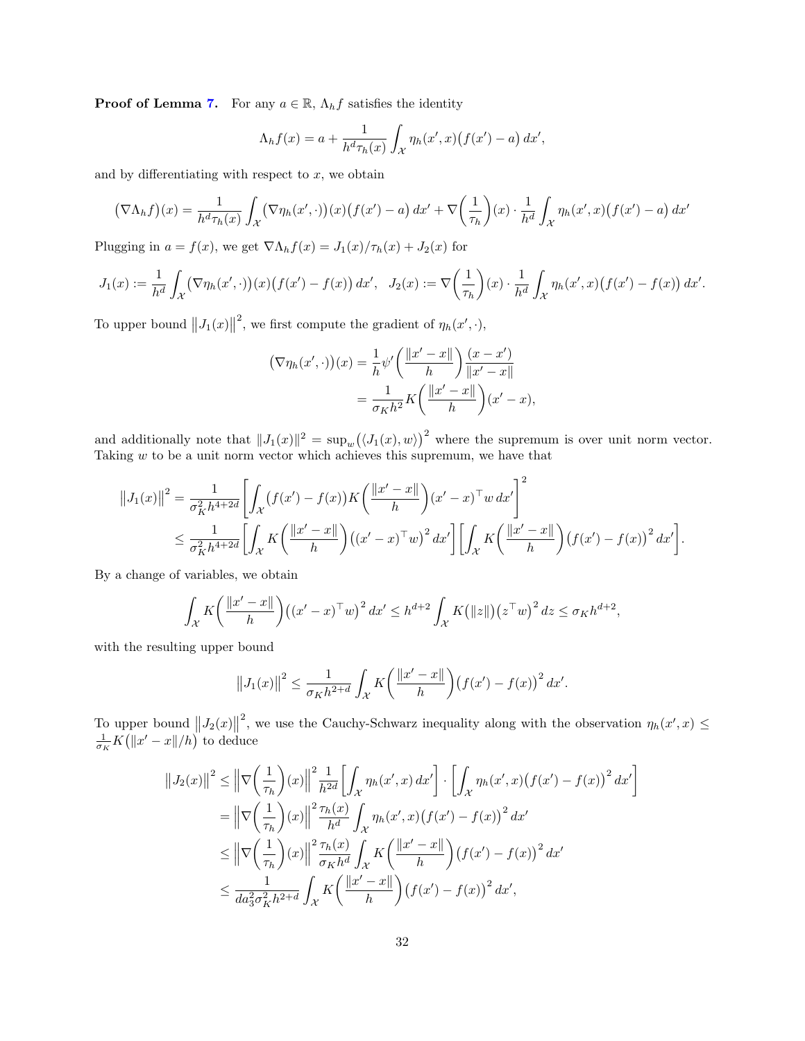**Proof of Lemma 7.** For any $a \in \mathbb{R}$, $\Lambda_h f$ satisfies the identity

$$\Lambda_h f(x) = a + \frac{1}{h^d \tau_h(x)} \int_{\mathcal{X}} \eta_h(x', x)\big(f(x') - a\big)\, dx',$$

and by differentiating with respect to $x$, we obtain

$$\big(\nabla \Lambda_h f\big)(x) = \frac{1}{h^d \tau_h(x)} \int_{\mathcal{X}} \big(\nabla \eta_h(x', \cdot)\big)(x)\big(f(x') - a\big)\, dx' + \nabla\bigg(\frac{1}{\tau_h}\bigg)(x) \cdot \frac{1}{h^d} \int_{\mathcal{X}} \eta_h(x', x)\big(f(x') - a\big)\, dx'$$

Plugging in $a = f(x)$, we get $\nabla \Lambda_h f(x) = J_1(x)/\tau_h(x) + J_2(x)$ for

$$J_1(x) := \frac{1}{h^d} \int_{\mathcal{X}} \big(\nabla \eta_h(x', \cdot)\big)(x)\big(f(x') - f(x)\big)\, dx', \quad J_2(x) := \nabla\bigg(\frac{1}{\tau_h}\bigg)(x) \cdot \frac{1}{h^d} \int_{\mathcal{X}} \eta_h(x', x)\big(f(x') - f(x)\big)\, dx'.$$

To upper bound $\big\|J_1(x)\big\|^2$, we first compute the gradient of $\eta_h(x', \cdot)$,

$$\begin{aligned}
\big(\nabla \eta_h(x', \cdot)\big)(x) &= \frac{1}{h} \psi'\bigg(\frac{\|x' - x\|}{h}\bigg) \frac{(x - x')}{\|x' - x\|} \\
&= \frac{1}{\sigma_K h^2} K\bigg(\frac{\|x' - x\|}{h}\bigg)(x' - x),
\end{aligned}$$

and additionally note that $\|J_1(x)\|^2 = \sup_w \big(\langle J_1(x), w\rangle\big)^2$ where the supremum is over unit norm vector. Taking $w$ to be a unit norm vector which achieves this supremum, we have that

$$\begin{aligned}
\big\|J_1(x)\big\|^2 &= \frac{1}{\sigma_K^2 h^{4+2d}} \bigg[\int_{\mathcal{X}} \big(f(x') - f(x)\big) K\bigg(\frac{\|x' - x\|}{h}\bigg)(x' - x)^\top w\, dx'\bigg]^2 \\
&\leq \frac{1}{\sigma_K^2 h^{4+2d}} \bigg[\int_{\mathcal{X}} K\bigg(\frac{\|x' - x\|}{h}\bigg)\big((x' - x)^\top w\big)^2 dx'\bigg] \bigg[\int_{\mathcal{X}} K\bigg(\frac{\|x' - x\|}{h}\bigg)\big(f(x') - f(x)\big)^2 dx'\bigg].
\end{aligned}$$

By a change of variables, we obtain

$$\int_{\mathcal{X}} K\bigg(\frac{\|x' - x\|}{h}\bigg)\big((x' - x)^\top w\big)^2 dx' \leq h^{d+2} \int_{\mathcal{X}} K\big(\|z\|\big)\big(z^\top w\big)^2 dz \leq \sigma_K h^{d+2},$$

with the resulting upper bound

$$\big\|J_1(x)\big\|^2 \leq \frac{1}{\sigma_K h^{2+d}} \int_{\mathcal{X}} K\bigg(\frac{\|x' - x\|}{h}\bigg)\big(f(x') - f(x)\big)^2 dx'.$$

To upper bound $\big\|J_2(x)\big\|^2$, we use the Cauchy-Schwarz inequality along with the observation $\eta_h(x', x) \leq \frac{1}{\sigma_K} K\big(\|x' - x\|/h\big)$ to deduce

$$\begin{aligned}
\big\|J_2(x)\big\|^2 &\leq \bigg\|\nabla\bigg(\frac{1}{\tau_h}\bigg)(x)\bigg\|^2 \frac{1}{h^{2d}} \bigg[\int_{\mathcal{X}} \eta_h(x', x)\, dx'\bigg] \cdot \bigg[\int_{\mathcal{X}} \eta_h(x', x)\big(f(x') - f(x)\big)^2 dx'\bigg] \\
&= \bigg\|\nabla\bigg(\frac{1}{\tau_h}\bigg)(x)\bigg\|^2 \frac{\tau_h(x)}{h^d} \int_{\mathcal{X}} \eta_h(x', x)\big(f(x') - f(x)\big)^2 dx' \\
&\leq \bigg\|\nabla\bigg(\frac{1}{\tau_h}\bigg)(x)\bigg\|^2 \frac{\tau_h(x)}{\sigma_K h^d} \int_{\mathcal{X}} K\bigg(\frac{\|x' - x\|}{h}\bigg)\big(f(x') - f(x)\big)^2 dx' \\
&\leq \frac{1}{d a_3^2 \sigma_K^2 h^{2+d}} \int_{\mathcal{X}} K\bigg(\frac{\|x' - x\|}{h}\bigg)\big(f(x') - f(x)\big)^2 dx',
\end{aligned}$$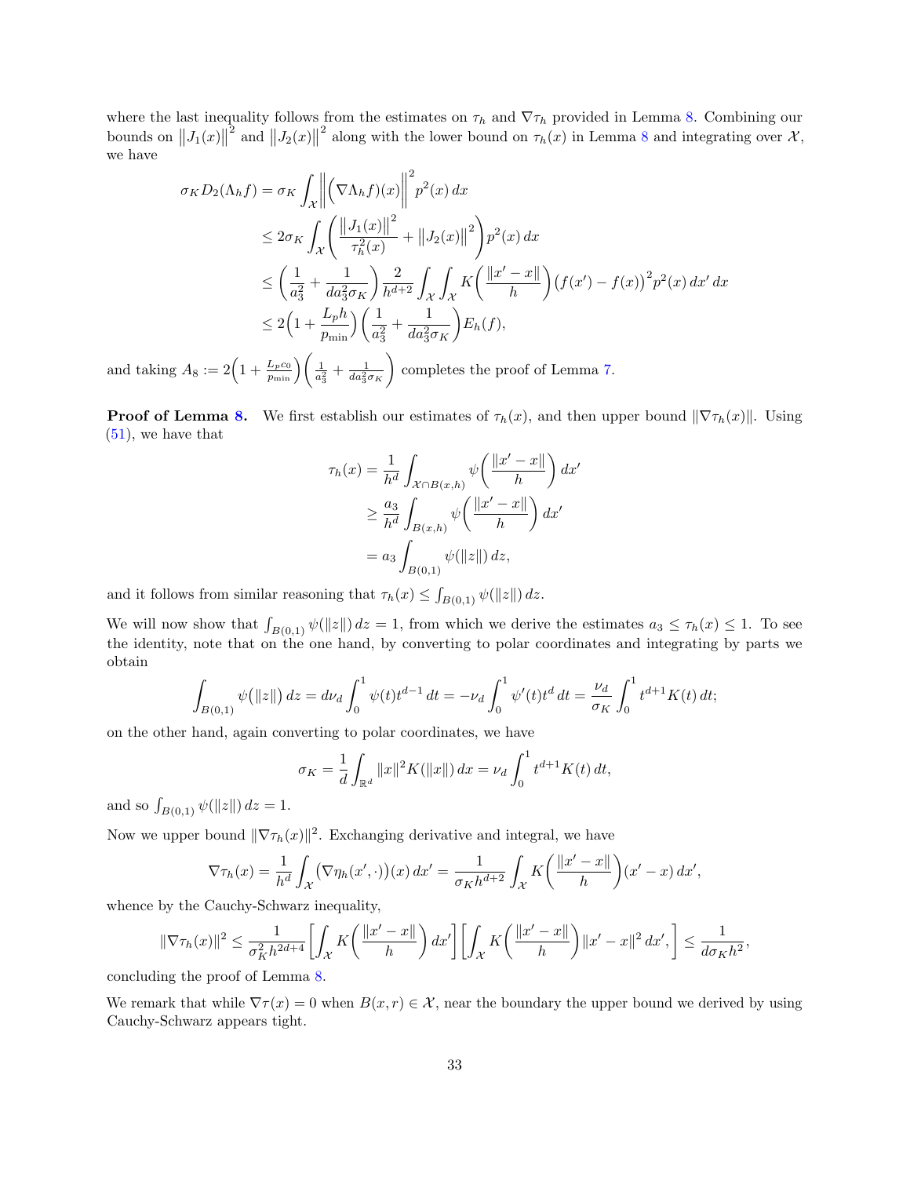where the last inequality follows from the estimates on $\tau_h$ and $\nabla\tau_h$ provided in Lemma 8. Combining our bounds on $\|J_1(x)\|^2$ and $\|J_2(x)\|^2$ along with the lower bound on $\tau_h(x)$ in Lemma 8 and integrating over $\mathcal{X}$, we have

$$
\begin{aligned}
\sigma_K D_2(\Lambda_h f) &= \sigma_K \int_{\mathcal{X}} \left\| \Big(\nabla \Lambda_h f\Big)(x) \right\|^2 p^2(x)\,dx \\
&\le 2\sigma_K \int_{\mathcal{X}} \left( \frac{\|J_1(x)\|^2}{\tau_h^2(x)} + \|J_2(x)\|^2 \right) p^2(x)\,dx \\
&\le \left( \frac{1}{a_3^2} + \frac{1}{d a_3^2 \sigma_K} \right) \frac{2}{h^{d+2}} \int_{\mathcal{X}} \int_{\mathcal{X}} K\bigg( \frac{\|x'-x\|}{h} \bigg) \big(f(x') - f(x)\big)^2 p^2(x)\,dx'\,dx \\
&\le 2\Big(1 + \frac{L_p h}{p_{\min}}\Big) \left( \frac{1}{a_3^2} + \frac{1}{d a_3^2 \sigma_K} \right) E_h(f),
\end{aligned}
$$

and taking $A_8 := 2\Big(1 + \frac{L_p c_0}{p_{\min}}\Big)\left( \frac{1}{a_3^2} + \frac{1}{d a_3^2 \sigma_K} \right)$ completes the proof of Lemma 7.

**Proof of Lemma 8.** We first establish our estimates of $\tau_h(x)$, and then upper bound $\|\nabla \tau_h(x)\|$. Using (51), we have that

$$
\begin{aligned}
\tau_h(x) &= \frac{1}{h^d} \int_{\mathcal{X} \cap B(x,h)} \psi\bigg( \frac{\|x'-x\|}{h} \bigg)\,dx' \\
&\ge \frac{a_3}{h^d} \int_{B(x,h)} \psi\bigg( \frac{\|x'-x\|}{h} \bigg)\,dx' \\
&= a_3 \int_{B(0,1)} \psi(\|z\|)\,dz,
\end{aligned}
$$

and it follows from similar reasoning that $\tau_h(x) \le \int_{B(0,1)} \psi(\|z\|)\,dz$.

We will now show that $\int_{B(0,1)} \psi(\|z\|)\,dz = 1$, from which we derive the estimates $a_3 \le \tau_h(x) \le 1$. To see the identity, note that on the one hand, by converting to polar coordinates and integrating by parts we obtain

$$
\int_{B(0,1)} \psi\big(\|z\|\big)\,dz = d\nu_d \int_0^1 \psi(t) t^{d-1}\,dt = -\nu_d \int_0^1 \psi'(t) t^d\,dt = \frac{\nu_d}{\sigma_K} \int_0^1 t^{d+1} K(t)\,dt;
$$

on the other hand, again converting to polar coordinates, we have

$$
\sigma_K = \frac{1}{d} \int_{\mathbb{R}^d} \|x\|^2 K(\|x\|)\,dx = \nu_d \int_0^1 t^{d+1} K(t)\,dt,
$$

and so $\int_{B(0,1)} \psi(\|z\|)\,dz = 1$.

Now we upper bound $\|\nabla \tau_h(x)\|^2$. Exchanging derivative and integral, we have

$$
\nabla \tau_h(x) = \frac{1}{h^d} \int_{\mathcal{X}} \big(\nabla \eta_h(x', \cdot)\big)(x)\,dx' = \frac{1}{\sigma_K h^{d+2}} \int_{\mathcal{X}} K\bigg( \frac{\|x'-x\|}{h} \bigg)(x'-x)\,dx',
$$

whence by the Cauchy-Schwarz inequality,

$$
\|\nabla \tau_h(x)\|^2 \le \frac{1}{\sigma_K^2 h^{2d+4}} \left[ \int_{\mathcal{X}} K\bigg( \frac{\|x'-x\|}{h} \bigg)\,dx' \right] \left[ \int_{\mathcal{X}} K\bigg( \frac{\|x'-x\|}{h} \bigg) \|x'-x\|^2\,dx', \right] \le \frac{1}{d\sigma_K h^2},
$$

concluding the proof of Lemma 8.

We remark that while $\nabla \tau(x) = 0$ when $B(x,r) \in \mathcal{X}$, near the boundary the upper bound we derived by using Cauchy-Schwarz appears tight.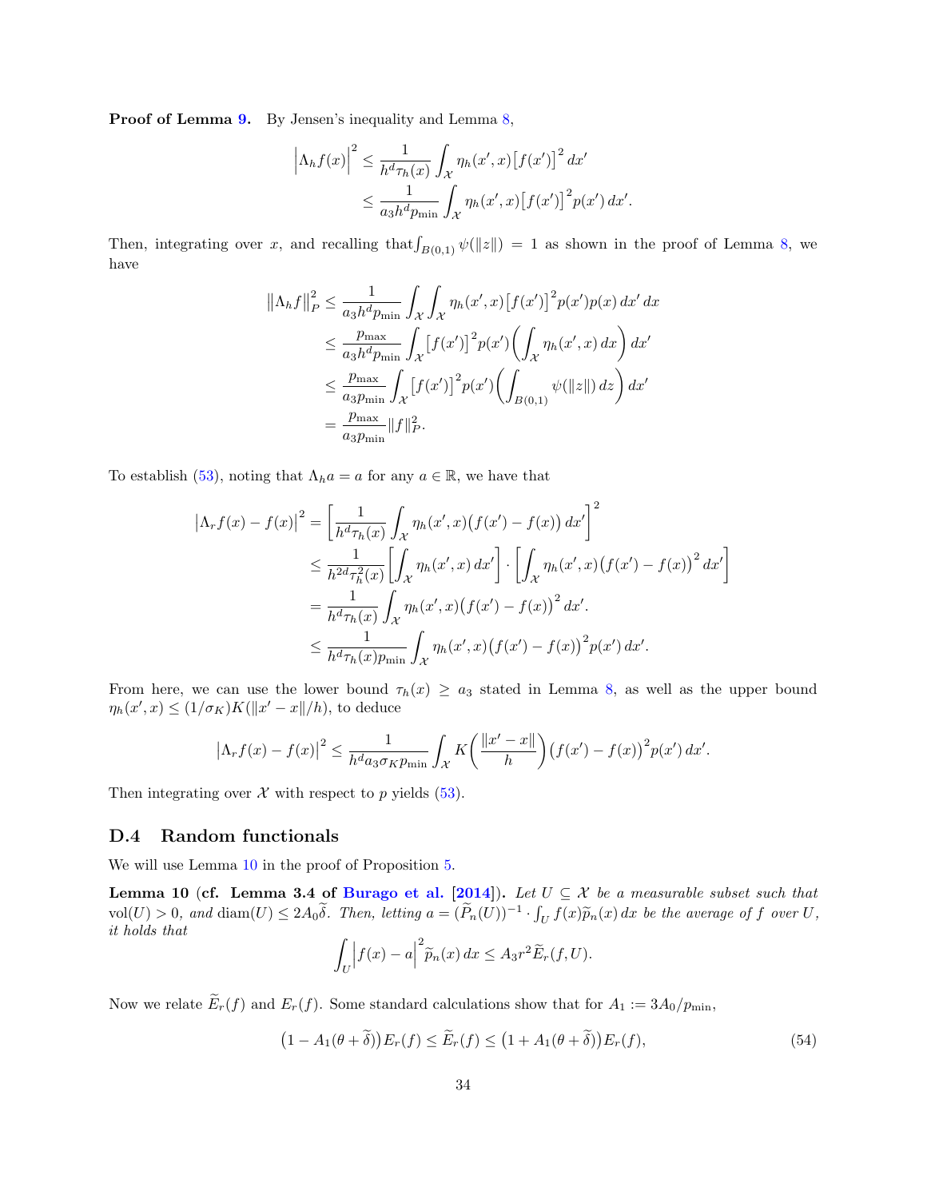**Proof of Lemma 9.** By Jensen's inequality and Lemma 8,

$$
\begin{aligned}
\left|\Lambda_h f(x)\right|^2 &\le \frac{1}{h^d \tau_h(x)} \int_{\mathcal{X}} \eta_h(x',x)\big[f(x')\big]^2\,dx' \\
&\le \frac{1}{a_3 h^d p_{\min}} \int_{\mathcal{X}} \eta_h(x',x)\big[f(x')\big]^2 p(x')\,dx'.
\end{aligned}
$$

Then, integrating over $x$, and recalling that$\int_{B(0,1)} \psi(\|z\|) = 1$ as shown in the proof of Lemma 8, we have

$$
\begin{aligned}
\left\|\Lambda_h f\right\|_P^2 &\le \frac{1}{a_3 h^d p_{\min}} \int_{\mathcal{X}}\int_{\mathcal{X}} \eta_h(x',x)\big[f(x')\big]^2 p(x')p(x)\,dx'\,dx \\
&\le \frac{p_{\max}}{a_3 h^d p_{\min}} \int_{\mathcal{X}} \big[f(x')\big]^2 p(x')\left(\int_{\mathcal{X}} \eta_h(x',x)\,dx\right)dx' \\
&\le \frac{p_{\max}}{a_3 p_{\min}} \int_{\mathcal{X}} \big[f(x')\big]^2 p(x')\left(\int_{B(0,1)} \psi(\|z\|)\,dz\right)dx' \\
&= \frac{p_{\max}}{a_3 p_{\min}} \|f\|_P^2.
\end{aligned}
$$

To establish (53), noting that $\Lambda_h a = a$ for any $a \in \mathbb{R}$, we have that

$$
\begin{aligned}
\left|\Lambda_r f(x) - f(x)\right|^2 &= \left[\frac{1}{h^d \tau_h(x)} \int_{\mathcal{X}} \eta_h(x',x)\big(f(x') - f(x)\big)\,dx'\right]^2 \\
&\le \frac{1}{h^{2d}\tau_h^2(x)}\left[\int_{\mathcal{X}} \eta_h(x',x)\,dx'\right]\cdot\left[\int_{\mathcal{X}} \eta_h(x',x)\big(f(x')-f(x)\big)^2\,dx'\right] \\
&= \frac{1}{h^d \tau_h(x)} \int_{\mathcal{X}} \eta_h(x',x)\big(f(x')-f(x)\big)^2\,dx'. \\
&\le \frac{1}{h^d \tau_h(x) p_{\min}} \int_{\mathcal{X}} \eta_h(x',x)\big(f(x')-f(x)\big)^2 p(x')\,dx'.
\end{aligned}
$$

From here, we can use the lower bound $\tau_h(x) \ge a_3$ stated in Lemma 8, as well as the upper bound $\eta_h(x',x) \le (1/\sigma_K)K(\|x'-x\|/h)$, to deduce

$$
\left|\Lambda_r f(x) - f(x)\right|^2 \le \frac{1}{h^d a_3 \sigma_K p_{\min}} \int_{\mathcal{X}} K\left(\frac{\|x'-x\|}{h}\right)\big(f(x')-f(x)\big)^2 p(x')\,dx'.
$$

Then integrating over $\mathcal{X}$ with respect to $p$ yields (53).

## D.4 Random functionals

We will use Lemma 10 in the proof of Proposition 5.

**Lemma 10 (cf. Lemma 3.4 of Burago et al. [2014]).** *Let $U \subseteq \mathcal{X}$ be a measurable subset such that $\mathrm{vol}(U) > 0$, and $\mathrm{diam}(U) \le 2A_0\widetilde{\delta}$. Then, letting $a = (\widetilde{P}_n(U))^{-1} \cdot \int_U f(x)\widetilde{p}_n(x)\,dx$ be the average of $f$ over $U$, it holds that*

$$
\int_U \left|f(x) - a\right|^2 \widetilde{p}_n(x)\,dx \le A_3 r^2 \widetilde{E}_r(f, U).
$$

Now we relate $\widetilde{E}_r(f)$ and $E_r(f)$. Some standard calculations show that for $A_1 := 3A_0/p_{\min}$,

$$
\big(1 - A_1(\theta + \widetilde{\delta})\big)E_r(f) \le \widetilde{E}_r(f) \le \big(1 + A_1(\theta + \widetilde{\delta})\big)E_r(f), \tag{54}
$$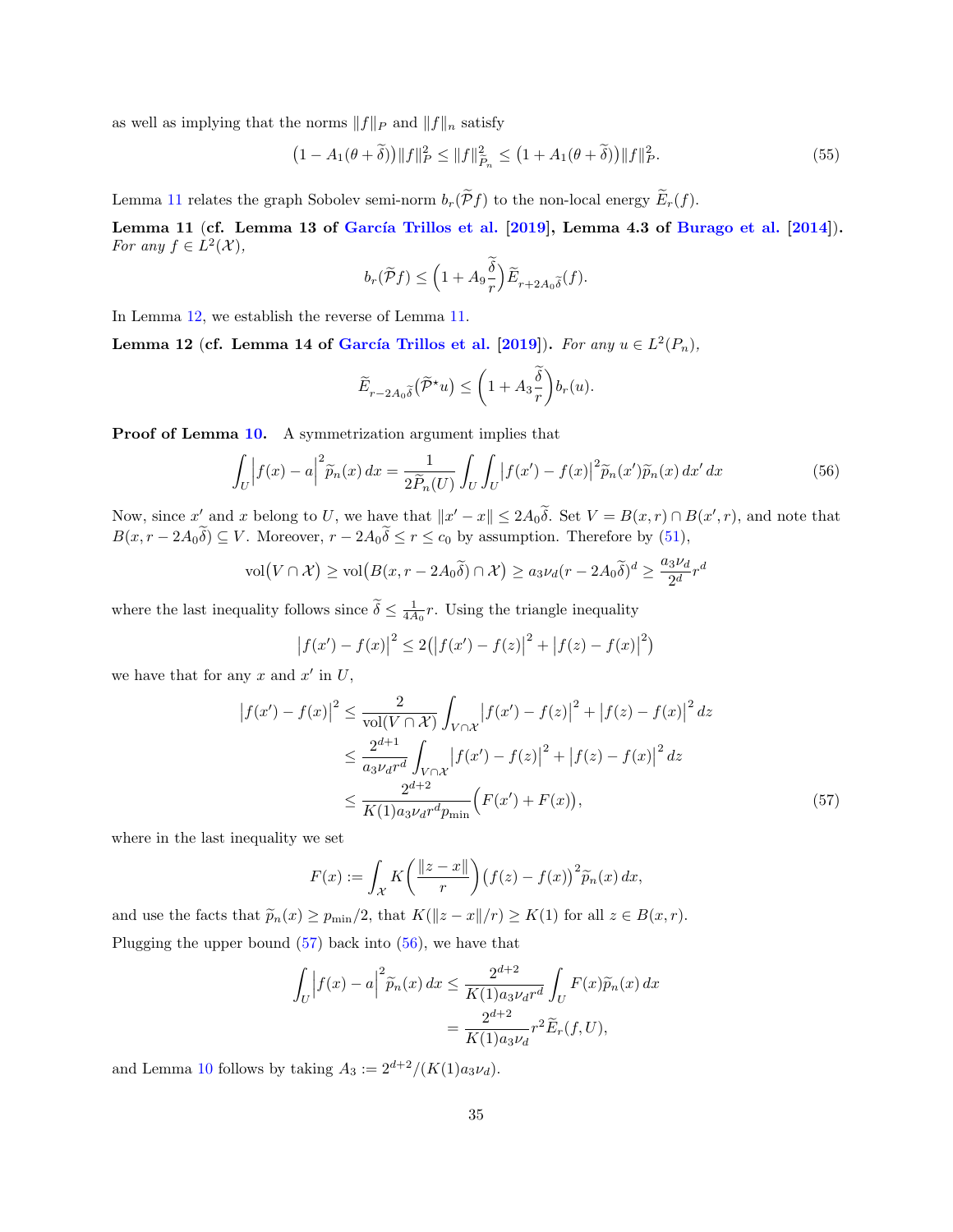as well as implying that the norms $\|f\|_P$ and $\|f\|_n$ satisfy

$$
\big(1 - A_1(\theta + \widetilde{\delta})\big)\|f\|_P^2 \leq \|f\|_{\widetilde{P}_n}^2 \leq \big(1 + A_1(\theta + \widetilde{\delta})\big)\|f\|_P^2. \tag{55}
$$

Lemma 11 relates the graph Sobolev semi-norm $b_r(\widetilde{\mathcal{P}}f)$ to the non-local energy $\widetilde{E}_r(f)$.

**Lemma 11 (cf. Lemma 13 of García Trillos et al. [2019], Lemma 4.3 of Burago et al. [2014]).** *For any $f \in L^2(\mathcal{X})$,*

$$
b_r(\widetilde{\mathcal{P}}f) \leq \Big(1 + A_9\frac{\widetilde{\delta}}{r}\Big)\widetilde{E}_{r+2A_0\widetilde{\delta}}(f).
$$

In Lemma 12, we establish the reverse of Lemma 11.

**Lemma 12 (cf. Lemma 14 of García Trillos et al. [2019]).** *For any $u \in L^2(P_n)$,*

$$
\widetilde{E}_{r-2A_0\widetilde{\delta}}(\widetilde{\mathcal{P}}^\star u) \leq \left(1 + A_3\frac{\widetilde{\delta}}{r}\right)b_r(u).
$$

**Proof of Lemma 10.** A symmetrization argument implies that

$$
\int_U \Big|f(x) - a\Big|^2 \widetilde{p}_n(x)\,dx = \frac{1}{2\widetilde{P}_n(U)}\int_U\int_U \big|f(x') - f(x)\big|^2 \widetilde{p}_n(x')\widetilde{p}_n(x)\,dx'\,dx \tag{56}
$$

Now, since $x'$ and $x$ belong to $U$, we have that $\|x' - x\| \leq 2A_0\widetilde{\delta}$. Set $V = B(x,r) \cap B(x',r)$, and note that $B(x, r - 2A_0\widetilde{\delta}) \subseteq V$. Moreover, $r - 2A_0\widetilde{\delta} \leq r \leq c_0$ by assumption. Therefore by (51),

$$
\mathrm{vol}\big(V \cap \mathcal{X}\big) \geq \mathrm{vol}\big(B(x, r - 2A_0\widetilde{\delta}) \cap \mathcal{X}\big) \geq a_3\nu_d(r - 2A_0\widetilde{\delta})^d \geq \frac{a_3\nu_d}{2^d}r^d
$$

where the last inequality follows since $\widetilde{\delta} \leq \frac{1}{4A_0}r$. Using the triangle inequality

$$
\big|f(x') - f(x)\big|^2 \leq 2\big(\big|f(x') - f(z)\big|^2 + \big|f(z) - f(x)\big|^2\big)
$$

we have that for any $x$ and $x'$ in $U$,

$$
\begin{aligned}
\big|f(x') - f(x)\big|^2 &\leq \frac{2}{\mathrm{vol}(V \cap \mathcal{X})}\int_{V\cap\mathcal{X}} \big|f(x') - f(z)\big|^2 + \big|f(z) - f(x)\big|^2\,dz \\
&\leq \frac{2^{d+1}}{a_3\nu_d r^d}\int_{V\cap\mathcal{X}} \big|f(x') - f(z)\big|^2 + \big|f(z) - f(x)\big|^2\,dz \\
&\leq \frac{2^{d+2}}{K(1)a_3\nu_d r^d p_{\min}}\Big(F(x') + F(x)\Big),
\end{aligned} \tag{57}
$$

where in the last inequality we set

$$
F(x) := \int_{\mathcal{X}} K\left(\frac{\|z - x\|}{r}\right)\big(f(z) - f(x)\big)^2\widetilde{p}_n(x)\,dx,
$$

and use the facts that $\widetilde{p}_n(x) \geq p_{\min}/2$, that $K(\|z - x\|/r) \geq K(1)$ for all $z \in B(x,r)$.

Plugging the upper bound (57) back into (56), we have that

$$
\begin{aligned}
\int_U \Big|f(x) - a\Big|^2 \widetilde{p}_n(x)\,dx &\leq \frac{2^{d+2}}{K(1)a_3\nu_d r^d}\int_U F(x)\widetilde{p}_n(x)\,dx \\
&= \frac{2^{d+2}}{K(1)a_3\nu_d}r^2\widetilde{E}_r(f, U),
\end{aligned}
$$

and Lemma 10 follows by taking $A_3 := 2^{d+2}/(K(1)a_3\nu_d)$.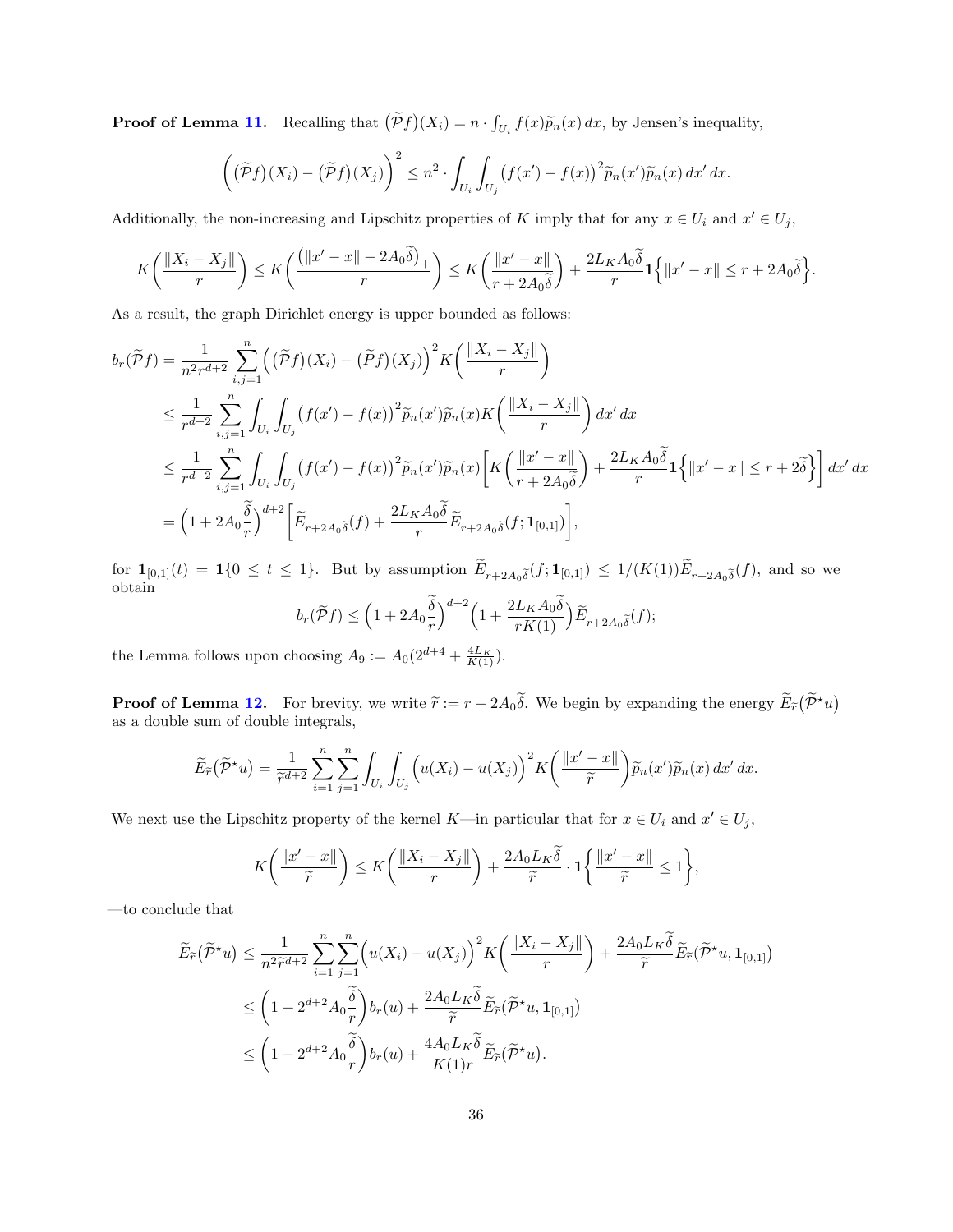**Proof of Lemma 11.** Recalling that $\big(\widetilde{\mathcal{P}}f\big)(X_i) = n \cdot \int_{U_i} f(x)\widetilde{p}_n(x)\,dx$, by Jensen's inequality,

$$\Big(\big(\widetilde{\mathcal{P}}f\big)(X_i) - \big(\widetilde{\mathcal{P}}f\big)(X_j)\Big)^2 \le n^2 \cdot \int_{U_i}\int_{U_j} \big(f(x') - f(x)\big)^2 \widetilde{p}_n(x')\widetilde{p}_n(x)\,dx'\,dx.$$

Additionally, the non-increasing and Lipschitz properties of $K$ imply that for any $x \in U_i$ and $x' \in U_j$,

$$K\bigg(\frac{\|X_i - X_j\|}{r}\bigg) \le K\bigg(\frac{\big(\|x'-x\| - 2A_0\widetilde{\delta}\big)_+}{r}\bigg) \le K\bigg(\frac{\|x'-x\|}{r + 2A_0\widetilde{\delta}}\bigg) + \frac{2L_K A_0 \widetilde{\delta}}{r}\mathbf{1}\Big\{\|x'-x\| \le r + 2A_0\widetilde{\delta}\Big\}.$$

As a result, the graph Dirichlet energy is upper bounded as follows:

$$\begin{aligned}
b_r(\widetilde{\mathcal{P}}f) &= \frac{1}{n^2 r^{d+2}} \sum_{i,j=1}^{n} \Big(\big(\widetilde{\mathcal{P}}f\big)(X_i) - \big(\widetilde{P}f\big)(X_j)\Big)^2 K\bigg(\frac{\|X_i - X_j\|}{r}\bigg) \\
&\le \frac{1}{r^{d+2}} \sum_{i,j=1}^{n} \int_{U_i}\int_{U_j} \big(f(x') - f(x)\big)^2 \widetilde{p}_n(x')\widetilde{p}_n(x) K\bigg(\frac{\|X_i - X_j\|}{r}\bigg)\,dx'\,dx \\
&\le \frac{1}{r^{d+2}} \sum_{i,j=1}^{n} \int_{U_i}\int_{U_j} \big(f(x') - f(x)\big)^2 \widetilde{p}_n(x')\widetilde{p}_n(x) \bigg[K\bigg(\frac{\|x'-x\|}{r + 2A_0\widetilde{\delta}}\bigg) + \frac{2L_K A_0\widetilde{\delta}}{r}\mathbf{1}\Big\{\|x'-x\| \le r + 2\widetilde{\delta}\Big\}\bigg]\,dx'\,dx \\
&= \Big(1 + 2A_0\frac{\widetilde{\delta}}{r}\Big)^{d+2}\bigg[\widetilde{E}_{r+2A_0\widetilde{\delta}}(f) + \frac{2L_K A_0\widetilde{\delta}}{r}\widetilde{E}_{r+2A_0\widetilde{\delta}}(f;\mathbf{1}_{[0,1]})\bigg],
\end{aligned}$$

for $\mathbf{1}_{[0,1]}(t) = \mathbf{1}\{0 \le t \le 1\}$. But by assumption $\widetilde{E}_{r+2A_0\widetilde{\delta}}(f;\mathbf{1}_{[0,1]}) \le 1/(K(1))\widetilde{E}_{r+2A_0\widetilde{\delta}}(f)$, and so we obtain

$$b_r(\widetilde{\mathcal{P}}f) \le \Big(1 + 2A_0\frac{\widetilde{\delta}}{r}\Big)^{d+2}\Big(1 + \frac{2L_K A_0\widetilde{\delta}}{rK(1)}\Big)\widetilde{E}_{r+2A_0\widetilde{\delta}}(f);$$

the Lemma follows upon choosing $A_9 := A_0(2^{d+4} + \frac{4L_K}{K(1)})$.

**Proof of Lemma 12.** For brevity, we write $\widetilde{r} := r - 2A_0\widetilde{\delta}$. We begin by expanding the energy $\widetilde{E}_{\widetilde{r}}\big(\widetilde{\mathcal{P}}^\star u\big)$ as a double sum of double integrals,

$$\widetilde{E}_{\widetilde{r}}\big(\widetilde{\mathcal{P}}^\star u\big) = \frac{1}{\widetilde{r}^{d+2}}\sum_{i=1}^{n}\sum_{j=1}^{n}\int_{U_i}\int_{U_j}\Big(u(X_i) - u(X_j)\Big)^2 K\bigg(\frac{\|x'-x\|}{\widetilde{r}}\bigg)\widetilde{p}_n(x')\widetilde{p}_n(x)\,dx'\,dx.$$

We next use the Lipschitz property of the kernel $K$—in particular that for $x \in U_i$ and $x' \in U_j$,

$$K\bigg(\frac{\|x'-x\|}{\widetilde{r}}\bigg) \le K\bigg(\frac{\|X_i - X_j\|}{r}\bigg) + \frac{2A_0 L_K\widetilde{\delta}}{\widetilde{r}}\cdot\mathbf{1}\bigg\{\frac{\|x'-x\|}{\widetilde{r}} \le 1\bigg\},$$

—to conclude that

$$\begin{aligned}
\widetilde{E}_{\widetilde{r}}\big(\widetilde{\mathcal{P}}^\star u\big) &\le \frac{1}{n^2\widetilde{r}^{d+2}}\sum_{i=1}^{n}\sum_{j=1}^{n}\Big(u(X_i) - u(X_j)\Big)^2 K\bigg(\frac{\|X_i - X_j\|}{r}\bigg) + \frac{2A_0 L_K\widetilde{\delta}}{\widetilde{r}}\widetilde{E}_{\widetilde{r}}(\widetilde{\mathcal{P}}^\star u, \mathbf{1}_{[0,1]}) \\
&\le \bigg(1 + 2^{d+2}A_0\frac{\widetilde{\delta}}{r}\bigg) b_r(u) + \frac{2A_0 L_K\widetilde{\delta}}{\widetilde{r}}\widetilde{E}_{\widetilde{r}}(\widetilde{\mathcal{P}}^\star u, \mathbf{1}_{[0,1]}) \\
&\le \bigg(1 + 2^{d+2}A_0\frac{\widetilde{\delta}}{r}\bigg) b_r(u) + \frac{4A_0 L_K\widetilde{\delta}}{K(1)r}\widetilde{E}_{\widetilde{r}}(\widetilde{\mathcal{P}}^\star u).
\end{aligned}$$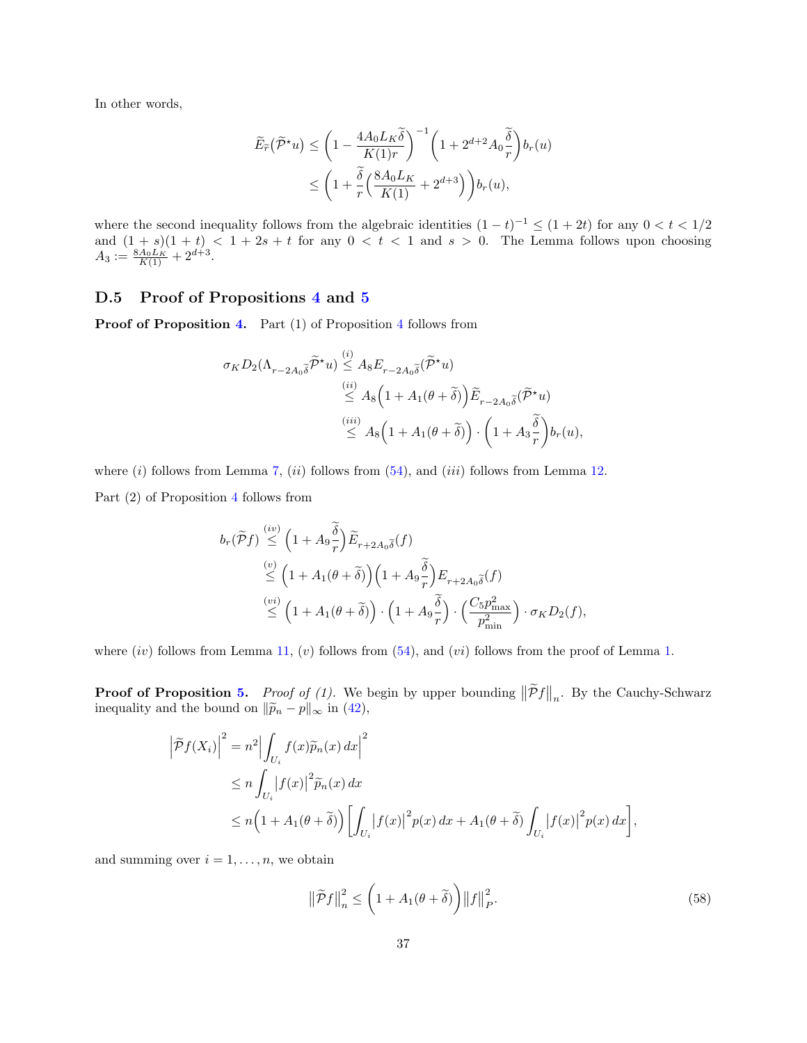In other words,

$$\widetilde{E}_{\widetilde{r}}(\widetilde{\mathcal{P}}^{\star}u) \leq \left(1 - \frac{4A_0 L_K \widetilde{\delta}}{K(1)r}\right)^{-1}\left(1 + 2^{d+2}A_0\frac{\widetilde{\delta}}{r}\right)b_r(u)$$
$$\leq \left(1 + \frac{\widetilde{\delta}}{r}\Big(\frac{8A_0 L_K}{K(1)} + 2^{d+3}\Big)\right)b_r(u),$$

where the second inequality follows from the algebraic identities $(1-t)^{-1} \leq (1+2t)$ for any $0 < t < 1/2$ and $(1+s)(1+t) < 1 + 2s + t$ for any $0 < t < 1$ and $s > 0$. The Lemma follows upon choosing $A_3 := \frac{8A_0 L_K}{K(1)} + 2^{d+3}$.

### D.5 Proof of Propositions 4 and 5

**Proof of Proposition 4.** Part (1) of Proposition 4 follows from

$$\sigma_K D_2(\Lambda_{r-2A_0\widetilde{\delta}}\widetilde{\mathcal{P}}^{\star}u) \overset{(i)}{\leq} A_8 E_{r-2A_0\widetilde{\delta}}(\widetilde{\mathcal{P}}^{\star}u)$$
$$\overset{(ii)}{\leq} A_8\Big(1 + A_1(\theta + \widetilde{\delta})\Big)\widetilde{E}_{r-2A_0\widetilde{\delta}}(\widetilde{\mathcal{P}}^{\star}u)$$
$$\overset{(iii)}{\leq} A_8\Big(1 + A_1(\theta + \widetilde{\delta})\Big)\cdot\left(1 + A_3\frac{\widetilde{\delta}}{r}\right)b_r(u),$$

where $(i)$ follows from Lemma 7, $(ii)$ follows from (54), and $(iii)$ follows from Lemma 12.

Part (2) of Proposition 4 follows from

$$b_r(\widetilde{\mathcal{P}}f) \overset{(iv)}{\leq} \left(1 + A_9\frac{\widetilde{\delta}}{r}\right)\widetilde{E}_{r+2A_0\widetilde{\delta}}(f)$$
$$\overset{(v)}{\leq} \Big(1 + A_1(\theta + \widetilde{\delta})\Big)\left(1 + A_9\frac{\widetilde{\delta}}{r}\right)E_{r+2A_0\widetilde{\delta}}(f)$$
$$\overset{(vi)}{\leq} \Big(1 + A_1(\theta + \widetilde{\delta})\Big)\cdot\left(1 + A_9\frac{\widetilde{\delta}}{r}\right)\cdot\left(\frac{C_5 p_{\max}^2}{p_{\min}^2}\right)\cdot\sigma_K D_2(f),$$

where $(iv)$ follows from Lemma 11, $(v)$ follows from (54), and $(vi)$ follows from the proof of Lemma 1.

**Proof of Proposition 5.** *Proof of (1).* We begin by upper bounding $\big\|\widetilde{\mathcal{P}}f\big\|_n$. By the Cauchy-Schwarz inequality and the bound on $\|\widetilde{p}_n - p\|_\infty$ in (42),

$$\Big|\widetilde{\mathcal{P}}f(X_i)\Big|^2 = n^2\Big|\int_{U_i} f(x)\widetilde{p}_n(x)\,dx\Big|^2$$
$$\leq n\int_{U_i}\big|f(x)\big|^2\widetilde{p}_n(x)\,dx$$
$$\leq n\Big(1 + A_1(\theta + \widetilde{\delta})\Big)\left[\int_{U_i}\big|f(x)\big|^2 p(x)\,dx + A_1(\theta + \widetilde{\delta})\int_{U_i}\big|f(x)\big|^2 p(x)\,dx\right],$$

and summing over $i = 1, \ldots, n$, we obtain

$$\big\|\widetilde{\mathcal{P}}f\big\|_n^2 \leq \Big(1 + A_1(\theta + \widetilde{\delta})\Big)\big\|f\big\|_P^2. \tag{58}$$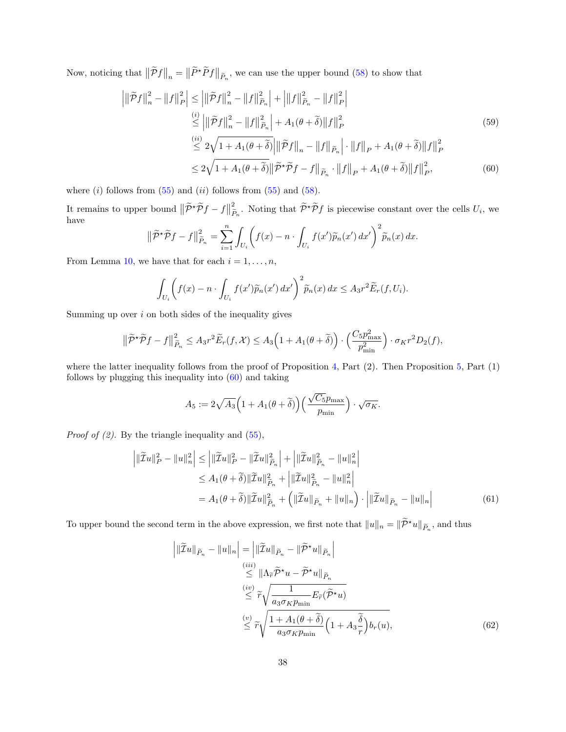Now, noticing that $\|\widetilde{\mathcal{P}}f\|_n = \|\widetilde{P}^\star \widetilde{P} f\|_{\widetilde{P}_n}$, we can use the upper bound (58) to show that

$$
\begin{aligned}
\left| \|\widetilde{\mathcal{P}}f\|_n^2 - \|f\|_P^2 \right| &\leq \left| \|\widetilde{\mathcal{P}}f\|_n^2 - \|f\|_{\widetilde{P}_n}^2 \right| + \left| \|f\|_{\widetilde{P}_n}^2 - \|f\|_P^2 \right| \\
&\overset{(i)}{\leq} \left| \|\widetilde{\mathcal{P}}f\|_n^2 - \|f\|_{\widetilde{P}_n}^2 \right| + A_1(\theta + \widetilde{\delta}) \|f\|_P^2 \qquad (59)\\
&\overset{(ii)}{\leq} 2\sqrt{1 + A_1(\theta + \widetilde{\delta})} \left| \|\widetilde{\mathcal{P}}f\|_n - \|f\|_{\widetilde{P}_n} \right| \cdot \|f\|_P + A_1(\theta + \widetilde{\delta}) \|f\|_P^2 \\
&\leq 2\sqrt{1 + A_1(\theta + \widetilde{\delta})} \|\widetilde{\mathcal{P}}^\star \widetilde{\mathcal{P}} f - f\|_{\widetilde{P}_n} \cdot \|f\|_P + A_1(\theta + \widetilde{\delta}) \|f\|_P^2, \qquad (60)
\end{aligned}
$$

where $(i)$ follows from (55) and $(ii)$ follows from (55) and (58).

It remains to upper bound $\|\widetilde{\mathcal{P}}^\star \widetilde{\mathcal{P}} f - f\|_{\widetilde{P}_n}^2$. Noting that $\widetilde{\mathcal{P}}^\star \widetilde{\mathcal{P}} f$ is piecewise constant over the cells $U_i$, we have

$$
\|\widetilde{\mathcal{P}}^\star \widetilde{\mathcal{P}} f - f\|_{\widetilde{P}_n}^2 = \sum_{i=1}^n \int_{U_i} \left( f(x) - n \cdot \int_{U_i} f(x') \widetilde{p}_n(x')\, dx' \right)^2 \widetilde{p}_n(x)\, dx.
$$

From Lemma 10, we have that for each $i = 1, \ldots, n$,

$$
\int_{U_i} \left( f(x) - n \cdot \int_{U_i} f(x') \widetilde{p}_n(x')\, dx' \right)^2 \widetilde{p}_n(x)\, dx \leq A_3 r^2 \widetilde{E}_r(f, U_i).
$$

Summing up over $i$ on both sides of the inequality gives

$$
\|\widetilde{\mathcal{P}}^\star \widetilde{\mathcal{P}} f - f\|_{\widetilde{P}_n}^2 \leq A_3 r^2 \widetilde{E}_r(f, \mathcal{X}) \leq A_3 \Big(1 + A_1(\theta + \widetilde{\delta})\Big) \cdot \left( \frac{C_5 p_{\max}^2}{p_{\min}^2} \right) \cdot \sigma_K r^2 D_2(f),
$$

where the latter inequality follows from the proof of Proposition 4, Part (2). Then Proposition 5, Part (1) follows by plugging this inequality into (60) and taking

$$
A_5 := 2\sqrt{A_3} \Big(1 + A_1(\theta + \widetilde{\delta})\Big) \left( \frac{\sqrt{C_5} p_{\max}}{p_{\min}} \right) \cdot \sqrt{\sigma_K}.
$$

*Proof of (2).* By the triangle inequality and (55),

$$
\begin{aligned}
\left| \|\widetilde{\mathcal{I}} u\|_P^2 - \|u\|_n^2 \right| &\leq \left| \|\widetilde{\mathcal{I}} u\|_P^2 - \|\widetilde{\mathcal{I}} u\|_{\widetilde{P}_n}^2 \right| + \left| \|\widetilde{\mathcal{I}} u\|_{\widetilde{P}_n}^2 - \|u\|_n^2 \right| \\
&\leq A_1(\theta + \widetilde{\delta}) \|\widetilde{\mathcal{I}} u\|_{\widetilde{P}_n}^2 + \left| \|\widetilde{\mathcal{I}} u\|_{\widetilde{P}_n}^2 - \|u\|_n^2 \right| \\
&= A_1(\theta + \widetilde{\delta}) \|\widetilde{\mathcal{I}} u\|_{\widetilde{P}_n}^2 + \Big( \|\widetilde{\mathcal{I}} u\|_{\widetilde{P}_n} + \|u\|_n \Big) \cdot \left| \|\widetilde{\mathcal{I}} u\|_{\widetilde{P}_n} - \|u\|_n \right| \qquad (61)
\end{aligned}
$$

To upper bound the second term in the above expression, we first note that $\|u\|_n = \|\widetilde{\mathcal{P}}^\star u\|_{\widetilde{P}_n}$, and thus

$$
\begin{aligned}
\left| \|\widetilde{\mathcal{I}} u\|_{\widetilde{P}_n} - \|u\|_n \right| &= \left| \|\widetilde{\mathcal{I}} u\|_{\widetilde{P}_n} - \|\widetilde{\mathcal{P}}^\star u\|_{\widetilde{P}_n} \right| \\
&\overset{(iii)}{\leq} \|\Lambda_{\widetilde{r}} \widetilde{\mathcal{P}}^\star u - \widetilde{\mathcal{P}}^\star u\|_{\widetilde{P}_n} \\
&\overset{(iv)}{\leq} \widetilde{r} \sqrt{\frac{1}{a_3 \sigma_K p_{\min}} E_{\widetilde{r}}(\widetilde{\mathcal{P}}^\star u)} \\
&\overset{(v)}{\leq} \widetilde{r} \sqrt{\frac{1 + A_1(\theta + \widetilde{\delta})}{a_3 \sigma_K p_{\min}} \Big(1 + A_3 \frac{\widetilde{\delta}}{r}\Big) b_r(u)}, \qquad (62)
\end{aligned}
$$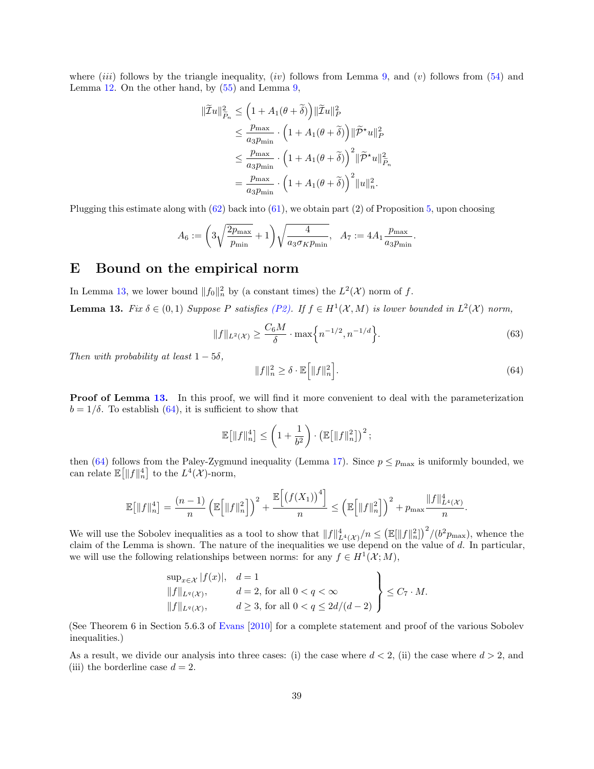where $(iii)$ follows by the triangle inequality, $(iv)$ follows from Lemma 9, and $(v)$ follows from (54) and Lemma 12. On the other hand, by (55) and Lemma 9,

$$
\begin{aligned}
\|\widetilde{\mathcal{I}}u\|_{\widetilde{P}_n}^2 &\le \Big(1 + A_1(\theta + \widetilde{\delta})\Big)\|\widetilde{\mathcal{I}}u\|_P^2 \\
&\le \frac{p_{\max}}{a_3 p_{\min}} \cdot \Big(1 + A_1(\theta + \widetilde{\delta})\Big)\|\widetilde{\mathcal{P}}^\star u\|_P^2 \\
&\le \frac{p_{\max}}{a_3 p_{\min}} \cdot \Big(1 + A_1(\theta + \widetilde{\delta})\Big)^2\|\widetilde{\mathcal{P}}^\star u\|_{\widetilde{P}_n}^2 \\
&= \frac{p_{\max}}{a_3 p_{\min}} \cdot \Big(1 + A_1(\theta + \widetilde{\delta})\Big)^2\|u\|_n^2.
\end{aligned}
$$

Plugging this estimate along with (62) back into (61), we obtain part (2) of Proposition 5, upon choosing

$$
A_6 := \left(3\sqrt{\frac{2p_{\max}}{p_{\min}}} + 1\right)\sqrt{\frac{4}{a_3\sigma_K p_{\min}}}, \quad A_7 := 4A_1\frac{p_{\max}}{a_3 p_{\min}}.
$$

# E Bound on the empirical norm

In Lemma 13, we lower bound $\|f_0\|_n^2$ by (a constant times) the $L^2(\mathcal{X})$ norm of $f$.

**Lemma 13.** *Fix $\delta \in (0,1)$ Suppose $P$ satisfies (P2). If $f \in H^1(\mathcal{X}, M)$ is lower bounded in $L^2(\mathcal{X})$ norm,*

$$
\|f\|_{L^2(\mathcal{X})} \ge \frac{C_6 M}{\delta} \cdot \max\Big\{n^{-1/2}, n^{-1/d}\Big\}. \tag{63}
$$

*Then with probability at least $1 - 5\delta$,*

$$
\|f\|_n^2 \ge \delta \cdot \mathbb{E}\Big[\|f\|_n^2\Big]. \tag{64}
$$

**Proof of Lemma 13.** In this proof, we will find it more convenient to deal with the parameterization $b = 1/\delta$. To establish (64), it is sufficient to show that

$$
\mathbb{E}\big[\|f\|_n^4\big] \le \left(1 + \frac{1}{b^2}\right) \cdot \big(\mathbb{E}\big[\|f\|_n^2\big]\big)^2;
$$

then (64) follows from the Paley-Zygmund inequality (Lemma 17). Since $p \le p_{\max}$ is uniformly bounded, we can relate $\mathbb{E}\big[\|f\|_n^4\big]$ to the $L^4(\mathcal{X})$-norm,

$$
\mathbb{E}\big[\|f\|_n^4\big] = \frac{(n-1)}{n}\Big(\mathbb{E}\Big[\|f\|_n^2\Big]\Big)^2 + \frac{\mathbb{E}\Big[\big(f(X_1)\big)^4\Big]}{n} \le \Big(\mathbb{E}\Big[\|f\|_n^2\Big]\Big)^2 + p_{\max}\frac{\|f\|_{L^4(\mathcal{X})}^4}{n}.
$$

We will use the Sobolev inequalities as a tool to show that $\|f\|_{L^4(\mathcal{X})}^4/n \le \big(\mathbb{E}[\|f\|_n^2]\big)^2/(b^2 p_{\max})$, whence the claim of the Lemma is shown. The nature of the inequalities we use depend on the value of $d$. In particular, we will use the following relationships between norms: for any $f \in H^1(\mathcal{X}; M)$,

$$
\left.
\begin{array}{ll}
\sup_{x\in\mathcal{X}}|f(x)|, & d = 1 \\
\|f\|_{L^q(\mathcal{X})}, & d = 2, \text{ for all } 0 < q < \infty \\
\|f\|_{L^q(\mathcal{X})}, & d \ge 3, \text{ for all } 0 < q \le 2d/(d-2)
\end{array}
\right\} \le C_7 \cdot M.
$$

(See Theorem 6 in Section 5.6.3 of Evans [2010] for a complete statement and proof of the various Sobolev inequalities.)

As a result, we divide our analysis into three cases: (i) the case where $d < 2$, (ii) the case where $d > 2$, and (iii) the borderline case $d = 2$.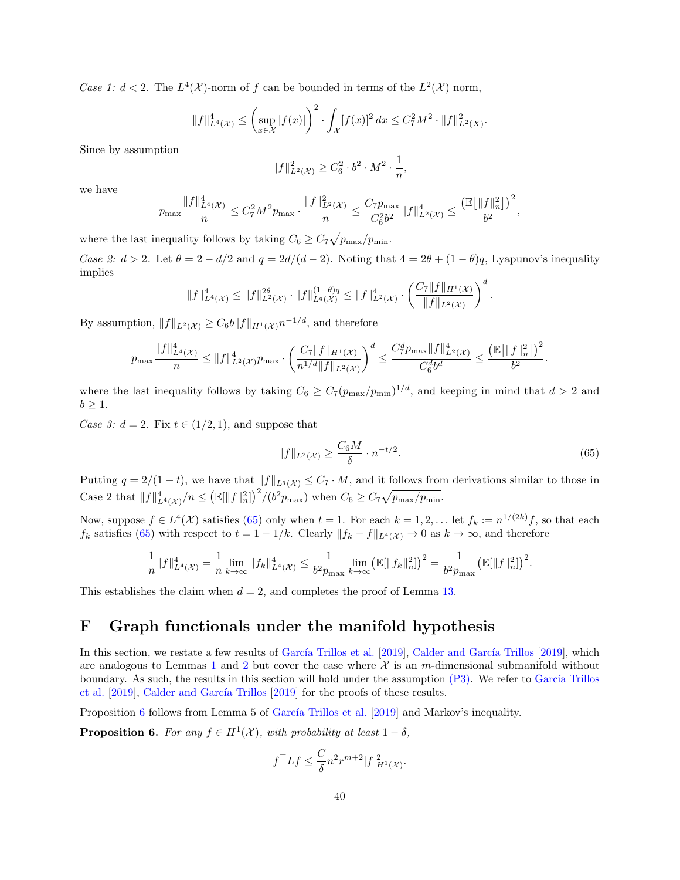*Case 1: $d < 2$.* The $L^4(\mathcal{X})$-norm of $f$ can be bounded in terms of the $L^2(\mathcal{X})$ norm,

$$\|f\|_{L^4(\mathcal{X})}^4 \leq \left(\sup_{x \in \mathcal{X}} |f(x)|\right)^2 \cdot \int_{\mathcal{X}} [f(x)]^2 \, dx \leq C_7^2 M^2 \cdot \|f\|_{L^2(X)}^2.$$

Since by assumption

$$\|f\|_{L^2(\mathcal{X})}^2 \geq C_6^2 \cdot b^2 \cdot M^2 \cdot \frac{1}{n},$$

we have

$$p_{\max} \frac{\|f\|_{L^4(\mathcal{X})}^4}{n} \leq C_7^2 M^2 p_{\max} \cdot \frac{\|f\|_{L^2(\mathcal{X})}^2}{n} \leq \frac{C_7 p_{\max}}{C_6^2 b^2} \|f\|_{L^2(\mathcal{X})}^4 \leq \frac{\left(\mathbb{E}\left[\|f\|_n^2\right]\right)^2}{b^2},$$

where the last inequality follows by taking $C_6 \geq C_7 \sqrt{p_{\max}/p_{\min}}$.

*Case 2: $d > 2$.* Let $\theta = 2 - d/2$ and $q = 2d/(d-2)$. Noting that $4 = 2\theta + (1-\theta)q$, Lyapunov's inequality implies

$$\|f\|_{L^4(\mathcal{X})}^4 \leq \|f\|_{L^2(\mathcal{X})}^{2\theta} \cdot \|f\|_{L^q(\mathcal{X})}^{(1-\theta)q} \leq \|f\|_{L^2(\mathcal{X})}^4 \cdot \left(\frac{C_7 \|f\|_{H^1(\mathcal{X})}}{\|f\|_{L^2(\mathcal{X})}}\right)^d.$$

By assumption, $\|f\|_{L^2(\mathcal{X})} \geq C_6 b \|f\|_{H^1(\mathcal{X})} n^{-1/d}$, and therefore

$$p_{\max} \frac{\|f\|_{L^4(\mathcal{X})}^4}{n} \leq \|f\|_{L^2(\mathcal{X})}^4 p_{\max} \cdot \left(\frac{C_7 \|f\|_{H^1(\mathcal{X})}}{n^{1/d} \|f\|_{L^2(\mathcal{X})}}\right)^d \leq \frac{C_7^d p_{\max} \|f\|_{L^2(\mathcal{X})}^4}{C_6^d b^d} \leq \frac{\left(\mathbb{E}\left[\|f\|_n^2\right]\right)^2}{b^2}.$$

where the last inequality follows by taking $C_6 \geq C_7 (p_{\max}/p_{\min})^{1/d}$, and keeping in mind that $d > 2$ and $b \geq 1$.

*Case 3: $d = 2$.* Fix $t \in (1/2, 1)$, and suppose that

$$\|f\|_{L^2(\mathcal{X})} \geq \frac{C_6 M}{\delta} \cdot n^{-t/2}. \tag{65}$$

Putting $q = 2/(1-t)$, we have that $\|f\|_{L^q(\mathcal{X})} \leq C_7 \cdot M$, and it follows from derivations similar to those in Case 2 that $\|f\|_{L^4(\mathcal{X})}^4 / n \leq \left(\mathbb{E}[\|f\|_n^2]\right)^2 / (b^2 p_{\max})$ when $C_6 \geq C_7 \sqrt{p_{\max}/p_{\min}}$.

Now, suppose $f \in L^4(\mathcal{X})$ satisfies (65) only when $t = 1$. For each $k = 1, 2, \ldots$ let $f_k := n^{1/(2k)} f$, so that each $f_k$ satisfies (65) with respect to $t = 1 - 1/k$. Clearly $\|f_k - f\|_{L^4(\mathcal{X})} \to 0$ as $k \to \infty$, and therefore

$$\frac{1}{n} \|f\|_{L^4(\mathcal{X})}^4 = \frac{1}{n} \lim_{k \to \infty} \|f_k\|_{L^4(\mathcal{X})}^4 \leq \frac{1}{b^2 p_{\max}} \lim_{k \to \infty} \left(\mathbb{E}[\|f_k\|_n^2]\right)^2 = \frac{1}{b^2 p_{\max}} \left(\mathbb{E}[\|f\|_n^2]\right)^2.$$

This establishes the claim when $d = 2$, and completes the proof of Lemma 13.

# F Graph functionals under the manifold hypothesis

In this section, we restate a few results of García Trillos et al. [2019], Calder and García Trillos [2019], which are analogous to Lemmas 1 and 2 but cover the case where $\mathcal{X}$ is an $m$-dimensional submanifold without boundary. As such, the results in this section will hold under the assumption (P3). We refer to García Trillos et al. [2019], Calder and García Trillos [2019] for the proofs of these results.

Proposition 6 follows from Lemma 5 of García Trillos et al. [2019] and Markov's inequality.

**Proposition 6.** *For any $f \in H^1(\mathcal{X})$, with probability at least $1 - \delta$,*

$$f^\top L f \leq \frac{C}{\delta} n^2 r^{m+2} |f|_{H^1(\mathcal{X})}^2.$$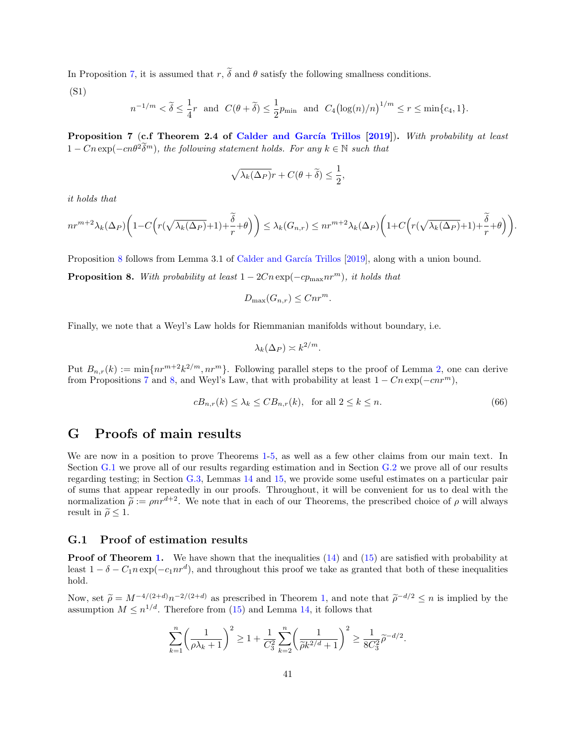In Proposition 7, it is assumed that $r$, $\widetilde{\delta}$ and $\theta$ satisfy the following smallness conditions.

(S1)

$$n^{-1/m} < \widetilde{\delta} \leq \frac{1}{4} r \quad \text{and} \quad C(\theta + \widetilde{\delta}) \leq \frac{1}{2} p_{\min} \quad \text{and} \quad C_4 \big(\log(n)/n\big)^{1/m} \leq r \leq \min\{c_4, 1\}.$$

**Proposition 7 (c.f Theorem 2.4 of Calder and García Trillos [2019]).** *With probability at least $1 - Cn \exp(-cn\theta^2 \widetilde{\delta}^m)$, the following statement holds. For any $k \in \mathbb{N}$ such that*

$$\sqrt{\lambda_k(\Delta_P)} r + C(\theta + \widetilde{\delta}) \leq \frac{1}{2},$$

*it holds that*

$$nr^{m+2}\lambda_k(\Delta_P)\bigg(1 - C\Big(r(\sqrt{\lambda_k(\Delta_P)}+1) + \frac{\widetilde{\delta}}{r} + \theta\Big)\bigg) \leq \lambda_k(G_{n,r}) \leq nr^{m+2}\lambda_k(\Delta_P)\bigg(1 + C\Big(r(\sqrt{\lambda_k(\Delta_P)}+1) + \frac{\widetilde{\delta}}{r} + \theta\Big)\bigg).$$

Proposition 8 follows from Lemma 3.1 of Calder and García Trillos [2019], along with a union bound.

**Proposition 8.** *With probability at least $1 - 2Cn \exp(-cp_{\max} nr^m)$, it holds that*

$$D_{\max}(G_{n,r}) \leq Cnr^m.$$

Finally, we note that a Weyl's Law holds for Riemmanian manifolds without boundary, i.e.

$$\lambda_k(\Delta_P) \asymp k^{2/m}.$$

Put $B_{n,r}(k) := \min\{nr^{m+2}k^{2/m}, nr^m\}$. Following parallel steps to the proof of Lemma 2, one can derive from Propositions 7 and 8, and Weyl's Law, that with probability at least $1 - Cn \exp(-cnr^m)$,

$$cB_{n,r}(k) \leq \lambda_k \leq CB_{n,r}(k), \quad \text{for all } 2 \leq k \leq n. \tag{66}$$

# G Proofs of main results

We are now in a position to prove Theorems 1-5, as well as a few other claims from our main text. In Section G.1 we prove all of our results regarding estimation and in Section G.2 we prove all of our results regarding testing; in Section G.3, Lemmas 14 and 15, we provide some useful estimates on a particular pair of sums that appear repeatedly in our proofs. Throughout, it will be convenient for us to deal with the normalization $\widetilde{\rho} := \rho nr^{d+2}$. We note that in each of our Theorems, the prescribed choice of $\rho$ will always result in $\widetilde{\rho} \leq 1$.

## G.1 Proof of estimation results

**Proof of Theorem 1.** We have shown that the inequalities (14) and (15) are satisfied with probability at least $1 - \delta - C_1 n \exp(-c_1 nr^d)$, and throughout this proof we take as granted that both of these inequalities hold.

Now, set $\widetilde{\rho} = M^{-4/(2+d)} n^{-2/(2+d)}$ as prescribed in Theorem 1, and note that $\widetilde{\rho}^{-d/2} \leq n$ is implied by the assumption $M \leq n^{1/d}$. Therefore from (15) and Lemma 14, it follows that

$$\sum_{k=1}^{n} \left(\frac{1}{\rho\lambda_k + 1}\right)^2 \geq 1 + \frac{1}{C_3^2} \sum_{k=2}^{n} \left(\frac{1}{\widetilde{\rho} k^{2/d} + 1}\right)^2 \geq \frac{1}{8C_3^2} \widetilde{\rho}^{-d/2}.$$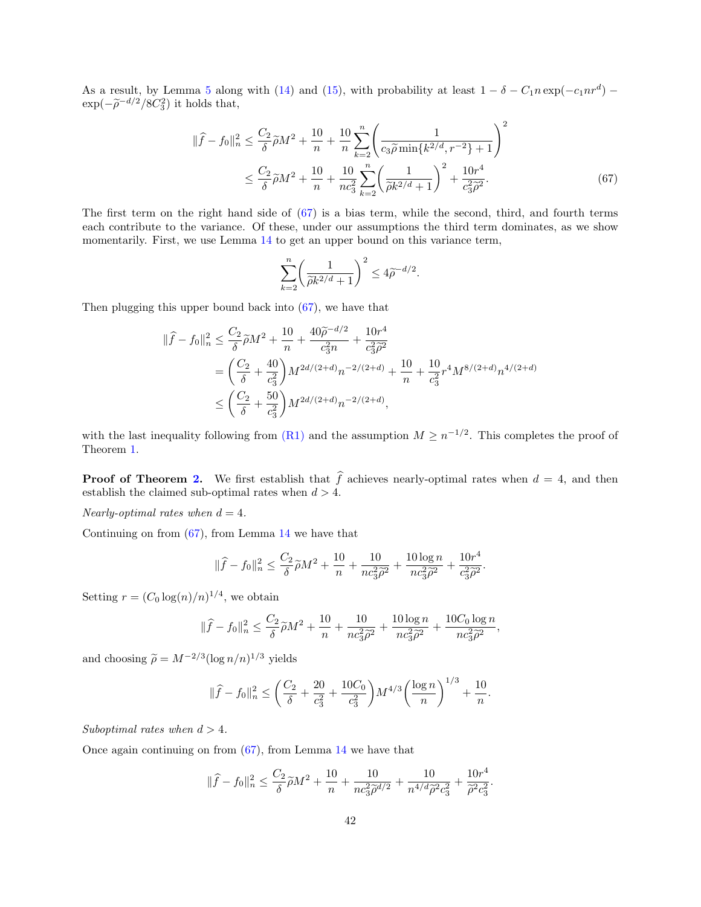As a result, by Lemma 5 along with (14) and (15), with probability at least $1 - \delta - C_1 n \exp(-c_1 n r^d) - \exp(-\widetilde{\rho}^{-d/2}/8C_3^2)$ it holds that,

$$
\begin{aligned}
\|\widehat{f} - f_0\|_n^2 &\le \frac{C_2}{\delta}\widetilde{\rho}M^2 + \frac{10}{n} + \frac{10}{n}\sum_{k=2}^{n}\biggl(\frac{1}{c_3\widetilde{\rho}\min\{k^{2/d}, r^{-2}\} + 1}\biggr)^2 \\
&\le \frac{C_2}{\delta}\widetilde{\rho}M^2 + \frac{10}{n} + \frac{10}{nc_3^2}\sum_{k=2}^{n}\biggl(\frac{1}{\widetilde{\rho}k^{2/d} + 1}\biggr)^2 + \frac{10r^4}{c_3^2\widetilde{\rho}^2}. \qquad (67)
\end{aligned}
$$

The first term on the right hand side of (67) is a bias term, while the second, third, and fourth terms each contribute to the variance. Of these, under our assumptions the third term dominates, as we show momentarily. First, we use Lemma 14 to get an upper bound on this variance term,

$$
\sum_{k=2}^{n}\biggl(\frac{1}{\widetilde{\rho}k^{2/d} + 1}\biggr)^2 \le 4\widetilde{\rho}^{-d/2}.
$$

Then plugging this upper bound back into (67), we have that

$$
\begin{aligned}
\|\widehat{f} - f_0\|_n^2 &\le \frac{C_2}{\delta}\widetilde{\rho}M^2 + \frac{10}{n} + \frac{40\widetilde{\rho}^{-d/2}}{c_3^2 n} + \frac{10r^4}{c_3^2\widetilde{\rho}^2} \\
&= \biggl(\frac{C_2}{\delta} + \frac{40}{c_3^2}\biggr)M^{2d/(2+d)}n^{-2/(2+d)} + \frac{10}{n} + \frac{10}{c_3^2}r^4 M^{8/(2+d)}n^{4/(2+d)} \\
&\le \biggl(\frac{C_2}{\delta} + \frac{50}{c_3^2}\biggr)M^{2d/(2+d)}n^{-2/(2+d)},
\end{aligned}
$$

with the last inequality following from (R1) and the assumption $M \ge n^{-1/2}$. This completes the proof of Theorem 1.

**Proof of Theorem 2.** We first establish that $\widehat{f}$ achieves nearly-optimal rates when $d = 4$, and then establish the claimed sub-optimal rates when $d > 4$.

*Nearly-optimal rates when $d = 4$.*

Continuing on from (67), from Lemma 14 we have that

$$
\|\widehat{f} - f_0\|_n^2 \le \frac{C_2}{\delta}\widetilde{\rho}M^2 + \frac{10}{n} + \frac{10}{nc_3^2\widetilde{\rho}^2} + \frac{10\log n}{nc_3^2\widetilde{\rho}^2} + \frac{10r^4}{c_3^2\widetilde{\rho}^2}.
$$

Setting $r = (C_0\log(n)/n)^{1/4}$, we obtain

$$
\|\widehat{f} - f_0\|_n^2 \le \frac{C_2}{\delta}\widetilde{\rho}M^2 + \frac{10}{n} + \frac{10}{nc_3^2\widetilde{\rho}^2} + \frac{10\log n}{nc_3^2\widetilde{\rho}^2} + \frac{10C_0\log n}{nc_3^2\widetilde{\rho}^2},
$$

and choosing $\widetilde{\rho} = M^{-2/3}(\log n/n)^{1/3}$ yields

$$
\|\widehat{f} - f_0\|_n^2 \le \biggl(\frac{C_2}{\delta} + \frac{20}{c_3^2} + \frac{10C_0}{c_3^2}\biggr)M^{4/3}\biggl(\frac{\log n}{n}\biggr)^{1/3} + \frac{10}{n}.
$$

*Suboptimal rates when $d > 4$.*

Once again continuing on from (67), from Lemma 14 we have that

$$
\|\widehat{f} - f_0\|_n^2 \le \frac{C_2}{\delta}\widetilde{\rho}M^2 + \frac{10}{n} + \frac{10}{nc_3^2\widetilde{\rho}^{d/2}} + \frac{10}{n^{4/d}\widetilde{\rho}^2 c_3^2} + \frac{10r^4}{\widetilde{\rho}^2 c_3^2}.
$$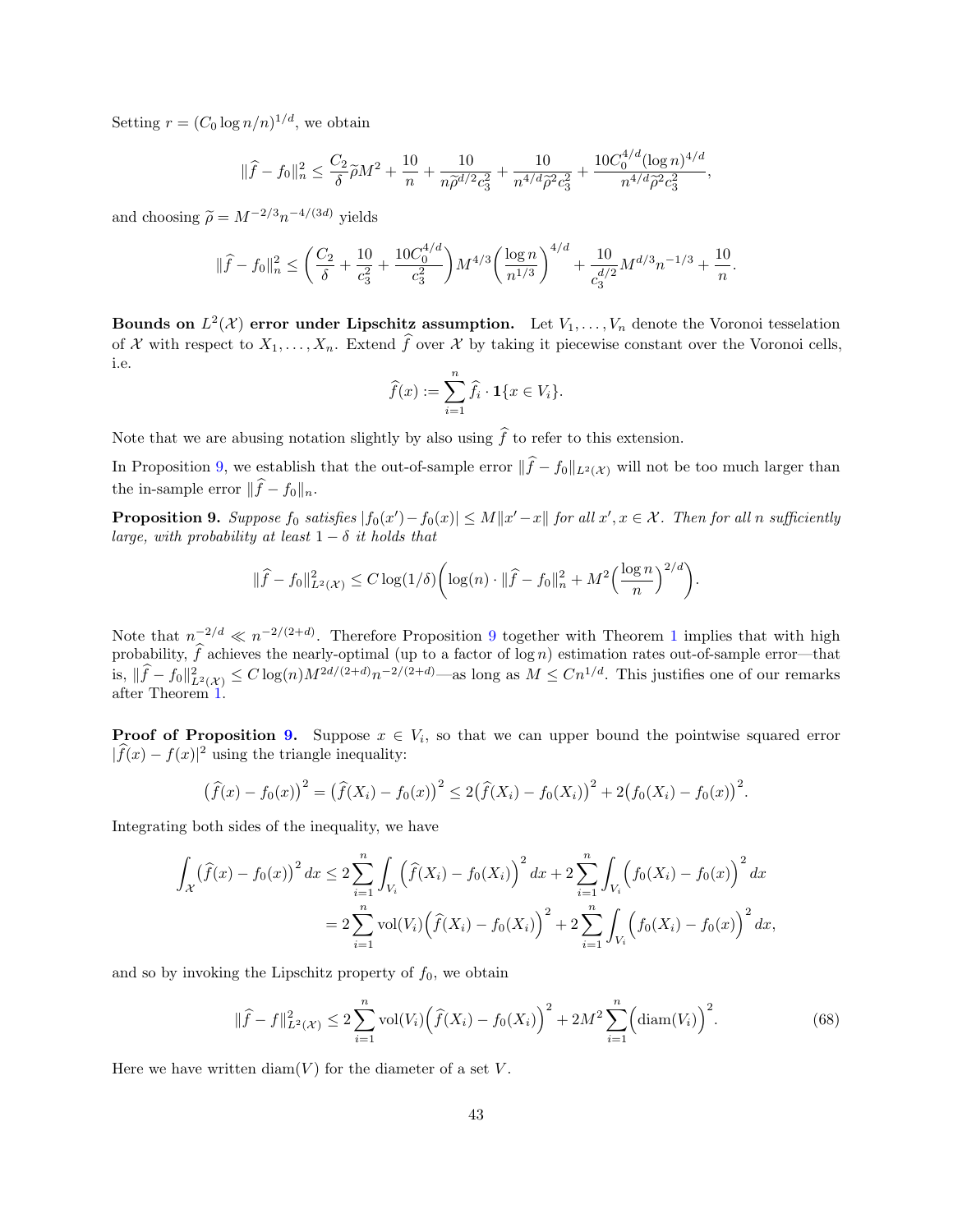Setting $r = (C_0 \log n/n)^{1/d}$, we obtain

$$\|\widehat{f} - f_0\|_n^2 \le \frac{C_2}{\delta}\widetilde{\rho}M^2 + \frac{10}{n} + \frac{10}{n\widetilde{\rho}^{d/2}c_3^2} + \frac{10}{n^{4/d}\widetilde{\rho}^2 c_3^2} + \frac{10C_0^{4/d}(\log n)^{4/d}}{n^{4/d}\widetilde{\rho}^2 c_3^2},$$

and choosing $\widetilde{\rho} = M^{-2/3}n^{-4/(3d)}$ yields

$$\|\widehat{f} - f_0\|_n^2 \le \left(\frac{C_2}{\delta} + \frac{10}{c_3^2} + \frac{10C_0^{4/d}}{c_3^2}\right)M^{4/3}\left(\frac{\log n}{n^{1/3}}\right)^{4/d} + \frac{10}{c_3^{d/2}}M^{d/3}n^{-1/3} + \frac{10}{n}.$$

**Bounds on $L^2(\mathcal{X})$ error under Lipschitz assumption.** Let $V_1, \ldots, V_n$ denote the Voronoi tesselation of $\mathcal{X}$ with respect to $X_1, \ldots, X_n$. Extend $\widehat{f}$ over $\mathcal{X}$ by taking it piecewise constant over the Voronoi cells, i.e.

$$\widehat{f}(x) := \sum_{i=1}^n \widehat{f}_i \cdot \mathbf{1}\{x \in V_i\}.$$

Note that we are abusing notation slightly by also using $\widehat{f}$ to refer to this extension.

In Proposition 9, we establish that the out-of-sample error $\|\widehat{f} - f_0\|_{L^2(\mathcal{X})}$ will not be too much larger than the in-sample error $\|\widehat{f} - f_0\|_n$.

**Proposition 9.** *Suppose $f_0$ satisfies $|f_0(x') - f_0(x)| \le M\|x' - x\|$ for all $x', x \in \mathcal{X}$. Then for all $n$ sufficiently large, with probability at least $1 - \delta$ it holds that*

$$\|\widehat{f} - f_0\|_{L^2(\mathcal{X})}^2 \le C\log(1/\delta)\left(\log(n)\cdot\|\widehat{f} - f_0\|_n^2 + M^2\left(\frac{\log n}{n}\right)^{2/d}\right).$$

Note that $n^{-2/d} \ll n^{-2/(2+d)}$. Therefore Proposition 9 together with Theorem 1 implies that with high probability, $\widehat{f}$ achieves the nearly-optimal (up to a factor of $\log n$) estimation rates out-of-sample error—that is, $\|\widehat{f} - f_0\|_{L^2(\mathcal{X})}^2 \le C\log(n)M^{2d/(2+d)}n^{-2/(2+d)}$—as long as $M \le Cn^{1/d}$. This justifies one of our remarks after Theorem 1.

**Proof of Proposition 9.** Suppose $x \in V_i$, so that we can upper bound the pointwise squared error $|\widehat{f}(x) - f(x)|^2$ using the triangle inequality:

$$\big(\widehat{f}(x) - f_0(x)\big)^2 = \big(\widehat{f}(X_i) - f_0(x)\big)^2 \le 2\big(\widehat{f}(X_i) - f_0(X_i)\big)^2 + 2\big(f_0(X_i) - f_0(x)\big)^2.$$

Integrating both sides of the inequality, we have

$$\begin{aligned}
\int_{\mathcal{X}}\big(\widehat{f}(x) - f_0(x)\big)^2\,dx &\le 2\sum_{i=1}^n \int_{V_i}\Big(\widehat{f}(X_i) - f_0(X_i)\Big)^2\,dx + 2\sum_{i=1}^n\int_{V_i}\Big(f_0(X_i) - f_0(x)\Big)^2\,dx \\
&= 2\sum_{i=1}^n \mathrm{vol}(V_i)\Big(\widehat{f}(X_i) - f_0(X_i)\Big)^2 + 2\sum_{i=1}^n\int_{V_i}\Big(f_0(X_i) - f_0(x)\Big)^2\,dx,
\end{aligned}$$

and so by invoking the Lipschitz property of $f_0$, we obtain

$$\|\widehat{f} - f\|_{L^2(\mathcal{X})}^2 \le 2\sum_{i=1}^n \mathrm{vol}(V_i)\Big(\widehat{f}(X_i) - f_0(X_i)\Big)^2 + 2M^2\sum_{i=1}^n\Big(\mathrm{diam}(V_i)\Big)^2. \tag{68}$$

Here we have written $\mathrm{diam}(V)$ for the diameter of a set $V$.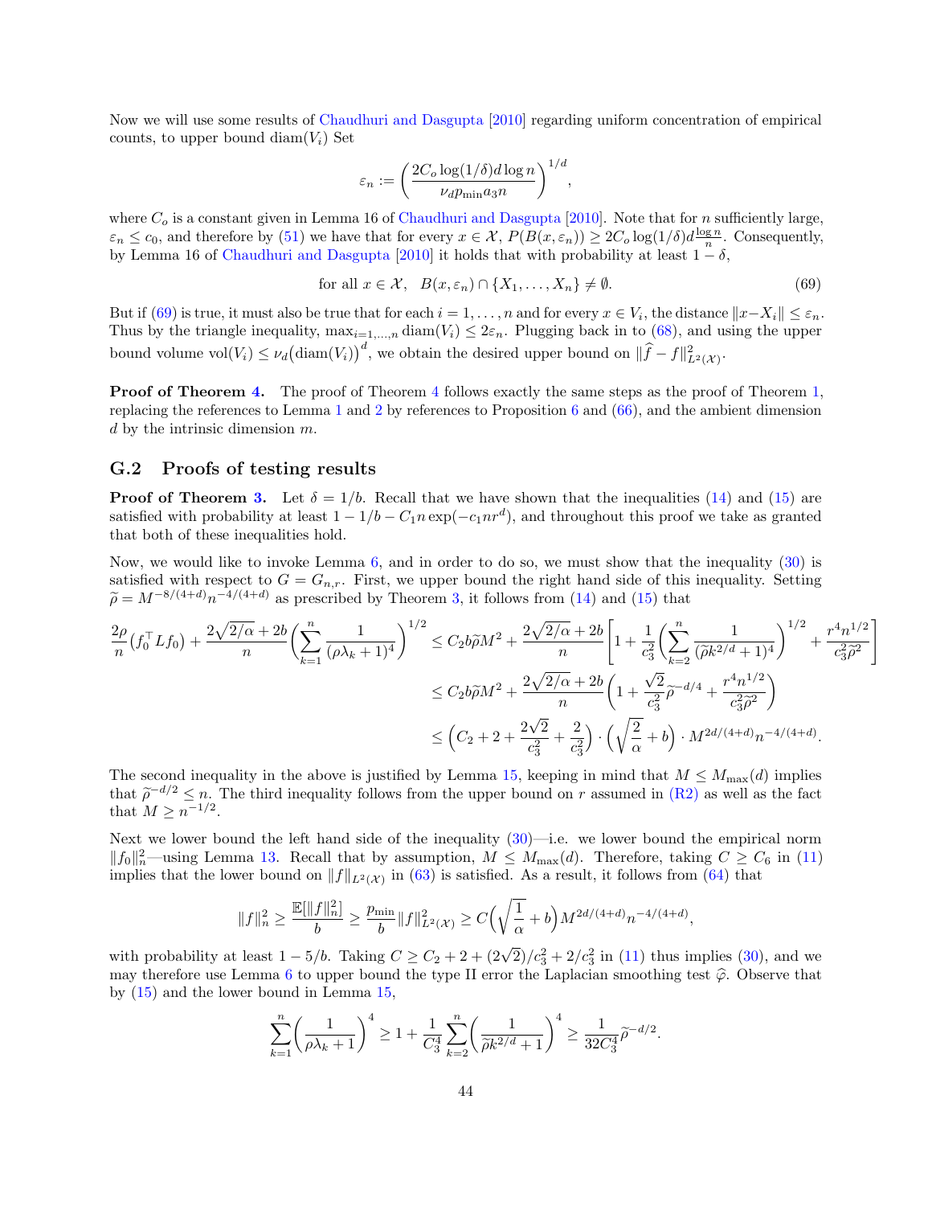Now we will use some results of Chaudhuri and Dasgupta [2010] regarding uniform concentration of empirical counts, to upper bound $\mathrm{diam}(V_i)$ Set

$$\varepsilon_n := \left(\frac{2C_o \log(1/\delta) d \log n}{\nu_d p_{\min} a_3 n}\right)^{1/d},$$

where $C_o$ is a constant given in Lemma 16 of Chaudhuri and Dasgupta [2010]. Note that for $n$ sufficiently large, $\varepsilon_n \leq c_0$, and therefore by (51) we have that for every $x \in \mathcal{X}$, $P(B(x, \varepsilon_n)) \geq 2C_o \log(1/\delta) d \frac{\log n}{n}$. Consequently, by Lemma 16 of Chaudhuri and Dasgupta [2010] it holds that with probability at least $1 - \delta$,

$$\text{for all } x \in \mathcal{X}, \quad B(x, \varepsilon_n) \cap \{X_1, \ldots, X_n\} \neq \emptyset. \tag{69}$$

But if (69) is true, it must also be true that for each $i = 1, \ldots, n$ and for every $x \in V_i$, the distance $\|x - X_i\| \leq \varepsilon_n$. Thus by the triangle inequality, $\max_{i=1,\ldots,n} \mathrm{diam}(V_i) \leq 2\varepsilon_n$. Plugging back in to (68), and using the upper bound volume $\mathrm{vol}(V_i) \leq \nu_d \big(\mathrm{diam}(V_i)\big)^d$, we obtain the desired upper bound on $\|\widehat{f} - f\|^2_{L^2(\mathcal{X})}$.

**Proof of Theorem 4.** The proof of Theorem 4 follows exactly the same steps as the proof of Theorem 1, replacing the references to Lemma 1 and 2 by references to Proposition 6 and (66), and the ambient dimension $d$ by the intrinsic dimension $m$.

## G.2 Proofs of testing results

**Proof of Theorem 3.** Let $\delta = 1/b$. Recall that we have shown that the inequalities (14) and (15) are satisfied with probability at least $1 - 1/b - C_1 n \exp(-c_1 n r^d)$, and throughout this proof we take as granted that both of these inequalities hold.

Now, we would like to invoke Lemma 6, and in order to do so, we must show that the inequality (30) is satisfied with respect to $G = G_{n,r}$. First, we upper bound the right hand side of this inequality. Setting $\widetilde{\rho} = M^{-8/(4+d)} n^{-4/(4+d)}$ as prescribed by Theorem 3, it follows from (14) and (15) that

$$\begin{aligned}
\frac{2\rho}{n}\big(f_0^\top L f_0\big) + \frac{2\sqrt{2/\alpha} + 2b}{n}\left(\sum_{k=1}^n \frac{1}{(\rho\lambda_k + 1)^4}\right)^{1/2} &\leq C_2 b \widetilde{\rho} M^2 + \frac{2\sqrt{2/\alpha} + 2b}{n}\left[1 + \frac{1}{c_3^2}\left(\sum_{k=2}^n \frac{1}{(\widetilde{\rho} k^{2/d} + 1)^4}\right)^{1/2} + \frac{r^4 n^{1/2}}{c_3^2 \widetilde{\rho}^2}\right] \\
&\leq C_2 b \widetilde{\rho} M^2 + \frac{2\sqrt{2/\alpha} + 2b}{n}\left(1 + \frac{\sqrt{2}}{c_3^2}\widetilde{\rho}^{-d/4} + \frac{r^4 n^{1/2}}{c_3^2 \widetilde{\rho}^2}\right) \\
&\leq \left(C_2 + 2 + \frac{2\sqrt{2}}{c_3^2} + \frac{2}{c_3^2}\right) \cdot \left(\sqrt{\frac{2}{\alpha}} + b\right) \cdot M^{2d/(4+d)} n^{-4/(4+d)}.
\end{aligned}$$

The second inequality in the above is justified by Lemma 15, keeping in mind that $M \leq M_{\max}(d)$ implies that $\widetilde{\rho}^{-d/2} \leq n$. The third inequality follows from the upper bound on $r$ assumed in (R2) as well as the fact that $M \geq n^{-1/2}$.

Next we lower bound the left hand side of the inequality (30)—i.e. we lower bound the empirical norm $\|f_0\|_n^2$—using Lemma 13. Recall that by assumption, $M \leq M_{\max}(d)$. Therefore, taking $C \geq C_6$ in (11) implies that the lower bound on $\|f\|_{L^2(\mathcal{X})}$ in (63) is satisfied. As a result, it follows from (64) that

$$\|f\|_n^2 \geq \frac{\mathbb{E}[\|f\|_n^2]}{b} \geq \frac{p_{\min}}{b}\|f\|^2_{L^2(\mathcal{X})} \geq C\left(\sqrt{\frac{1}{\alpha}} + b\right) M^{2d/(4+d)} n^{-4/(4+d)},$$

with probability at least $1 - 5/b$. Taking $C \geq C_2 + 2 + (2\sqrt{2})/c_3^2 + 2/c_3^2$ in (11) thus implies (30), and we may therefore use Lemma 6 to upper bound the type II error the Laplacian smoothing test $\widehat{\varphi}$. Observe that by (15) and the lower bound in Lemma 15,

$$\sum_{k=1}^n \left(\frac{1}{\rho\lambda_k + 1}\right)^4 \geq 1 + \frac{1}{C_3^4} \sum_{k=2}^n \left(\frac{1}{\widetilde{\rho} k^{2/d} + 1}\right)^4 \geq \frac{1}{32 C_3^4} \widetilde{\rho}^{-d/2}.$$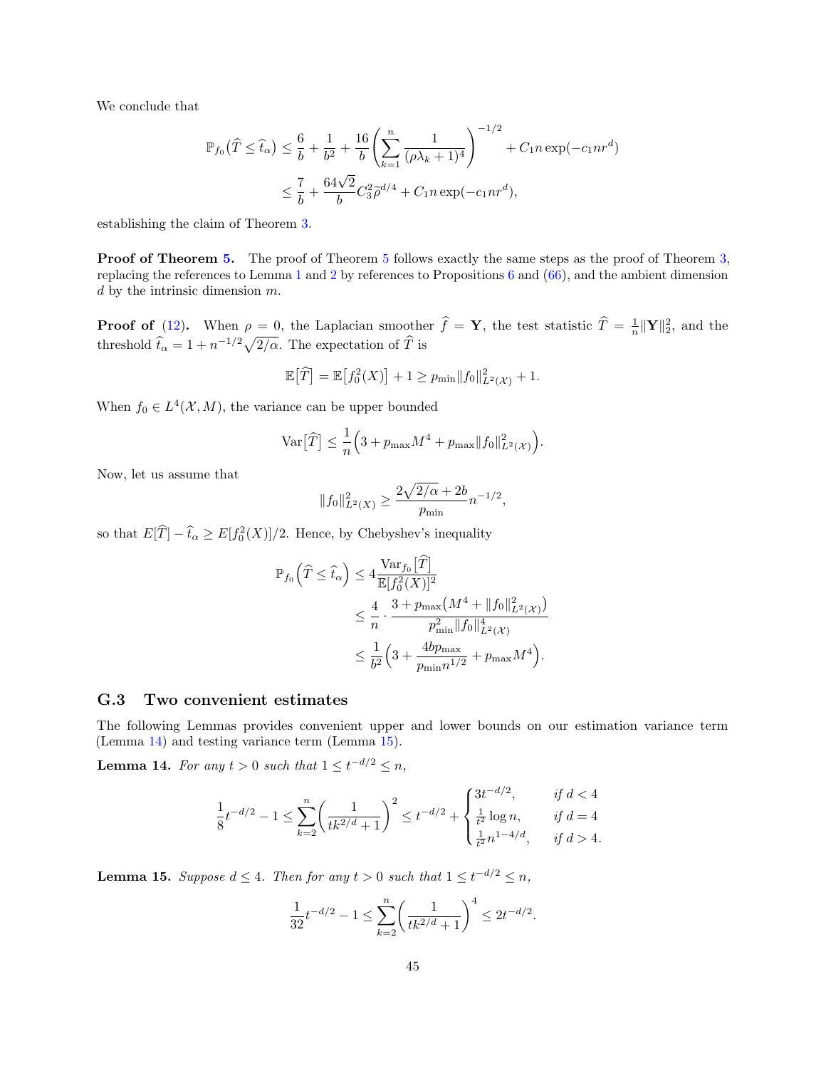We conclude that

$$
\begin{aligned}
\mathbb{P}_{f_0}\big(\widehat{T} \leq \widehat{t}_\alpha\big) &\leq \frac{6}{b} + \frac{1}{b^2} + \frac{16}{b}\left(\sum_{k=1}^{n} \frac{1}{(\rho\lambda_k + 1)^4}\right)^{-1/2} + C_1 n \exp(-c_1 n r^d) \\
&\leq \frac{7}{b} + \frac{64\sqrt{2}}{b} C_3^2 \widetilde{\rho}^{d/4} + C_1 n \exp(-c_1 n r^d),
\end{aligned}
$$

establishing the claim of Theorem 3.

**Proof of Theorem 5.** The proof of Theorem 5 follows exactly the same steps as the proof of Theorem 3, replacing the references to Lemma 1 and 2 by references to Propositions 6 and (66), and the ambient dimension $d$ by the intrinsic dimension $m$.

**Proof of (12).** When $\rho = 0$, the Laplacian smoother $\widehat{f} = \mathbf{Y}$, the test statistic $\widehat{T} = \frac{1}{n}\|\mathbf{Y}\|_2^2$, and the threshold $\widehat{t}_\alpha = 1 + n^{-1/2}\sqrt{2/\alpha}$. The expectation of $\widehat{T}$ is

$$
\mathbb{E}\big[\widehat{T}\big] = \mathbb{E}\big[f_0^2(X)\big] + 1 \geq p_{\min}\|f_0\|_{L^2(\mathcal{X})}^2 + 1.
$$

When $f_0 \in L^4(\mathcal{X}, M)$, the variance can be upper bounded

$$
\mathrm{Var}\big[\widehat{T}\big] \leq \frac{1}{n}\Big(3 + p_{\max}M^4 + p_{\max}\|f_0\|_{L^2(\mathcal{X})}^2\Big).
$$

Now, let us assume that

$$
\|f_0\|_{L^2(X)}^2 \geq \frac{2\sqrt{2/\alpha} + 2b}{p_{\min}} n^{-1/2},
$$

so that $E[\widehat{T}] - \widehat{t}_\alpha \geq E[f_0^2(X)]/2$. Hence, by Chebyshev's inequality

$$
\begin{aligned}
\mathbb{P}_{f_0}\Big(\widehat{T} \leq \widehat{t}_\alpha\Big) &\leq 4\frac{\mathrm{Var}_{f_0}\big[\widehat{T}\big]}{\mathbb{E}[f_0^2(X)]^2} \\
&\leq \frac{4}{n} \cdot \frac{3 + p_{\max}\big(M^4 + \|f_0\|_{L^2(\mathcal{X})}^2\big)}{p_{\min}^2\|f_0\|_{L^2(\mathcal{X})}^4} \\
&\leq \frac{1}{b^2}\Big(3 + \frac{4bp_{\max}}{p_{\min}n^{1/2}} + p_{\max}M^4\Big).
\end{aligned}
$$

## G.3 Two convenient estimates

The following Lemmas provides convenient upper and lower bounds on our estimation variance term (Lemma 14) and testing variance term (Lemma 15).

**Lemma 14.** *For any $t > 0$ such that $1 \leq t^{-d/2} \leq n$,*

$$
\frac{1}{8}t^{-d/2} - 1 \leq \sum_{k=2}^{n}\left(\frac{1}{tk^{2/d} + 1}\right)^2 \leq t^{-d/2} + \begin{cases} 3t^{-d/2}, & \text{if } d < 4 \\ \frac{1}{t^2}\log n, & \text{if } d = 4 \\ \frac{1}{t^2}n^{1-4/d}, & \text{if } d > 4. \end{cases}
$$

**Lemma 15.** *Suppose $d \leq 4$. Then for any $t > 0$ such that $1 \leq t^{-d/2} \leq n$,*

$$
\frac{1}{32}t^{-d/2} - 1 \leq \sum_{k=2}^{n}\left(\frac{1}{tk^{2/d} + 1}\right)^4 \leq 2t^{-d/2}.
$$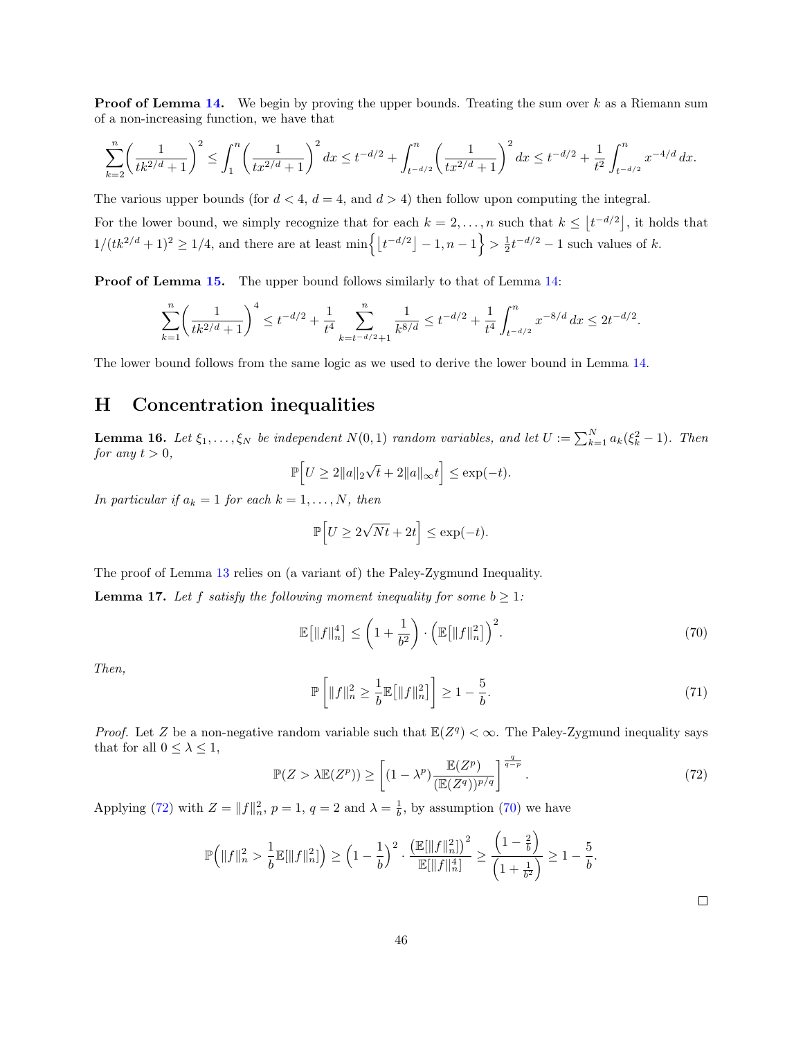**Proof of Lemma 14.** We begin by proving the upper bounds. Treating the sum over $k$ as a Riemann sum of a non-increasing function, we have that

$$\sum_{k=2}^{n}\bigg(\frac{1}{tk^{2/d}+1}\bigg)^2 \le \int_{1}^{n}\bigg(\frac{1}{tx^{2/d}+1}\bigg)^2\,dx \le t^{-d/2} + \int_{t^{-d/2}}^{n}\bigg(\frac{1}{tx^{2/d}+1}\bigg)^2\,dx \le t^{-d/2} + \frac{1}{t^2}\int_{t^{-d/2}}^{n} x^{-4/d}\,dx.$$

The various upper bounds (for $d < 4$, $d = 4$, and $d > 4$) then follow upon computing the integral.

For the lower bound, we simply recognize that for each $k = 2, \dots, n$ such that $k \le \lfloor t^{-d/2} \rfloor$, it holds that $1/(tk^{2/d}+1)^2 \ge 1/4$, and there are at least $\min\Big\{\lfloor t^{-d/2}\rfloor - 1, n-1\Big\} > \frac{1}{2}t^{-d/2} - 1$ such values of $k$.

**Proof of Lemma 15.** The upper bound follows similarly to that of Lemma 14:

$$\sum_{k=1}^{n}\bigg(\frac{1}{tk^{2/d}+1}\bigg)^4 \le t^{-d/2} + \frac{1}{t^4}\sum_{k=t^{-d/2}+1}^{n}\frac{1}{k^{8/d}} \le t^{-d/2} + \frac{1}{t^4}\int_{t^{-d/2}}^{n} x^{-8/d}\,dx \le 2t^{-d/2}.$$

The lower bound follows from the same logic as we used to derive the lower bound in Lemma 14.

# H Concentration inequalities

**Lemma 16.** *Let $\xi_1, \dots, \xi_N$ be independent $N(0,1)$ random variables, and let $U := \sum_{k=1}^{N} a_k(\xi_k^2 - 1)$. Then for any $t > 0$,*

$$\mathbb{P}\Big[U \ge 2\|a\|_2\sqrt{t} + 2\|a\|_\infty t\Big] \le \exp(-t).$$

*In particular if $a_k = 1$ for each $k = 1, \dots, N$, then*

$$\mathbb{P}\Big[U \ge 2\sqrt{Nt} + 2t\Big] \le \exp(-t).$$

The proof of Lemma 13 relies on (a variant of) the Paley-Zygmund Inequality.

**Lemma 17.** *Let $f$ satisfy the following moment inequality for some $b \ge 1$:*

$$\mathbb{E}\big[\|f\|_n^4\big] \le \bigg(1 + \frac{1}{b^2}\bigg)\cdot\Big(\mathbb{E}\big[\|f\|_n^2\big]\Big)^2. \tag{70}$$

*Then,*

$$\mathbb{P}\left[\|f\|_n^2 \ge \frac{1}{b}\mathbb{E}\big[\|f\|_n^2\big]\right] \ge 1 - \frac{5}{b}. \tag{71}$$

*Proof.* Let $Z$ be a non-negative random variable such that $\mathbb{E}(Z^q) < \infty$. The Paley-Zygmund inequality says that for all $0 \le \lambda \le 1$,

$$\mathbb{P}(Z > \lambda\mathbb{E}(Z^p)) \ge \left[(1-\lambda^p)\frac{\mathbb{E}(Z^p)}{(\mathbb{E}(Z^q))^{p/q}}\right]^{\frac{q}{q-p}}. \tag{72}$$

Applying (72) with $Z = \|f\|_n^2$, $p = 1$, $q = 2$ and $\lambda = \frac{1}{b}$, by assumption (70) we have

$$\mathbb{P}\Big(\|f\|_n^2 > \frac{1}{b}\mathbb{E}[\|f\|_n^2]\Big) \ge \Big(1 - \frac{1}{b}\Big)^2 \cdot \frac{\big(\mathbb{E}[\|f\|_n^2]\big)^2}{\mathbb{E}[\|f\|_n^4]} \ge \frac{\Big(1 - \frac{2}{b}\Big)}{\Big(1 + \frac{1}{b^2}\Big)} \ge 1 - \frac{5}{b}.$$

$\square$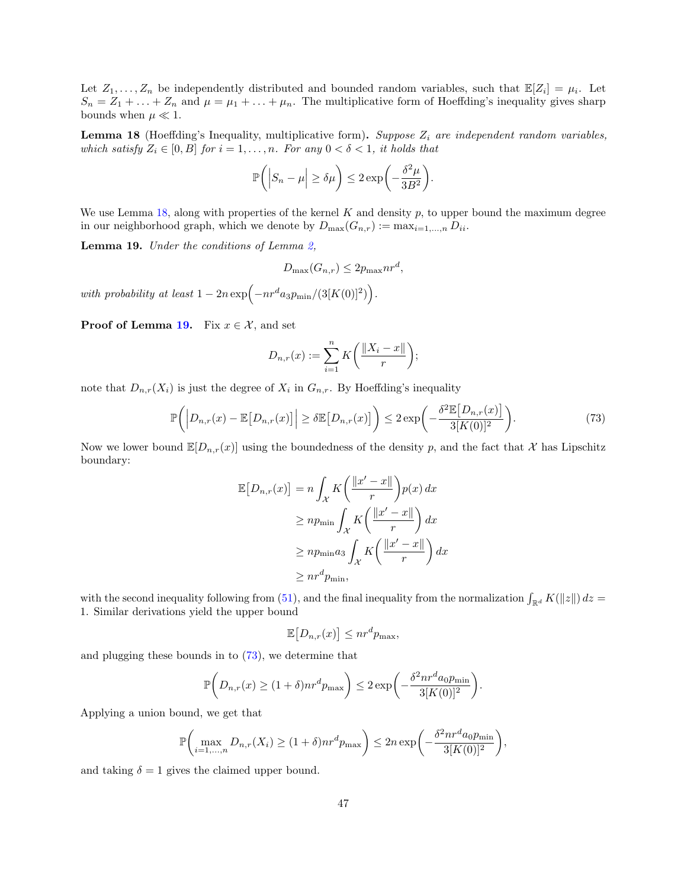Let $Z_1, \ldots, Z_n$ be independently distributed and bounded random variables, such that $\mathbb{E}[Z_i] = \mu_i$. Let $S_n = Z_1 + \ldots + Z_n$ and $\mu = \mu_1 + \ldots + \mu_n$. The multiplicative form of Hoeffding's inequality gives sharp bounds when $\mu \ll 1$.

**Lemma 18** (Hoeffding's Inequality, multiplicative form). *Suppose $Z_i$ are independent random variables, which satisfy $Z_i \in [0, B]$ for $i = 1, \ldots, n$. For any $0 < \delta < 1$, it holds that*

$$\mathbb{P}\biggl(\Bigl|S_n - \mu\Bigr| \geq \delta\mu\biggr) \leq 2\exp\biggl(-\frac{\delta^2 \mu}{3B^2}\biggr).$$

We use Lemma 18, along with properties of the kernel $K$ and density $p$, to upper bound the maximum degree in our neighborhood graph, which we denote by $D_{\max}(G_{n,r}) := \max_{i=1,\ldots,n} D_{ii}$.

**Lemma 19.** *Under the conditions of Lemma 2,*

$$D_{\max}(G_{n,r}) \leq 2p_{\max}nr^d,$$

*with probability at least $1 - 2n\exp\Bigl(-nr^d a_3 p_{\min}/(3[K(0)]^2)\Bigr)$.*

**Proof of Lemma 19.** Fix $x \in \mathcal{X}$, and set

$$D_{n,r}(x) := \sum_{i=1}^{n} K\biggl(\frac{\|X_i - x\|}{r}\biggr);$$

note that $D_{n,r}(X_i)$ is just the degree of $X_i$ in $G_{n,r}$. By Hoeffding's inequality

$$\mathbb{P}\biggl(\Bigl|D_{n,r}(x) - \mathbb{E}\bigl[D_{n,r}(x)\bigr]\Bigr| \geq \delta\mathbb{E}\bigl[D_{n,r}(x)\bigr]\biggr) \leq 2\exp\biggl(-\frac{\delta^2\mathbb{E}\bigl[D_{n,r}(x)\bigr]}{3[K(0)]^2}\biggr). \tag{73}$$

Now we lower bound $\mathbb{E}[D_{n,r}(x)]$ using the boundedness of the density $p$, and the fact that $\mathcal{X}$ has Lipschitz boundary:

$$\begin{aligned}
\mathbb{E}\bigl[D_{n,r}(x)\bigr] &= n\int_{\mathcal{X}} K\biggl(\frac{\|x' - x\|}{r}\biggr)p(x)\,dx \\
&\geq np_{\min}\int_{\mathcal{X}} K\biggl(\frac{\|x' - x\|}{r}\biggr)\,dx \\
&\geq np_{\min}a_3\int_{\mathcal{X}} K\biggl(\frac{\|x' - x\|}{r}\biggr)\,dx \\
&\geq nr^d p_{\min},
\end{aligned}$$

with the second inequality following from (51), and the final inequality from the normalization $\int_{\mathbb{R}^d} K(\|z\|)\,dz = 1$. Similar derivations yield the upper bound

$$\mathbb{E}\bigl[D_{n,r}(x)\bigr] \leq nr^d p_{\max},$$

and plugging these bounds in to (73), we determine that

$$\mathbb{P}\biggl(D_{n,r}(x) \geq (1+\delta)nr^d p_{\max}\biggr) \leq 2\exp\biggl(-\frac{\delta^2 nr^d a_0 p_{\min}}{3[K(0)]^2}\biggr).$$

Applying a union bound, we get that

$$\mathbb{P}\biggl(\max_{i=1,\ldots,n} D_{n,r}(X_i) \geq (1+\delta)nr^d p_{\max}\biggr) \leq 2n\exp\biggl(-\frac{\delta^2 nr^d a_0 p_{\min}}{3[K(0)]^2}\biggr),$$

and taking $\delta = 1$ gives the claimed upper bound.